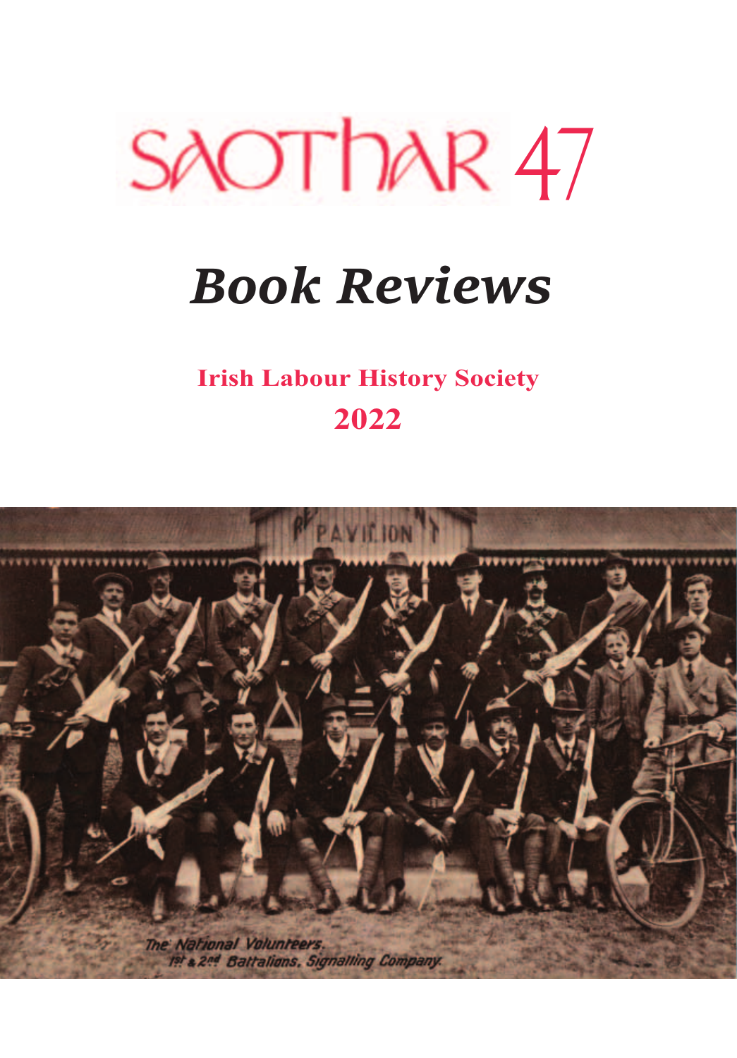# SAOTHAR 47

## *Book Reviews*

**Irish Labour History Society**

**2022**

The National Volunteers.
1st & 2nd Battalions, Signalling Company.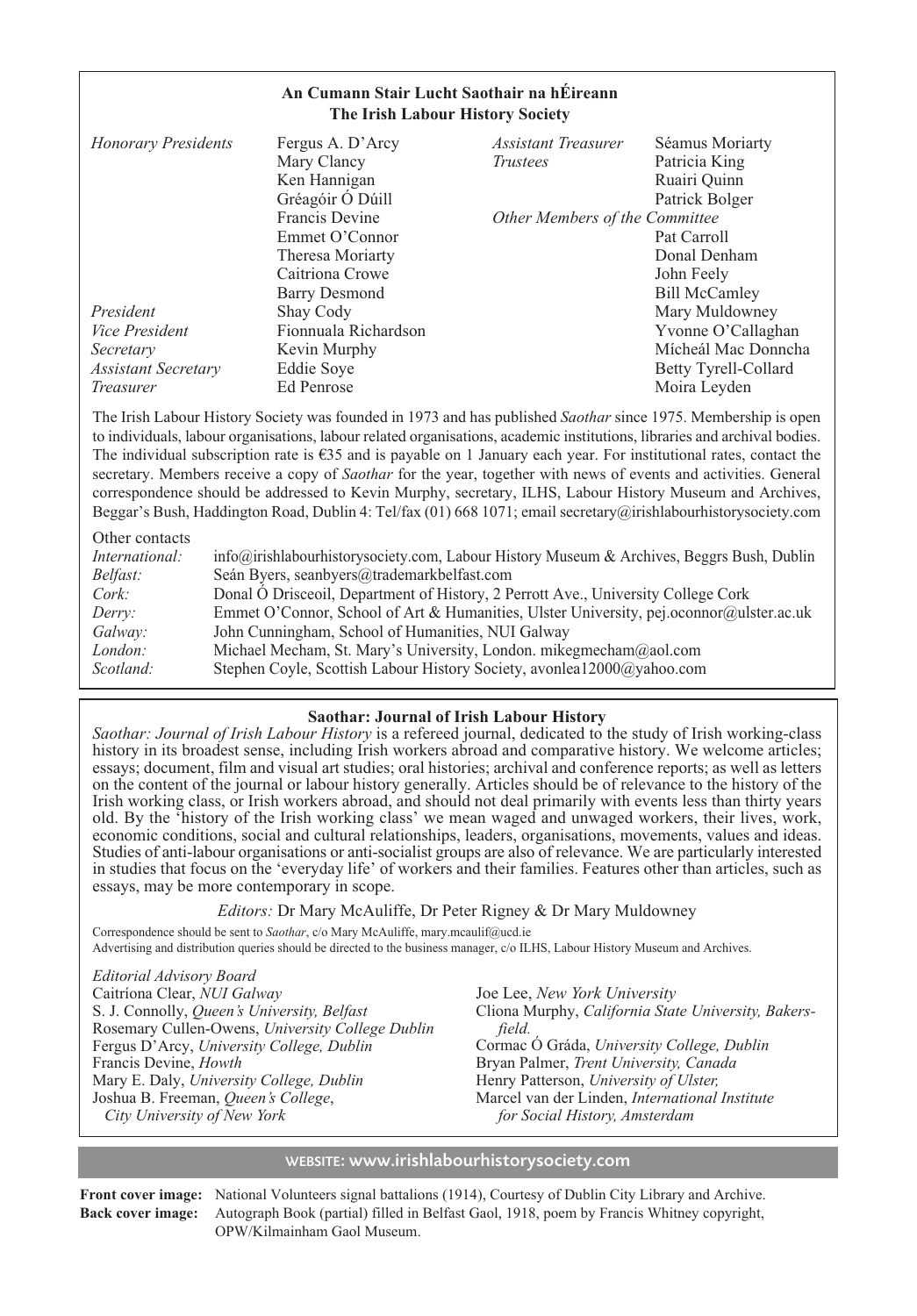## An Cumann Stair Lucht Saothair na hÉireann
## The Irish Labour History Society

| | | | |
|---|---|---|---|
| *Honorary Presidents* | Fergus A. D'Arcy | *Assistant Treasurer* | Séamus Moriarty |
| | Mary Clancy | *Trustees* | Patricia King |
| | Ken Hannigan | | Ruairi Quinn |
| | Gréagóir Ó Dúill | | Patrick Bolger |
| | Francis Devine | *Other Members of the Committee* | |
| | Emmet O'Connor | | Pat Carroll |
| | Theresa Moriarty | | Donal Denham |
| | Caitriona Crowe | | John Feely |
| | Barry Desmond | | Bill McCamley |
| *President* | Shay Cody | | Mary Muldowney |
| *Vice President* | Fionnuala Richardson | | Yvonne O'Callaghan |
| *Secretary* | Kevin Murphy | | Mícheál Mac Donncha |
| *Assistant Secretary* | Eddie Soye | | Betty Tyrell-Collard |
| *Treasurer* | Ed Penrose | | Moira Leyden |

The Irish Labour History Society was founded in 1973 and has published *Saothar* since 1975. Membership is open to individuals, labour organisations, labour related organisations, academic institutions, libraries and archival bodies. The individual subscription rate is €35 and is payable on 1 January each year. For institutional rates, contact the secretary. Members receive a copy of *Saothar* for the year, together with news of events and activities. General correspondence should be addressed to Kevin Murphy, secretary, ILHS, Labour History Museum and Archives, Beggar's Bush, Haddington Road, Dublin 4: Tel/fax (01) 668 1071; email secretary@irishlabourhistorysociety.com

Other contacts

| | |
|---|---|
| *International:* | info@irishlabourhistorysociety.com, Labour History Museum & Archives, Beggrs Bush, Dublin |
| *Belfast:* | Seán Byers, seanbyers@trademarkbelfast.com |
| *Cork:* | Donal Ó Drisceoil, Department of History, 2 Perrott Ave., University College Cork |
| *Derry:* | Emmet O'Connor, School of Art & Humanities, Ulster University, pej.oconnor@ulster.ac.uk |
| *Galway:* | John Cunningham, School of Humanities, NUI Galway |
| *London:* | Michael Mecham, St. Mary's University, London. mikegmecham@aol.com |
| *Scotland:* | Stephen Coyle, Scottish Labour History Society, avonlea12000@yahoo.com |

## Saothar: Journal of Irish Labour History

*Saothar: Journal of Irish Labour History* is a refereed journal, dedicated to the study of Irish working-class history in its broadest sense, including Irish workers abroad and comparative history. We welcome articles; essays; document, film and visual art studies; oral histories; archival and conference reports; as well as letters on the content of the journal or labour history generally. Articles should be of relevance to the history of the Irish working class, or Irish workers abroad, and should not deal primarily with events less than thirty years old. By the 'history of the Irish working class' we mean waged and unwaged workers, their lives, work, economic conditions, social and cultural relationships, leaders, organisations, movements, values and ideas. Studies of anti-labour organisations or anti-socialist groups are also of relevance. We are particularly interested in studies that focus on the 'everyday life' of workers and their families. Features other than articles, such as essays, may be more contemporary in scope.

*Editors:* Dr Mary McAuliffe, Dr Peter Rigney & Dr Mary Muldowney

Correspondence should be sent to *Saothar*, c/o Mary McAuliffe, mary.mcaulif@ucd.ie
Advertising and distribution queries should be directed to the business manager, c/o ILHS, Labour History Museum and Archives.

*Editorial Advisory Board*

Caitríona Clear, *NUI Galway*
S. J. Connolly, *Queen's University, Belfast*
Rosemary Cullen-Owens, *University College Dublin*
Fergus D'Arcy, *University College, Dublin*
Francis Devine, *Howth*
Mary E. Daly, *University College, Dublin*
Joshua B. Freeman, *Queen's College, City University of New York*
Joe Lee, *New York University*
Cliona Murphy, *California State University, Bakersfield.*
Cormac Ó Gráda, *University College, Dublin*
Bryan Palmer, *Trent University, Canada*
Henry Patterson, *University of Ulster,*
Marcel van der Linden, *International Institute for Social History, Amsterdam*

WEBSITE: www.irishlabourhistorysociety.com

**Front cover image:** National Volunteers signal battalions (1914), Courtesy of Dublin City Library and Archive.
**Back cover image:** Autograph Book (partial) filled in Belfast Gaol, 1918, poem by Francis Whitney copyright, OPW/Kilmainham Gaol Museum.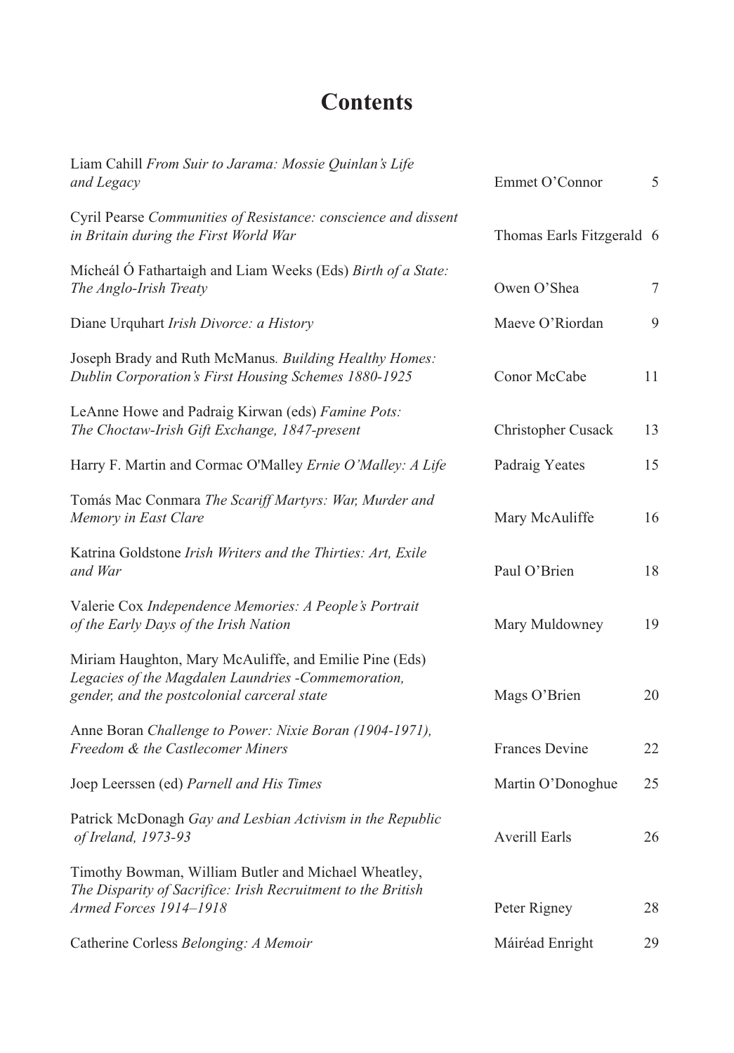# Contents

| | | |
|---|---|---|
| Liam Cahill *From Suir to Jarama: Mossie Quinlan's Life and Legacy* | Emmet O'Connor | 5 |
| Cyril Pearse *Communities of Resistance: conscience and dissent in Britain during the First World War* | Thomas Earls Fitzgerald | 6 |
| Mícheál Ó Fathartaigh and Liam Weeks (Eds) *Birth of a State: The Anglo-Irish Treaty* | Owen O'Shea | 7 |
| Diane Urquhart *Irish Divorce: a History* | Maeve O'Riordan | 9 |
| Joseph Brady and Ruth McManus. *Building Healthy Homes: Dublin Corporation's First Housing Schemes 1880-1925* | Conor McCabe | 11 |
| LeAnne Howe and Padraig Kirwan (eds) *Famine Pots: The Choctaw-Irish Gift Exchange, 1847-present* | Christopher Cusack | 13 |
| Harry F. Martin and Cormac O'Malley *Ernie O'Malley: A Life* | Padraig Yeates | 15 |
| Tomás Mac Conmara *The Scariff Martyrs: War, Murder and Memory in East Clare* | Mary McAuliffe | 16 |
| Katrina Goldstone *Irish Writers and the Thirties: Art, Exile and War* | Paul O'Brien | 18 |
| Valerie Cox *Independence Memories: A People's Portrait of the Early Days of the Irish Nation* | Mary Muldowney | 19 |
| Miriam Haughton, Mary McAuliffe, and Emilie Pine (Eds) *Legacies of the Magdalen Laundries -Commemoration, gender, and the postcolonial carceral state* | Mags O'Brien | 20 |
| Anne Boran *Challenge to Power: Nixie Boran (1904-1971), Freedom & the Castlecomer Miners* | Frances Devine | 22 |
| Joep Leerssen (ed) *Parnell and His Times* | Martin O'Donoghue | 25 |
| Patrick McDonagh *Gay and Lesbian Activism in the Republic of Ireland, 1973-93* | Averill Earls | 26 |
| Timothy Bowman, William Butler and Michael Wheatley, *The Disparity of Sacrifice: Irish Recruitment to the British Armed Forces 1914–1918* | Peter Rigney | 28 |
| Catherine Corless *Belonging: A Memoir* | Máiréad Enright | 29 |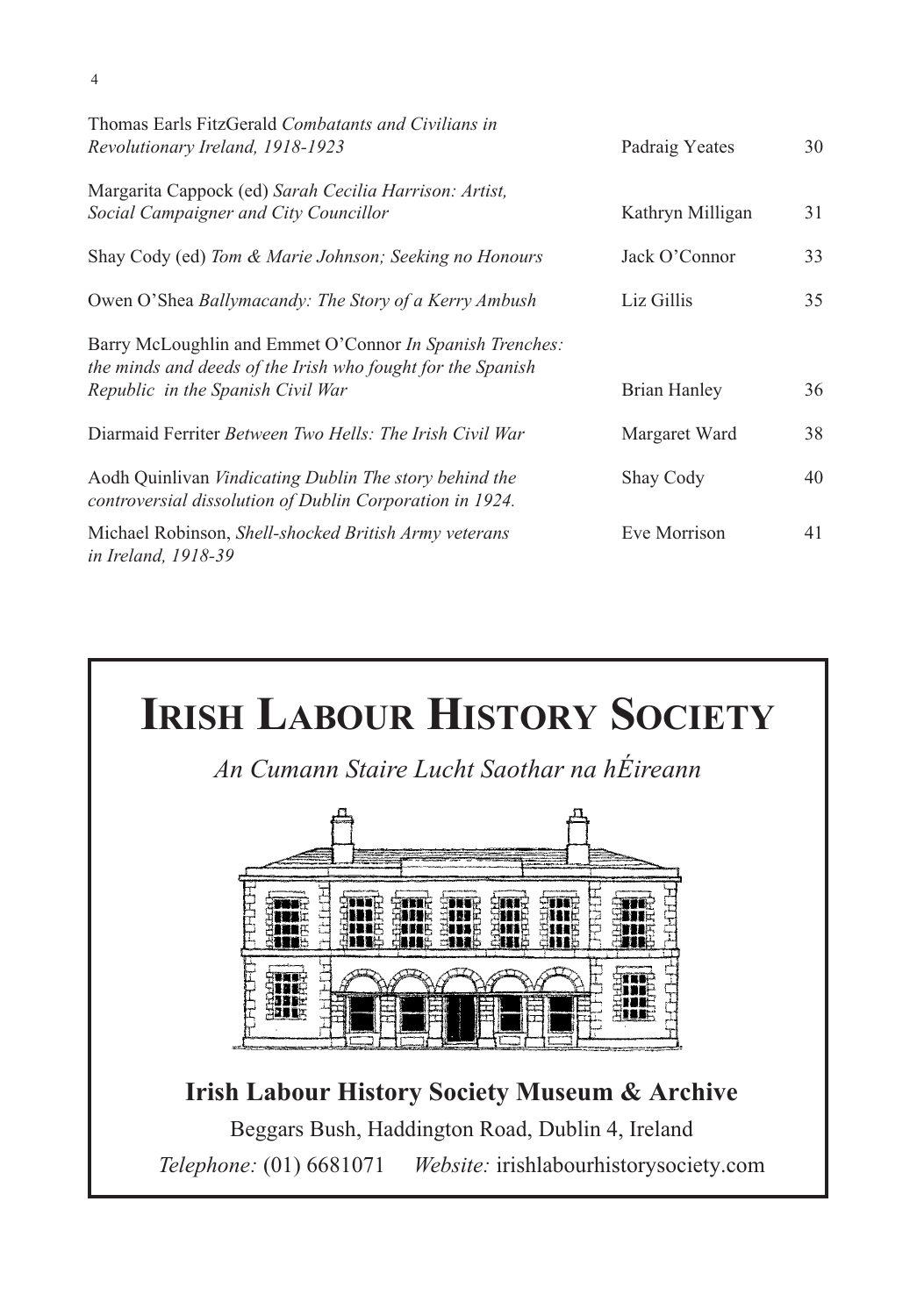| | | |
|---|---|---|
| Thomas Earls FitzGerald *Combatants and Civilians in Revolutionary Ireland, 1918-1923* | Padraig Yeates | 30 |
| Margarita Cappock (ed) *Sarah Cecilia Harrison: Artist, Social Campaigner and City Councillor* | Kathryn Milligan | 31 |
| Shay Cody (ed) *Tom & Marie Johnson; Seeking no Honours* | Jack O'Connor | 33 |
| Owen O'Shea *Ballymacandy: The Story of a Kerry Ambush* | Liz Gillis | 35 |
| Barry McLoughlin and Emmet O'Connor *In Spanish Trenches: the minds and deeds of the Irish who fought for the Spanish Republic in the Spanish Civil War* | Brian Hanley | 36 |
| Diarmaid Ferriter *Between Two Hells: The Irish Civil War* | Margaret Ward | 38 |
| Aodh Quinlivan *Vindicating Dublin The story behind the controversial dissolution of Dublin Corporation in 1924.* | Shay Cody | 40 |
| Michael Robinson, *Shell-shocked British Army veterans in Ireland, 1918-39* | Eve Morrison | 41 |

# Irish Labour History Society

*An Cumann Staire Lucht Saothar na hÉireann*

**Irish Labour History Society Museum & Archive**

Beggars Bush, Haddington Road, Dublin 4, Ireland

*Telephone:* (01) 6681071 *Website:* irishlabourhistorysociety.com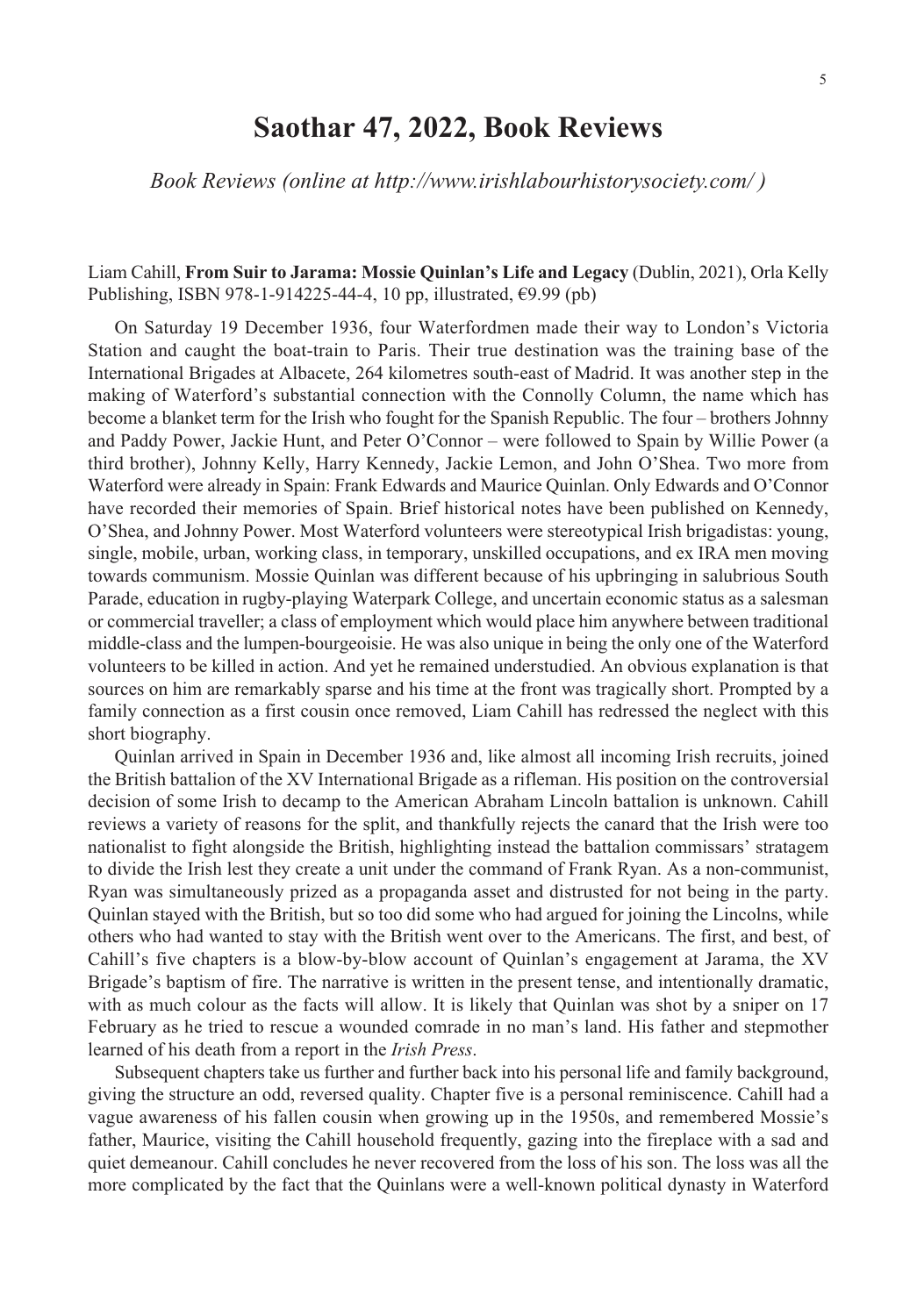# Saothar 47, 2022, Book Reviews

*Book Reviews (online at http://www.irishlabourhistorysociety.com/ )*

Liam Cahill, **From Suir to Jarama: Mossie Quinlan's Life and Legacy** (Dublin, 2021), Orla Kelly Publishing, ISBN 978-1-914225-44-4, 10 pp, illustrated, €9.99 (pb)

On Saturday 19 December 1936, four Waterfordmen made their way to London's Victoria Station and caught the boat-train to Paris. Their true destination was the training base of the International Brigades at Albacete, 264 kilometres south-east of Madrid. It was another step in the making of Waterford's substantial connection with the Connolly Column, the name which has become a blanket term for the Irish who fought for the Spanish Republic. The four – brothers Johnny and Paddy Power, Jackie Hunt, and Peter O'Connor – were followed to Spain by Willie Power (a third brother), Johnny Kelly, Harry Kennedy, Jackie Lemon, and John O'Shea. Two more from Waterford were already in Spain: Frank Edwards and Maurice Quinlan. Only Edwards and O'Connor have recorded their memories of Spain. Brief historical notes have been published on Kennedy, O'Shea, and Johnny Power. Most Waterford volunteers were stereotypical Irish brigadistas: young, single, mobile, urban, working class, in temporary, unskilled occupations, and ex IRA men moving towards communism. Mossie Quinlan was different because of his upbringing in salubrious South Parade, education in rugby-playing Waterpark College, and uncertain economic status as a salesman or commercial traveller; a class of employment which would place him anywhere between traditional middle-class and the lumpen-bourgeoisie. He was also unique in being the only one of the Waterford volunteers to be killed in action. And yet he remained understudied. An obvious explanation is that sources on him are remarkably sparse and his time at the front was tragically short. Prompted by a family connection as a first cousin once removed, Liam Cahill has redressed the neglect with this short biography.

Quinlan arrived in Spain in December 1936 and, like almost all incoming Irish recruits, joined the British battalion of the XV International Brigade as a rifleman. His position on the controversial decision of some Irish to decamp to the American Abraham Lincoln battalion is unknown. Cahill reviews a variety of reasons for the split, and thankfully rejects the canard that the Irish were too nationalist to fight alongside the British, highlighting instead the battalion commissars' stratagem to divide the Irish lest they create a unit under the command of Frank Ryan. As a non-communist, Ryan was simultaneously prized as a propaganda asset and distrusted for not being in the party. Quinlan stayed with the British, but so too did some who had argued for joining the Lincolns, while others who had wanted to stay with the British went over to the Americans. The first, and best, of Cahill's five chapters is a blow-by-blow account of Quinlan's engagement at Jarama, the XV Brigade's baptism of fire. The narrative is written in the present tense, and intentionally dramatic, with as much colour as the facts will allow. It is likely that Quinlan was shot by a sniper on 17 February as he tried to rescue a wounded comrade in no man's land. His father and stepmother learned of his death from a report in the *Irish Press*.

Subsequent chapters take us further and further back into his personal life and family background, giving the structure an odd, reversed quality. Chapter five is a personal reminiscence. Cahill had a vague awareness of his fallen cousin when growing up in the 1950s, and remembered Mossie's father, Maurice, visiting the Cahill household frequently, gazing into the fireplace with a sad and quiet demeanour. Cahill concludes he never recovered from the loss of his son. The loss was all the more complicated by the fact that the Quinlans were a well-known political dynasty in Waterford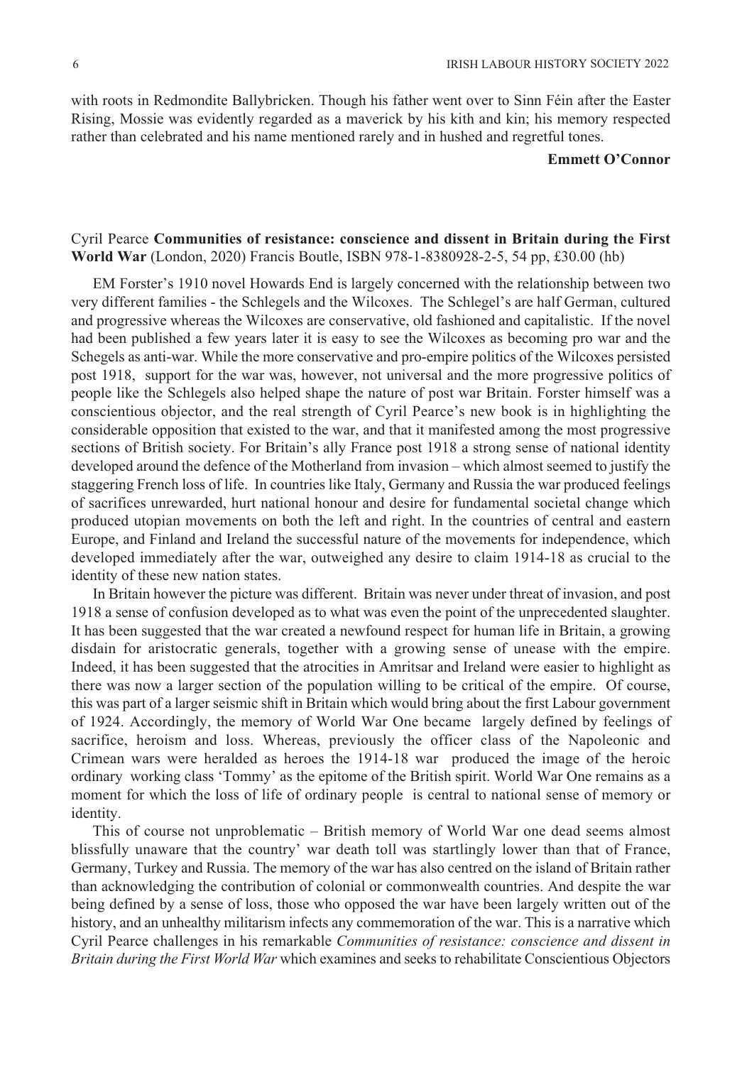with roots in Redmondite Ballybricken. Though his father went over to Sinn Féin after the Easter Rising, Mossie was evidently regarded as a maverick by his kith and kin; his memory respected rather than celebrated and his name mentioned rarely and in hushed and regretful tones.

**Emmett O'Connor**

Cyril Pearce **Communities of resistance: conscience and dissent in Britain during the First World War** (London, 2020) Francis Boutle, ISBN 978-1-8380928-2-5, 54 pp, £30.00 (hb)

EM Forster's 1910 novel Howards End is largely concerned with the relationship between two very different families - the Schlegels and the Wilcoxes. The Schlegel's are half German, cultured and progressive whereas the Wilcoxes are conservative, old fashioned and capitalistic. If the novel had been published a few years later it is easy to see the Wilcoxes as becoming pro war and the Schegels as anti-war. While the more conservative and pro-empire politics of the Wilcoxes persisted post 1918, support for the war was, however, not universal and the more progressive politics of people like the Schlegels also helped shape the nature of post war Britain. Forster himself was a conscientious objector, and the real strength of Cyril Pearce's new book is in highlighting the considerable opposition that existed to the war, and that it manifested among the most progressive sections of British society. For Britain's ally France post 1918 a strong sense of national identity developed around the defence of the Motherland from invasion – which almost seemed to justify the staggering French loss of life. In countries like Italy, Germany and Russia the war produced feelings of sacrifices unrewarded, hurt national honour and desire for fundamental societal change which produced utopian movements on both the left and right. In the countries of central and eastern Europe, and Finland and Ireland the successful nature of the movements for independence, which developed immediately after the war, outweighed any desire to claim 1914-18 as crucial to the identity of these new nation states.

In Britain however the picture was different. Britain was never under threat of invasion, and post 1918 a sense of confusion developed as to what was even the point of the unprecedented slaughter. It has been suggested that the war created a newfound respect for human life in Britain, a growing disdain for aristocratic generals, together with a growing sense of unease with the empire. Indeed, it has been suggested that the atrocities in Amritsar and Ireland were easier to highlight as there was now a larger section of the population willing to be critical of the empire. Of course, this was part of a larger seismic shift in Britain which would bring about the first Labour government of 1924. Accordingly, the memory of World War One became largely defined by feelings of sacrifice, heroism and loss. Whereas, previously the officer class of the Napoleonic and Crimean wars were heralded as heroes the 1914-18 war produced the image of the heroic ordinary working class 'Tommy' as the epitome of the British spirit. World War One remains as a moment for which the loss of life of ordinary people is central to national sense of memory or identity.

This of course not unproblematic – British memory of World War one dead seems almost blissfully unaware that the country' war death toll was startlingly lower than that of France, Germany, Turkey and Russia. The memory of the war has also centred on the island of Britain rather than acknowledging the contribution of colonial or commonwealth countries. And despite the war being defined by a sense of loss, those who opposed the war have been largely written out of the history, and an unhealthy militarism infects any commemoration of the war. This is a narrative which Cyril Pearce challenges in his remarkable *Communities of resistance: conscience and dissent in Britain during the First World War* which examines and seeks to rehabilitate Conscientious Objectors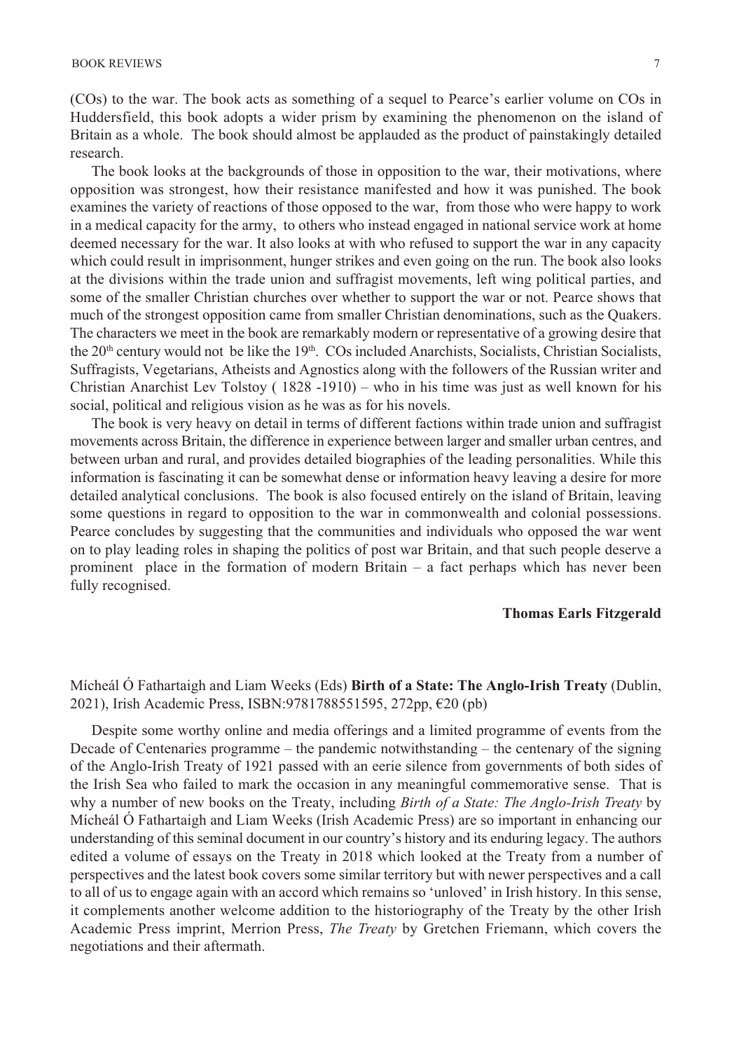(COs) to the war. The book acts as something of a sequel to Pearce's earlier volume on COs in Huddersfield, this book adopts a wider prism by examining the phenomenon on the island of Britain as a whole. The book should almost be applauded as the product of painstakingly detailed research.

The book looks at the backgrounds of those in opposition to the war, their motivations, where opposition was strongest, how their resistance manifested and how it was punished. The book examines the variety of reactions of those opposed to the war, from those who were happy to work in a medical capacity for the army, to others who instead engaged in national service work at home deemed necessary for the war. It also looks at with who refused to support the war in any capacity which could result in imprisonment, hunger strikes and even going on the run. The book also looks at the divisions within the trade union and suffragist movements, left wing political parties, and some of the smaller Christian churches over whether to support the war or not. Pearce shows that much of the strongest opposition came from smaller Christian denominations, such as the Quakers. The characters we meet in the book are remarkably modern or representative of a growing desire that the 20th century would not be like the 19th. COs included Anarchists, Socialists, Christian Socialists, Suffragists, Vegetarians, Atheists and Agnostics along with the followers of the Russian writer and Christian Anarchist Lev Tolstoy ( 1828 -1910) – who in his time was just as well known for his social, political and religious vision as he was as for his novels.

The book is very heavy on detail in terms of different factions within trade union and suffragist movements across Britain, the difference in experience between larger and smaller urban centres, and between urban and rural, and provides detailed biographies of the leading personalities. While this information is fascinating it can be somewhat dense or information heavy leaving a desire for more detailed analytical conclusions. The book is also focused entirely on the island of Britain, leaving some questions in regard to opposition to the war in commonwealth and colonial possessions. Pearce concludes by suggesting that the communities and individuals who opposed the war went on to play leading roles in shaping the politics of post war Britain, and that such people deserve a prominent place in the formation of modern Britain – a fact perhaps which has never been fully recognised.

**Thomas Earls Fitzgerald**

Mícheál Ó Fathartaigh and Liam Weeks (Eds) **Birth of a State: The Anglo-Irish Treaty** (Dublin, 2021), Irish Academic Press, ISBN:9781788551595, 272pp, €20 (pb)

Despite some worthy online and media offerings and a limited programme of events from the Decade of Centenaries programme – the pandemic notwithstanding – the centenary of the signing of the Anglo-Irish Treaty of 1921 passed with an eerie silence from governments of both sides of the Irish Sea who failed to mark the occasion in any meaningful commemorative sense. That is why a number of new books on the Treaty, including *Birth of a State: The Anglo-Irish Treaty* by Mícheál Ó Fathartaigh and Liam Weeks (Irish Academic Press) are so important in enhancing our understanding of this seminal document in our country's history and its enduring legacy. The authors edited a volume of essays on the Treaty in 2018 which looked at the Treaty from a number of perspectives and the latest book covers some similar territory but with newer perspectives and a call to all of us to engage again with an accord which remains so 'unloved' in Irish history. In this sense, it complements another welcome addition to the historiography of the Treaty by the other Irish Academic Press imprint, Merrion Press, *The Treaty* by Gretchen Friemann, which covers the negotiations and their aftermath.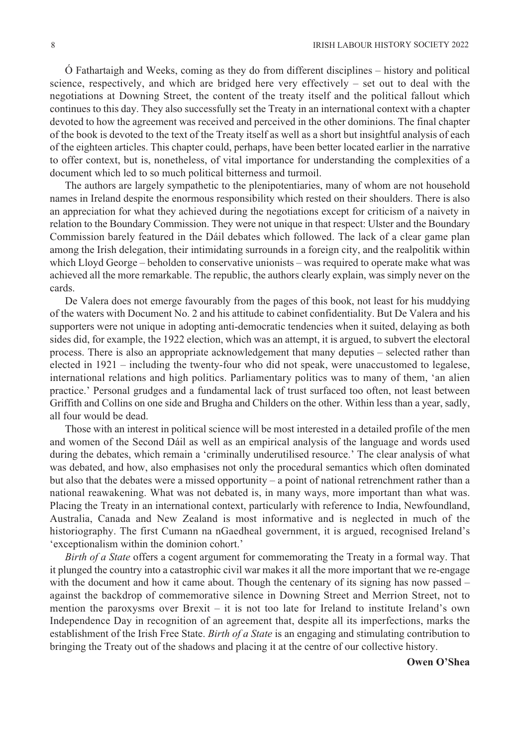Ó Fathartaigh and Weeks, coming as they do from different disciplines – history and political science, respectively, and which are bridged here very effectively – set out to deal with the negotiations at Downing Street, the content of the treaty itself and the political fallout which continues to this day. They also successfully set the Treaty in an international context with a chapter devoted to how the agreement was received and perceived in the other dominions. The final chapter of the book is devoted to the text of the Treaty itself as well as a short but insightful analysis of each of the eighteen articles. This chapter could, perhaps, have been better located earlier in the narrative to offer context, but is, nonetheless, of vital importance for understanding the complexities of a document which led to so much political bitterness and turmoil.

The authors are largely sympathetic to the plenipotentiaries, many of whom are not household names in Ireland despite the enormous responsibility which rested on their shoulders. There is also an appreciation for what they achieved during the negotiations except for criticism of a naivety in relation to the Boundary Commission. They were not unique in that respect: Ulster and the Boundary Commission barely featured in the Dáil debates which followed. The lack of a clear game plan among the Irish delegation, their intimidating surrounds in a foreign city, and the realpolitik within which Lloyd George – beholden to conservative unionists – was required to operate make what was achieved all the more remarkable. The republic, the authors clearly explain, was simply never on the cards.

De Valera does not emerge favourably from the pages of this book, not least for his muddying of the waters with Document No. 2 and his attitude to cabinet confidentiality. But De Valera and his supporters were not unique in adopting anti-democratic tendencies when it suited, delaying as both sides did, for example, the 1922 election, which was an attempt, it is argued, to subvert the electoral process. There is also an appropriate acknowledgement that many deputies – selected rather than elected in 1921 – including the twenty-four who did not speak, were unaccustomed to legalese, international relations and high politics. Parliamentary politics was to many of them, 'an alien practice.' Personal grudges and a fundamental lack of trust surfaced too often, not least between Griffith and Collins on one side and Brugha and Childers on the other. Within less than a year, sadly, all four would be dead.

Those with an interest in political science will be most interested in a detailed profile of the men and women of the Second Dáil as well as an empirical analysis of the language and words used during the debates, which remain a 'criminally underutilised resource.' The clear analysis of what was debated, and how, also emphasises not only the procedural semantics which often dominated but also that the debates were a missed opportunity – a point of national retrenchment rather than a national reawakening. What was not debated is, in many ways, more important than what was. Placing the Treaty in an international context, particularly with reference to India, Newfoundland, Australia, Canada and New Zealand is most informative and is neglected in much of the historiography. The first Cumann na nGaedheal government, it is argued, recognised Ireland's 'exceptionalism within the dominion cohort.'

*Birth of a State* offers a cogent argument for commemorating the Treaty in a formal way. That it plunged the country into a catastrophic civil war makes it all the more important that we re-engage with the document and how it came about. Though the centenary of its signing has now passed – against the backdrop of commemorative silence in Downing Street and Merrion Street, not to mention the paroxysms over Brexit – it is not too late for Ireland to institute Ireland's own Independence Day in recognition of an agreement that, despite all its imperfections, marks the establishment of the Irish Free State. *Birth of a State* is an engaging and stimulating contribution to bringing the Treaty out of the shadows and placing it at the centre of our collective history.

**Owen O'Shea**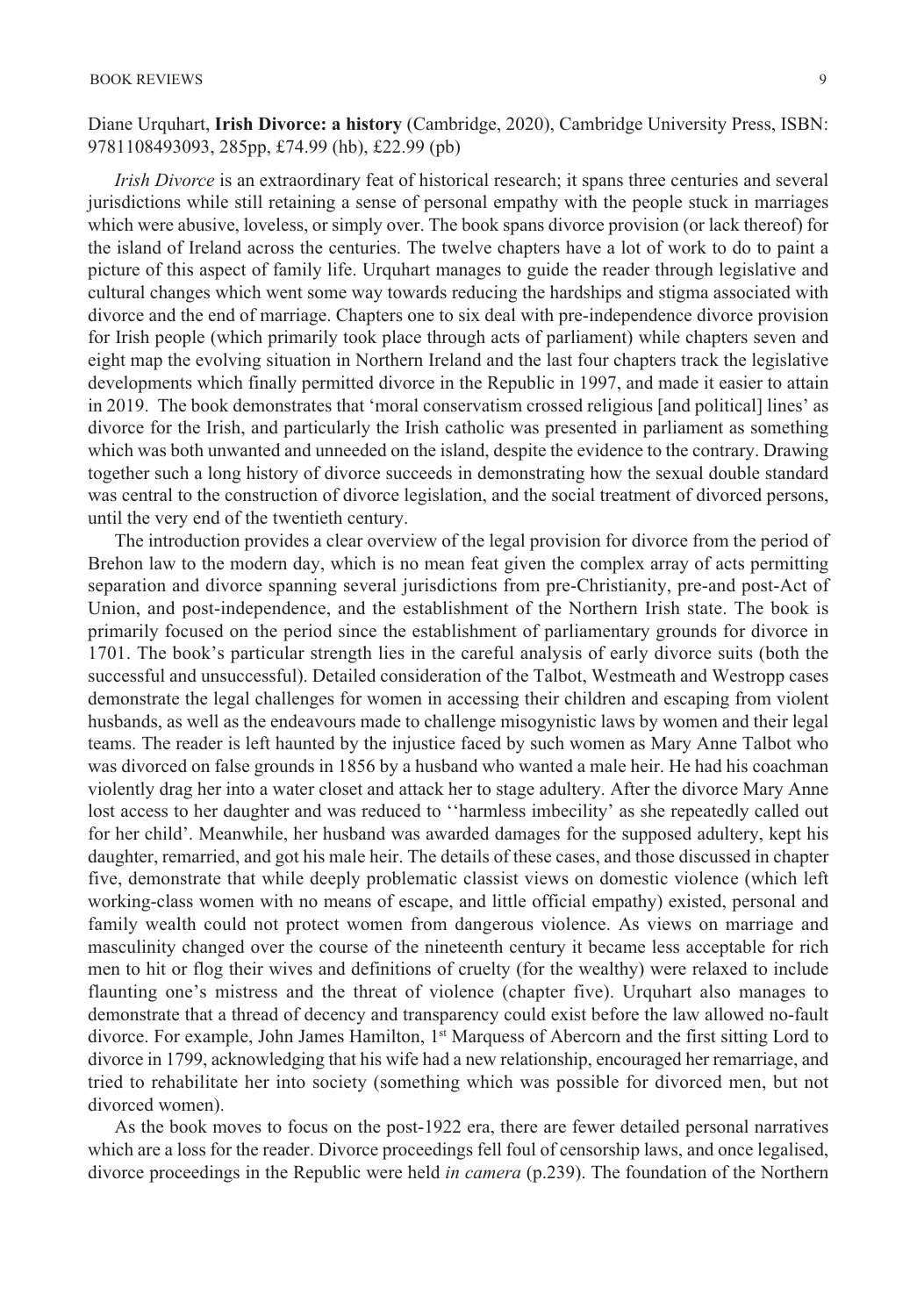Diane Urquhart, **Irish Divorce: a history** (Cambridge, 2020), Cambridge University Press, ISBN: 9781108493093, 285pp, £74.99 (hb), £22.99 (pb)

*Irish Divorce* is an extraordinary feat of historical research; it spans three centuries and several jurisdictions while still retaining a sense of personal empathy with the people stuck in marriages which were abusive, loveless, or simply over. The book spans divorce provision (or lack thereof) for the island of Ireland across the centuries. The twelve chapters have a lot of work to do to paint a picture of this aspect of family life. Urquhart manages to guide the reader through legislative and cultural changes which went some way towards reducing the hardships and stigma associated with divorce and the end of marriage. Chapters one to six deal with pre-independence divorce provision for Irish people (which primarily took place through acts of parliament) while chapters seven and eight map the evolving situation in Northern Ireland and the last four chapters track the legislative developments which finally permitted divorce in the Republic in 1997, and made it easier to attain in 2019. The book demonstrates that 'moral conservatism crossed religious [and political] lines' as divorce for the Irish, and particularly the Irish catholic was presented in parliament as something which was both unwanted and unneeded on the island, despite the evidence to the contrary. Drawing together such a long history of divorce succeeds in demonstrating how the sexual double standard was central to the construction of divorce legislation, and the social treatment of divorced persons, until the very end of the twentieth century.

The introduction provides a clear overview of the legal provision for divorce from the period of Brehon law to the modern day, which is no mean feat given the complex array of acts permitting separation and divorce spanning several jurisdictions from pre-Christianity, pre-and post-Act of Union, and post-independence, and the establishment of the Northern Irish state. The book is primarily focused on the period since the establishment of parliamentary grounds for divorce in 1701. The book's particular strength lies in the careful analysis of early divorce suits (both the successful and unsuccessful). Detailed consideration of the Talbot, Westmeath and Westropp cases demonstrate the legal challenges for women in accessing their children and escaping from violent husbands, as well as the endeavours made to challenge misogynistic laws by women and their legal teams. The reader is left haunted by the injustice faced by such women as Mary Anne Talbot who was divorced on false grounds in 1856 by a husband who wanted a male heir. He had his coachman violently drag her into a water closet and attack her to stage adultery. After the divorce Mary Anne lost access to her daughter and was reduced to ''harmless imbecility' as she repeatedly called out for her child'. Meanwhile, her husband was awarded damages for the supposed adultery, kept his daughter, remarried, and got his male heir. The details of these cases, and those discussed in chapter five, demonstrate that while deeply problematic classist views on domestic violence (which left working-class women with no means of escape, and little official empathy) existed, personal and family wealth could not protect women from dangerous violence. As views on marriage and masculinity changed over the course of the nineteenth century it became less acceptable for rich men to hit or flog their wives and definitions of cruelty (for the wealthy) were relaxed to include flaunting one's mistress and the threat of violence (chapter five). Urquhart also manages to demonstrate that a thread of decency and transparency could exist before the law allowed no-fault divorce. For example, John James Hamilton, 1st Marquess of Abercorn and the first sitting Lord to divorce in 1799, acknowledging that his wife had a new relationship, encouraged her remarriage, and tried to rehabilitate her into society (something which was possible for divorced men, but not divorced women).

As the book moves to focus on the post-1922 era, there are fewer detailed personal narratives which are a loss for the reader. Divorce proceedings fell foul of censorship laws, and once legalised, divorce proceedings in the Republic were held *in camera* (p.239). The foundation of the Northern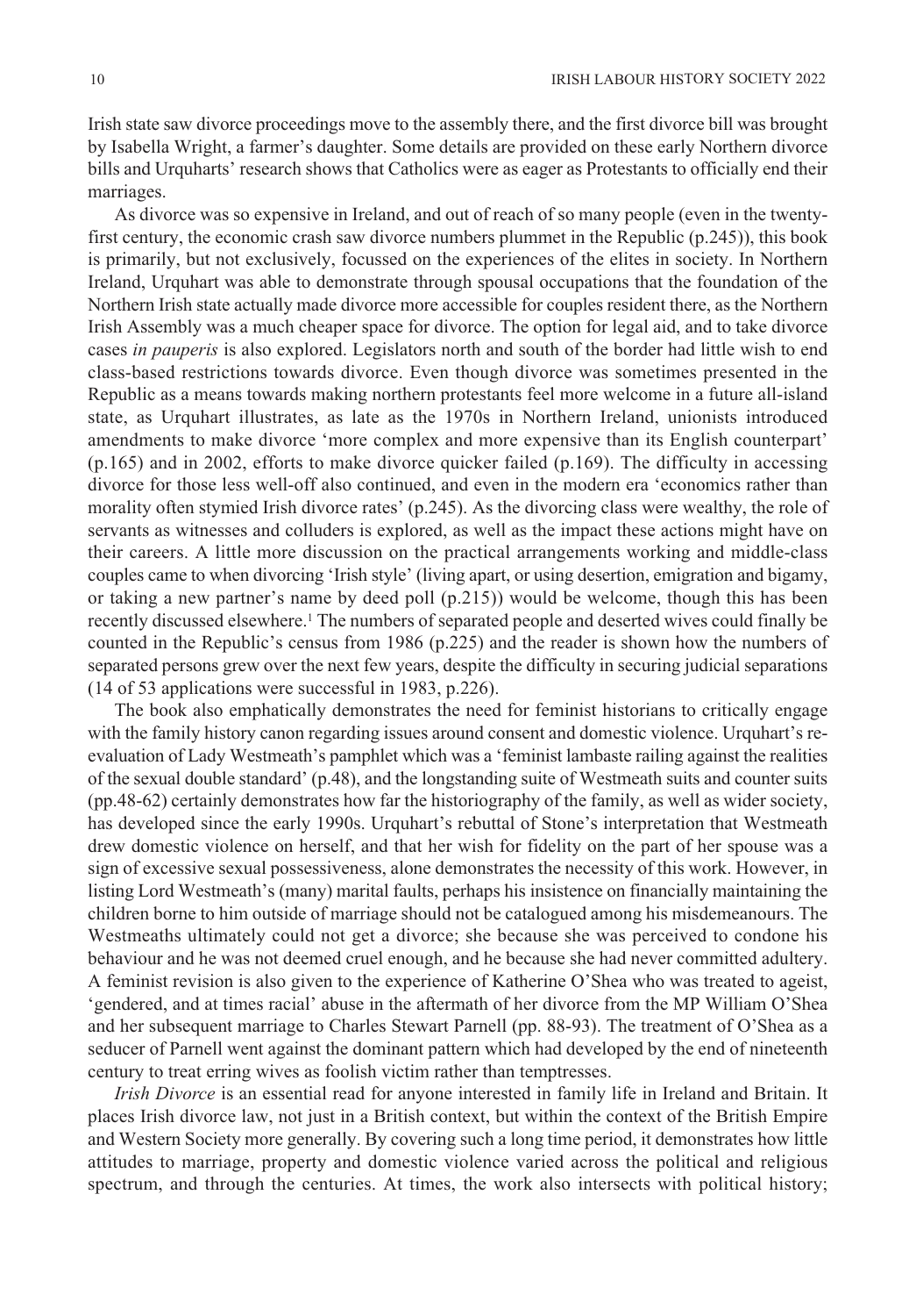Irish state saw divorce proceedings move to the assembly there, and the first divorce bill was brought by Isabella Wright, a farmer's daughter. Some details are provided on these early Northern divorce bills and Urquharts' research shows that Catholics were as eager as Protestants to officially end their marriages.

As divorce was so expensive in Ireland, and out of reach of so many people (even in the twenty-first century, the economic crash saw divorce numbers plummet in the Republic (p.245)), this book is primarily, but not exclusively, focussed on the experiences of the elites in society. In Northern Ireland, Urquhart was able to demonstrate through spousal occupations that the foundation of the Northern Irish state actually made divorce more accessible for couples resident there, as the Northern Irish Assembly was a much cheaper space for divorce. The option for legal aid, and to take divorce cases *in pauperis* is also explored. Legislators north and south of the border had little wish to end class-based restrictions towards divorce. Even though divorce was sometimes presented in the Republic as a means towards making northern protestants feel more welcome in a future all-island state, as Urquhart illustrates, as late as the 1970s in Northern Ireland, unionists introduced amendments to make divorce 'more complex and more expensive than its English counterpart' (p.165) and in 2002, efforts to make divorce quicker failed (p.169). The difficulty in accessing divorce for those less well-off also continued, and even in the modern era 'economics rather than morality often stymied Irish divorce rates' (p.245). As the divorcing class were wealthy, the role of servants as witnesses and colluders is explored, as well as the impact these actions might have on their careers. A little more discussion on the practical arrangements working and middle-class couples came to when divorcing 'Irish style' (living apart, or using desertion, emigration and bigamy, or taking a new partner's name by deed poll (p.215)) would be welcome, though this has been recently discussed elsewhere.[1] The numbers of separated people and deserted wives could finally be counted in the Republic's census from 1986 (p.225) and the reader is shown how the numbers of separated persons grew over the next few years, despite the difficulty in securing judicial separations (14 of 53 applications were successful in 1983, p.226).

The book also emphatically demonstrates the need for feminist historians to critically engage with the family history canon regarding issues around consent and domestic violence. Urquhart's re-evaluation of Lady Westmeath's pamphlet which was a 'feminist lambaste railing against the realities of the sexual double standard' (p.48), and the longstanding suite of Westmeath suits and counter suits (pp.48-62) certainly demonstrates how far the historiography of the family, as well as wider society, has developed since the early 1990s. Urquhart's rebuttal of Stone's interpretation that Westmeath drew domestic violence on herself, and that her wish for fidelity on the part of her spouse was a sign of excessive sexual possessiveness, alone demonstrates the necessity of this work. However, in listing Lord Westmeath's (many) marital faults, perhaps his insistence on financially maintaining the children borne to him outside of marriage should not be catalogued among his misdemeanours. The Westmeaths ultimately could not get a divorce; she because she was perceived to condone his behaviour and he was not deemed cruel enough, and he because she had never committed adultery. A feminist revision is also given to the experience of Katherine O'Shea who was treated to ageist, 'gendered, and at times racial' abuse in the aftermath of her divorce from the MP William O'Shea and her subsequent marriage to Charles Stewart Parnell (pp. 88-93). The treatment of O'Shea as a seducer of Parnell went against the dominant pattern which had developed by the end of nineteenth century to treat erring wives as foolish victim rather than temptresses.

*Irish Divorce* is an essential read for anyone interested in family life in Ireland and Britain. It places Irish divorce law, not just in a British context, but within the context of the British Empire and Western Society more generally. By covering such a long time period, it demonstrates how little attitudes to marriage, property and domestic violence varied across the political and religious spectrum, and through the centuries. At times, the work also intersects with political history;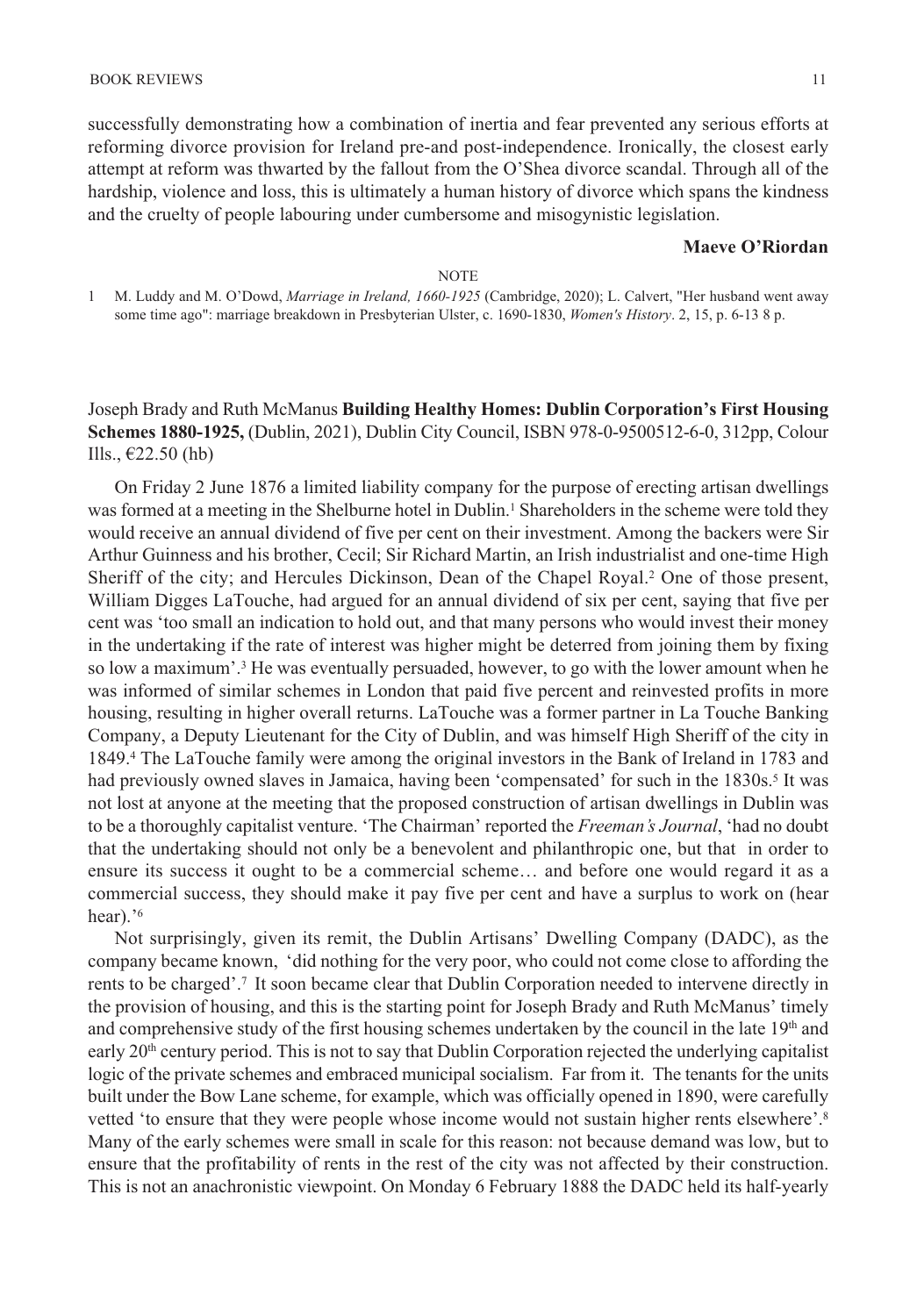successfully demonstrating how a combination of inertia and fear prevented any serious efforts at reforming divorce provision for Ireland pre-and post-independence. Ironically, the closest early attempt at reform was thwarted by the fallout from the O'Shea divorce scandal. Through all of the hardship, violence and loss, this is ultimately a human history of divorce which spans the kindness and the cruelty of people labouring under cumbersome and misogynistic legislation.

**Maeve O'Riordan**

NOTE

1 M. Luddy and M. O'Dowd, *Marriage in Ireland, 1660-1925* (Cambridge, 2020); L. Calvert, "Her husband went away some time ago": marriage breakdown in Presbyterian Ulster, c. 1690-1830, *Women's History*. 2, 15, p. 6-13 8 p.

Joseph Brady and Ruth McManus **Building Healthy Homes: Dublin Corporation's First Housing Schemes 1880-1925,** (Dublin, 2021), Dublin City Council, ISBN 978-0-9500512-6-0, 312pp, Colour Ills., €22.50 (hb)

On Friday 2 June 1876 a limited liability company for the purpose of erecting artisan dwellings was formed at a meeting in the Shelburne hotel in Dublin.[1] Shareholders in the scheme were told they would receive an annual dividend of five per cent on their investment. Among the backers were Sir Arthur Guinness and his brother, Cecil; Sir Richard Martin, an Irish industrialist and one-time High Sheriff of the city; and Hercules Dickinson, Dean of the Chapel Royal.[2] One of those present, William Digges LaTouche, had argued for an annual dividend of six per cent, saying that five per cent was 'too small an indication to hold out, and that many persons who would invest their money in the undertaking if the rate of interest was higher might be deterred from joining them by fixing so low a maximum'.[3] He was eventually persuaded, however, to go with the lower amount when he was informed of similar schemes in London that paid five percent and reinvested profits in more housing, resulting in higher overall returns. LaTouche was a former partner in La Touche Banking Company, a Deputy Lieutenant for the City of Dublin, and was himself High Sheriff of the city in 1849.[4] The LaTouche family were among the original investors in the Bank of Ireland in 1783 and had previously owned slaves in Jamaica, having been 'compensated' for such in the 1830s.[5] It was not lost at anyone at the meeting that the proposed construction of artisan dwellings in Dublin was to be a thoroughly capitalist venture. 'The Chairman' reported the *Freeman's Journal*, 'had no doubt that the undertaking should not only be a benevolent and philanthropic one, but that in order to ensure its success it ought to be a commercial scheme… and before one would regard it as a commercial success, they should make it pay five per cent and have a surplus to work on (hear hear).'[6]

Not surprisingly, given its remit, the Dublin Artisans' Dwelling Company (DADC), as the company became known, 'did nothing for the very poor, who could not come close to affording the rents to be charged'.[7] It soon became clear that Dublin Corporation needed to intervene directly in the provision of housing, and this is the starting point for Joseph Brady and Ruth McManus' timely and comprehensive study of the first housing schemes undertaken by the council in the late 19th and early 20th century period. This is not to say that Dublin Corporation rejected the underlying capitalist logic of the private schemes and embraced municipal socialism. Far from it. The tenants for the units built under the Bow Lane scheme, for example, which was officially opened in 1890, were carefully vetted 'to ensure that they were people whose income would not sustain higher rents elsewhere'.[8] Many of the early schemes were small in scale for this reason: not because demand was low, but to ensure that the profitability of rents in the rest of the city was not affected by their construction. This is not an anachronistic viewpoint. On Monday 6 February 1888 the DADC held its half-yearly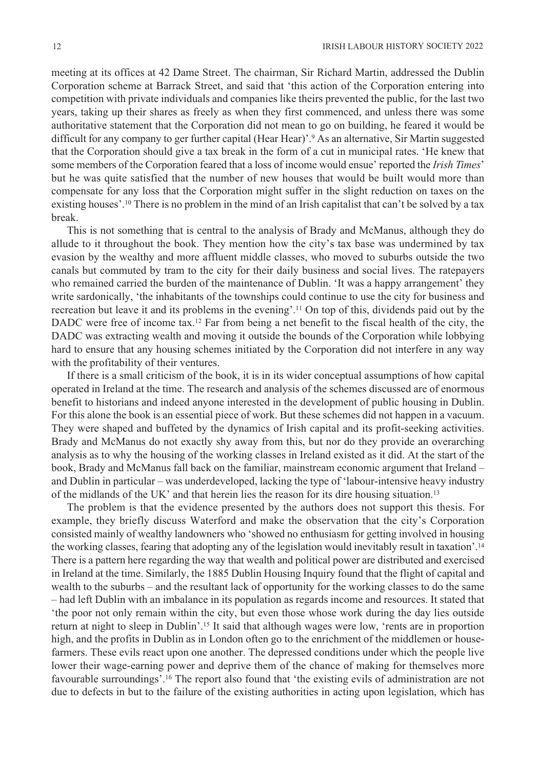meeting at its offices at 42 Dame Street. The chairman, Sir Richard Martin, addressed the Dublin Corporation scheme at Barrack Street, and said that 'this action of the Corporation entering into competition with private individuals and companies like theirs prevented the public, for the last two years, taking up their shares as freely as when they first commenced, and unless there was some authoritative statement that the Corporation did not mean to go on building, he feared it would be difficult for any company to ger further capital (Hear Hear)'.[9] As an alternative, Sir Martin suggested that the Corporation should give a tax break in the form of a cut in municipal rates. 'He knew that some members of the Corporation feared that a loss of income would ensue' reported the *Irish Times*' but he was quite satisfied that the number of new houses that would be built would more than compensate for any loss that the Corporation might suffer in the slight reduction on taxes on the existing houses'.[10] There is no problem in the mind of an Irish capitalist that can't be solved by a tax break.

This is not something that is central to the analysis of Brady and McManus, although they do allude to it throughout the book. They mention how the city's tax base was undermined by tax evasion by the wealthy and more affluent middle classes, who moved to suburbs outside the two canals but commuted by tram to the city for their daily business and social lives. The ratepayers who remained carried the burden of the maintenance of Dublin. 'It was a happy arrangement' they write sardonically, 'the inhabitants of the townships could continue to use the city for business and recreation but leave it and its problems in the evening'.[11] On top of this, dividends paid out by the DADC were free of income tax.[12] Far from being a net benefit to the fiscal health of the city, the DADC was extracting wealth and moving it outside the bounds of the Corporation while lobbying hard to ensure that any housing schemes initiated by the Corporation did not interfere in any way with the profitability of their ventures.

If there is a small criticism of the book, it is in its wider conceptual assumptions of how capital operated in Ireland at the time. The research and analysis of the schemes discussed are of enormous benefit to historians and indeed anyone interested in the development of public housing in Dublin. For this alone the book is an essential piece of work. But these schemes did not happen in a vacuum. They were shaped and buffeted by the dynamics of Irish capital and its profit-seeking activities. Brady and McManus do not exactly shy away from this, but nor do they provide an overarching analysis as to why the housing of the working classes in Ireland existed as it did. At the start of the book, Brady and McManus fall back on the familiar, mainstream economic argument that Ireland – and Dublin in particular – was underdeveloped, lacking the type of 'labour-intensive heavy industry of the midlands of the UK' and that herein lies the reason for its dire housing situation.[13]

The problem is that the evidence presented by the authors does not support this thesis. For example, they briefly discuss Waterford and make the observation that the city's Corporation consisted mainly of wealthy landowners who 'showed no enthusiasm for getting involved in housing the working classes, fearing that adopting any of the legislation would inevitably result in taxation'.[14] There is a pattern here regarding the way that wealth and political power are distributed and exercised in Ireland at the time. Similarly, the 1885 Dublin Housing Inquiry found that the flight of capital and wealth to the suburbs – and the resultant lack of opportunity for the working classes to do the same – had left Dublin with an imbalance in its population as regards income and resources. It stated that 'the poor not only remain within the city, but even those whose work during the day lies outside return at night to sleep in Dublin'.[15] It said that although wages were low, 'rents are in proportion high, and the profits in Dublin as in London often go to the enrichment of the middlemen or house-farmers. These evils react upon one another. The depressed conditions under which the people live lower their wage-earning power and deprive them of the chance of making for themselves more favourable surroundings'.[16] The report also found that 'the existing evils of administration are not due to defects in but to the failure of the existing authorities in acting upon legislation, which has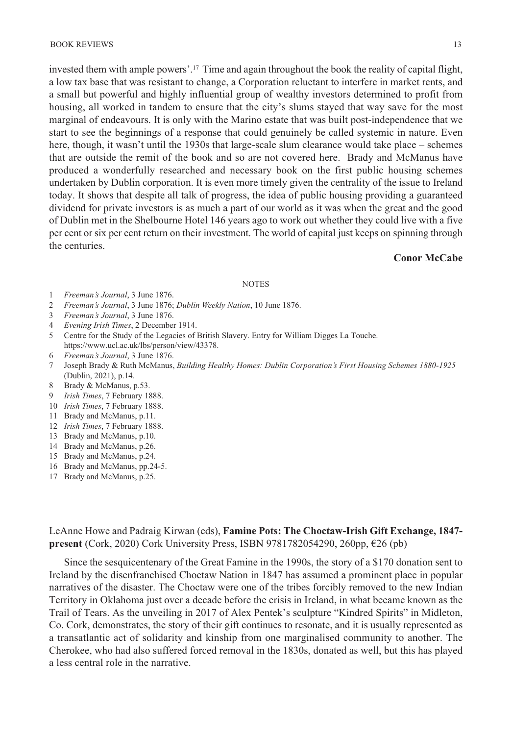invested them with ample powers'.[17] Time and again throughout the book the reality of capital flight, a low tax base that was resistant to change, a Corporation reluctant to interfere in market rents, and a small but powerful and highly influential group of wealthy investors determined to profit from housing, all worked in tandem to ensure that the city's slums stayed that way save for the most marginal of endeavours. It is only with the Marino estate that was built post-independence that we start to see the beginnings of a response that could genuinely be called systemic in nature. Even here, though, it wasn't until the 1930s that large-scale slum clearance would take place – schemes that are outside the remit of the book and so are not covered here. Brady and McManus have produced a wonderfully researched and necessary book on the first public housing schemes undertaken by Dublin corporation. It is even more timely given the centrality of the issue to Ireland today. It shows that despite all talk of progress, the idea of public housing providing a guaranteed dividend for private investors is as much a part of our world as it was when the great and the good of Dublin met in the Shelbourne Hotel 146 years ago to work out whether they could live with a five per cent or six per cent return on their investment. The world of capital just keeps on spinning through the centuries.

**Conor McCabe**

NOTES

1. *Freeman's Journal*, 3 June 1876.
2. *Freeman's Journal*, 3 June 1876; *Dublin Weekly Nation*, 10 June 1876.
3. *Freeman's Journal*, 3 June 1876.
4. *Evening Irish Times*, 2 December 1914.
5. Centre for the Study of the Legacies of British Slavery. Entry for William Digges La Touche. https://www.ucl.ac.uk/lbs/person/view/43378.
6. *Freeman's Journal*, 3 June 1876.
7. Joseph Brady & Ruth McManus, *Building Healthy Homes: Dublin Corporation's First Housing Schemes 1880-1925* (Dublin, 2021), p.14.
8. Brady & McManus, p.53.
9. *Irish Times*, 7 February 1888.
10. *Irish Times*, 7 February 1888.
11. Brady and McManus, p.11.
12. *Irish Times*, 7 February 1888.
13. Brady and McManus, p.10.
14. Brady and McManus, p.26.
15. Brady and McManus, p.24.
16. Brady and McManus, pp.24-5.
17. Brady and McManus, p.25.

LeAnne Howe and Padraig Kirwan (eds), **Famine Pots: The Choctaw-Irish Gift Exchange, 1847-present** (Cork, 2020) Cork University Press, ISBN 9781782054290, 260pp, €26 (pb)

Since the sesquicentenary of the Great Famine in the 1990s, the story of a $170 donation sent to Ireland by the disenfranchised Choctaw Nation in 1847 has assumed a prominent place in popular narratives of the disaster. The Choctaw were one of the tribes forcibly removed to the new Indian Territory in Oklahoma just over a decade before the crisis in Ireland, in what became known as the Trail of Tears. As the unveiling in 2017 of Alex Pentek's sculpture "Kindred Spirits" in Midleton, Co. Cork, demonstrates, the story of their gift continues to resonate, and it is usually represented as a transatlantic act of solidarity and kinship from one marginalised community to another. The Cherokee, who had also suffered forced removal in the 1830s, donated as well, but this has played a less central role in the narrative.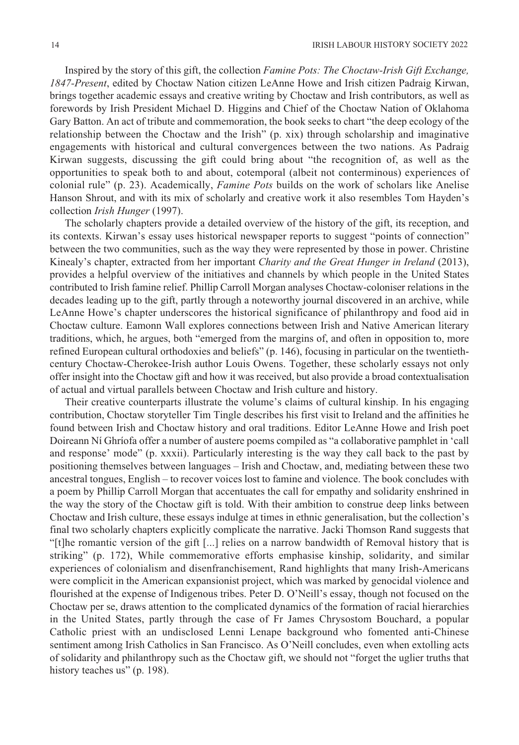Inspired by the story of this gift, the collection *Famine Pots: The Choctaw-Irish Gift Exchange, 1847-Present*, edited by Choctaw Nation citizen LeAnne Howe and Irish citizen Padraig Kirwan, brings together academic essays and creative writing by Choctaw and Irish contributors, as well as forewords by Irish President Michael D. Higgins and Chief of the Choctaw Nation of Oklahoma Gary Batton. An act of tribute and commemoration, the book seeks to chart "the deep ecology of the relationship between the Choctaw and the Irish" (p. xix) through scholarship and imaginative engagements with historical and cultural convergences between the two nations. As Padraig Kirwan suggests, discussing the gift could bring about "the recognition of, as well as the opportunities to speak both to and about, cotemporal (albeit not conterminous) experiences of colonial rule" (p. 23). Academically, *Famine Pots* builds on the work of scholars like Anelise Hanson Shrout, and with its mix of scholarly and creative work it also resembles Tom Hayden's collection *Irish Hunger* (1997).

The scholarly chapters provide a detailed overview of the history of the gift, its reception, and its contexts. Kirwan's essay uses historical newspaper reports to suggest "points of connection" between the two communities, such as the way they were represented by those in power. Christine Kinealy's chapter, extracted from her important *Charity and the Great Hunger in Ireland* (2013), provides a helpful overview of the initiatives and channels by which people in the United States contributed to Irish famine relief. Phillip Carroll Morgan analyses Choctaw-coloniser relations in the decades leading up to the gift, partly through a noteworthy journal discovered in an archive, while LeAnne Howe's chapter underscores the historical significance of philanthropy and food aid in Choctaw culture. Eamonn Wall explores connections between Irish and Native American literary traditions, which, he argues, both "emerged from the margins of, and often in opposition to, more refined European cultural orthodoxies and beliefs" (p. 146), focusing in particular on the twentieth-century Choctaw-Cherokee-Irish author Louis Owens. Together, these scholarly essays not only offer insight into the Choctaw gift and how it was received, but also provide a broad contextualisation of actual and virtual parallels between Choctaw and Irish culture and history.

Their creative counterparts illustrate the volume's claims of cultural kinship. In his engaging contribution, Choctaw storyteller Tim Tingle describes his first visit to Ireland and the affinities he found between Irish and Choctaw history and oral traditions. Editor LeAnne Howe and Irish poet Doireann Ní Ghríofa offer a number of austere poems compiled as "a collaborative pamphlet in 'call and response' mode" (p. xxxii). Particularly interesting is the way they call back to the past by positioning themselves between languages – Irish and Choctaw, and, mediating between these two ancestral tongues, English – to recover voices lost to famine and violence. The book concludes with a poem by Phillip Carroll Morgan that accentuates the call for empathy and solidarity enshrined in the way the story of the Choctaw gift is told. With their ambition to construe deep links between Choctaw and Irish culture, these essays indulge at times in ethnic generalisation, but the collection's final two scholarly chapters explicitly complicate the narrative. Jacki Thomson Rand suggests that "[t]he romantic version of the gift [...] relies on a narrow bandwidth of Removal history that is striking" (p. 172), While commemorative efforts emphasise kinship, solidarity, and similar experiences of colonialism and disenfranchisement, Rand highlights that many Irish-Americans were complicit in the American expansionist project, which was marked by genocidal violence and flourished at the expense of Indigenous tribes. Peter D. O'Neill's essay, though not focused on the Choctaw per se, draws attention to the complicated dynamics of the formation of racial hierarchies in the United States, partly through the case of Fr James Chrysostom Bouchard, a popular Catholic priest with an undisclosed Lenni Lenape background who fomented anti-Chinese sentiment among Irish Catholics in San Francisco. As O'Neill concludes, even when extolling acts of solidarity and philanthropy such as the Choctaw gift, we should not "forget the uglier truths that history teaches us" (p. 198).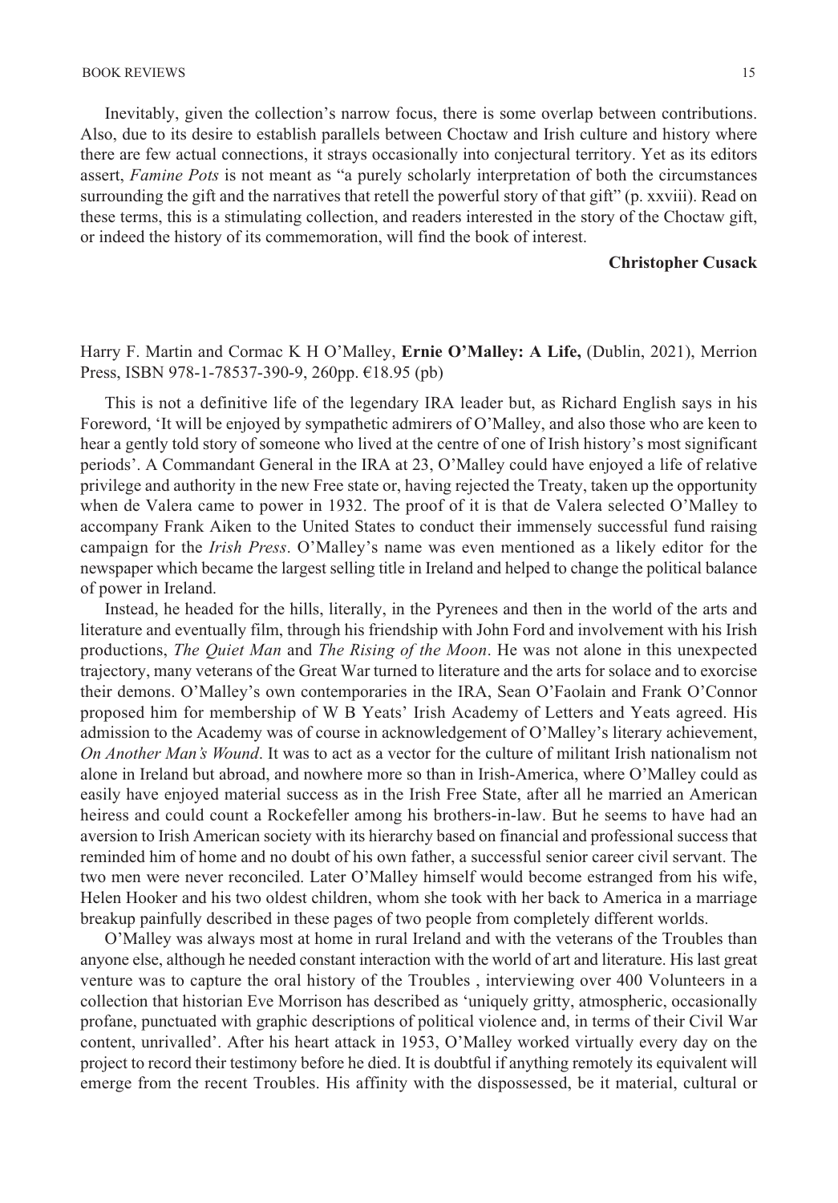Inevitably, given the collection's narrow focus, there is some overlap between contributions. Also, due to its desire to establish parallels between Choctaw and Irish culture and history where there are few actual connections, it strays occasionally into conjectural territory. Yet as its editors assert, *Famine Pots* is not meant as "a purely scholarly interpretation of both the circumstances surrounding the gift and the narratives that retell the powerful story of that gift" (p. xxviii). Read on these terms, this is a stimulating collection, and readers interested in the story of the Choctaw gift, or indeed the history of its commemoration, will find the book of interest.

**Christopher Cusack**

Harry F. Martin and Cormac K H O'Malley, **Ernie O'Malley: A Life,** (Dublin, 2021), Merrion Press, ISBN 978-1-78537-390-9, 260pp. €18.95 (pb)

This is not a definitive life of the legendary IRA leader but, as Richard English says in his Foreword, 'It will be enjoyed by sympathetic admirers of O'Malley, and also those who are keen to hear a gently told story of someone who lived at the centre of one of Irish history's most significant periods'. A Commandant General in the IRA at 23, O'Malley could have enjoyed a life of relative privilege and authority in the new Free state or, having rejected the Treaty, taken up the opportunity when de Valera came to power in 1932. The proof of it is that de Valera selected O'Malley to accompany Frank Aiken to the United States to conduct their immensely successful fund raising campaign for the *Irish Press*. O'Malley's name was even mentioned as a likely editor for the newspaper which became the largest selling title in Ireland and helped to change the political balance of power in Ireland.

Instead, he headed for the hills, literally, in the Pyrenees and then in the world of the arts and literature and eventually film, through his friendship with John Ford and involvement with his Irish productions, *The Quiet Man* and *The Rising of the Moon*. He was not alone in this unexpected trajectory, many veterans of the Great War turned to literature and the arts for solace and to exorcise their demons. O'Malley's own contemporaries in the IRA, Sean O'Faolain and Frank O'Connor proposed him for membership of W B Yeats' Irish Academy of Letters and Yeats agreed. His admission to the Academy was of course in acknowledgement of O'Malley's literary achievement, *On Another Man's Wound*. It was to act as a vector for the culture of militant Irish nationalism not alone in Ireland but abroad, and nowhere more so than in Irish-America, where O'Malley could as easily have enjoyed material success as in the Irish Free State, after all he married an American heiress and could count a Rockefeller among his brothers-in-law. But he seems to have had an aversion to Irish American society with its hierarchy based on financial and professional success that reminded him of home and no doubt of his own father, a successful senior career civil servant. The two men were never reconciled. Later O'Malley himself would become estranged from his wife, Helen Hooker and his two oldest children, whom she took with her back to America in a marriage breakup painfully described in these pages of two people from completely different worlds.

O'Malley was always most at home in rural Ireland and with the veterans of the Troubles than anyone else, although he needed constant interaction with the world of art and literature. His last great venture was to capture the oral history of the Troubles , interviewing over 400 Volunteers in a collection that historian Eve Morrison has described as 'uniquely gritty, atmospheric, occasionally profane, punctuated with graphic descriptions of political violence and, in terms of their Civil War content, unrivalled'. After his heart attack in 1953, O'Malley worked virtually every day on the project to record their testimony before he died. It is doubtful if anything remotely its equivalent will emerge from the recent Troubles. His affinity with the dispossessed, be it material, cultural or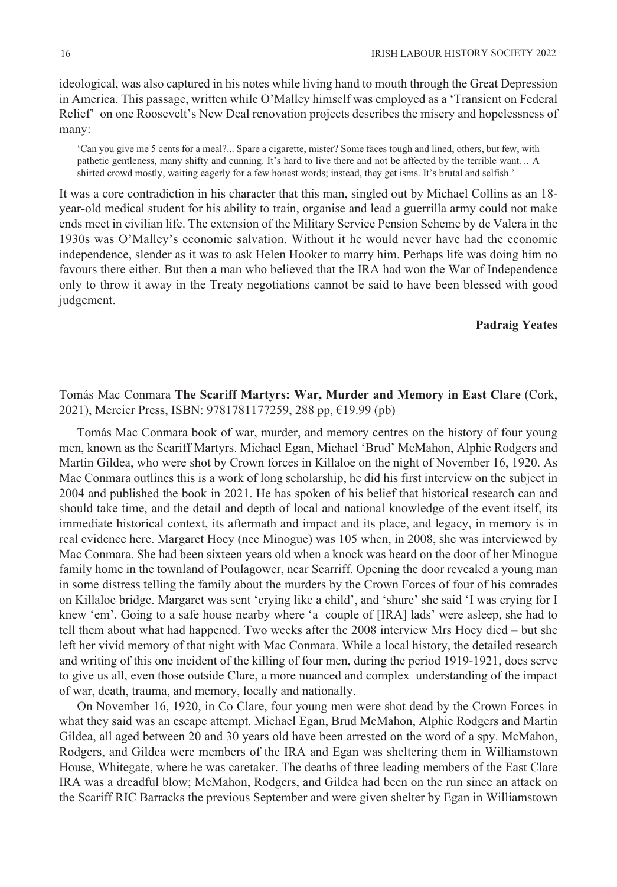ideological, was also captured in his notes while living hand to mouth through the Great Depression in America. This passage, written while O'Malley himself was employed as a 'Transient on Federal Relief' on one Roosevelt's New Deal renovation projects describes the misery and hopelessness of many:

> 'Can you give me 5 cents for a meal?... Spare a cigarette, mister? Some faces tough and lined, others, but few, with pathetic gentleness, many shifty and cunning. It's hard to live there and not be affected by the terrible want… A shirted crowd mostly, waiting eagerly for a few honest words; instead, they get isms. It's brutal and selfish.'

It was a core contradiction in his character that this man, singled out by Michael Collins as an 18-year-old medical student for his ability to train, organise and lead a guerrilla army could not make ends meet in civilian life. The extension of the Military Service Pension Scheme by de Valera in the 1930s was O'Malley's economic salvation. Without it he would never have had the economic independence, slender as it was to ask Helen Hooker to marry him. Perhaps life was doing him no favours there either. But then a man who believed that the IRA had won the War of Independence only to throw it away in the Treaty negotiations cannot be said to have been blessed with good judgement.

**Padraig Yeates**

Tomás Mac Conmara **The Scariff Martyrs: War, Murder and Memory in East Clare** (Cork, 2021), Mercier Press, ISBN: 9781781177259, 288 pp, €19.99 (pb)

Tomás Mac Conmara book of war, murder, and memory centres on the history of four young men, known as the Scariff Martyrs. Michael Egan, Michael 'Brud' McMahon, Alphie Rodgers and Martin Gildea, who were shot by Crown forces in Killaloe on the night of November 16, 1920. As Mac Conmara outlines this is a work of long scholarship, he did his first interview on the subject in 2004 and published the book in 2021. He has spoken of his belief that historical research can and should take time, and the detail and depth of local and national knowledge of the event itself, its immediate historical context, its aftermath and impact and its place, and legacy, in memory is in real evidence here. Margaret Hoey (nee Minogue) was 105 when, in 2008, she was interviewed by Mac Conmara. She had been sixteen years old when a knock was heard on the door of her Minogue family home in the townland of Poulagower, near Scarriff. Opening the door revealed a young man in some distress telling the family about the murders by the Crown Forces of four of his comrades on Killaloe bridge. Margaret was sent 'crying like a child', and 'shure' she said 'I was crying for I knew 'em'. Going to a safe house nearby where 'a couple of [IRA] lads' were asleep, she had to tell them about what had happened. Two weeks after the 2008 interview Mrs Hoey died – but she left her vivid memory of that night with Mac Conmara. While a local history, the detailed research and writing of this one incident of the killing of four men, during the period 1919-1921, does serve to give us all, even those outside Clare, a more nuanced and complex understanding of the impact of war, death, trauma, and memory, locally and nationally.

On November 16, 1920, in Co Clare, four young men were shot dead by the Crown Forces in what they said was an escape attempt. Michael Egan, Brud McMahon, Alphie Rodgers and Martin Gildea, all aged between 20 and 30 years old have been arrested on the word of a spy. McMahon, Rodgers, and Gildea were members of the IRA and Egan was sheltering them in Williamstown House, Whitegate, where he was caretaker. The deaths of three leading members of the East Clare IRA was a dreadful blow; McMahon, Rodgers, and Gildea had been on the run since an attack on the Scariff RIC Barracks the previous September and were given shelter by Egan in Williamstown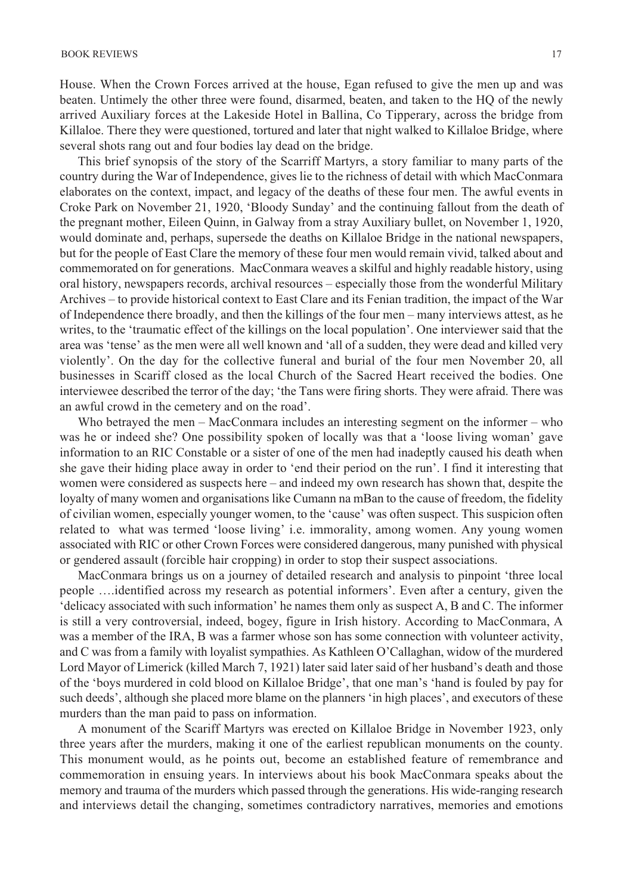House. When the Crown Forces arrived at the house, Egan refused to give the men up and was beaten. Untimely the other three were found, disarmed, beaten, and taken to the HQ of the newly arrived Auxiliary forces at the Lakeside Hotel in Ballina, Co Tipperary, across the bridge from Killaloe. There they were questioned, tortured and later that night walked to Killaloe Bridge, where several shots rang out and four bodies lay dead on the bridge.

This brief synopsis of the story of the Scarriff Martyrs, a story familiar to many parts of the country during the War of Independence, gives lie to the richness of detail with which MacConmara elaborates on the context, impact, and legacy of the deaths of these four men. The awful events in Croke Park on November 21, 1920, 'Bloody Sunday' and the continuing fallout from the death of the pregnant mother, Eileen Quinn, in Galway from a stray Auxiliary bullet, on November 1, 1920, would dominate and, perhaps, supersede the deaths on Killaloe Bridge in the national newspapers, but for the people of East Clare the memory of these four men would remain vivid, talked about and commemorated on for generations. MacConmara weaves a skilful and highly readable history, using oral history, newspapers records, archival resources – especially those from the wonderful Military Archives – to provide historical context to East Clare and its Fenian tradition, the impact of the War of Independence there broadly, and then the killings of the four men – many interviews attest, as he writes, to the 'traumatic effect of the killings on the local population'. One interviewer said that the area was 'tense' as the men were all well known and 'all of a sudden, they were dead and killed very violently'. On the day for the collective funeral and burial of the four men November 20, all businesses in Scariff closed as the local Church of the Sacred Heart received the bodies. One interviewee described the terror of the day; 'the Tans were firing shorts. They were afraid. There was an awful crowd in the cemetery and on the road'.

Who betrayed the men – MacConmara includes an interesting segment on the informer – who was he or indeed she? One possibility spoken of locally was that a 'loose living woman' gave information to an RIC Constable or a sister of one of the men had inadeptly caused his death when she gave their hiding place away in order to 'end their period on the run'. I find it interesting that women were considered as suspects here – and indeed my own research has shown that, despite the loyalty of many women and organisations like Cumann na mBan to the cause of freedom, the fidelity of civilian women, especially younger women, to the 'cause' was often suspect. This suspicion often related to what was termed 'loose living' i.e. immorality, among women. Any young women associated with RIC or other Crown Forces were considered dangerous, many punished with physical or gendered assault (forcible hair cropping) in order to stop their suspect associations.

MacConmara brings us on a journey of detailed research and analysis to pinpoint 'three local people ….identified across my research as potential informers'. Even after a century, given the 'delicacy associated with such information' he names them only as suspect A, B and C. The informer is still a very controversial, indeed, bogey, figure in Irish history. According to MacConmara, A was a member of the IRA, B was a farmer whose son has some connection with volunteer activity, and C was from a family with loyalist sympathies. As Kathleen O'Callaghan, widow of the murdered Lord Mayor of Limerick (killed March 7, 1921) later said later said of her husband's death and those of the 'boys murdered in cold blood on Killaloe Bridge', that one man's 'hand is fouled by pay for such deeds', although she placed more blame on the planners 'in high places', and executors of these murders than the man paid to pass on information.

A monument of the Scariff Martyrs was erected on Killaloe Bridge in November 1923, only three years after the murders, making it one of the earliest republican monuments on the county. This monument would, as he points out, become an established feature of remembrance and commemoration in ensuing years. In interviews about his book MacConmara speaks about the memory and trauma of the murders which passed through the generations. His wide-ranging research and interviews detail the changing, sometimes contradictory narratives, memories and emotions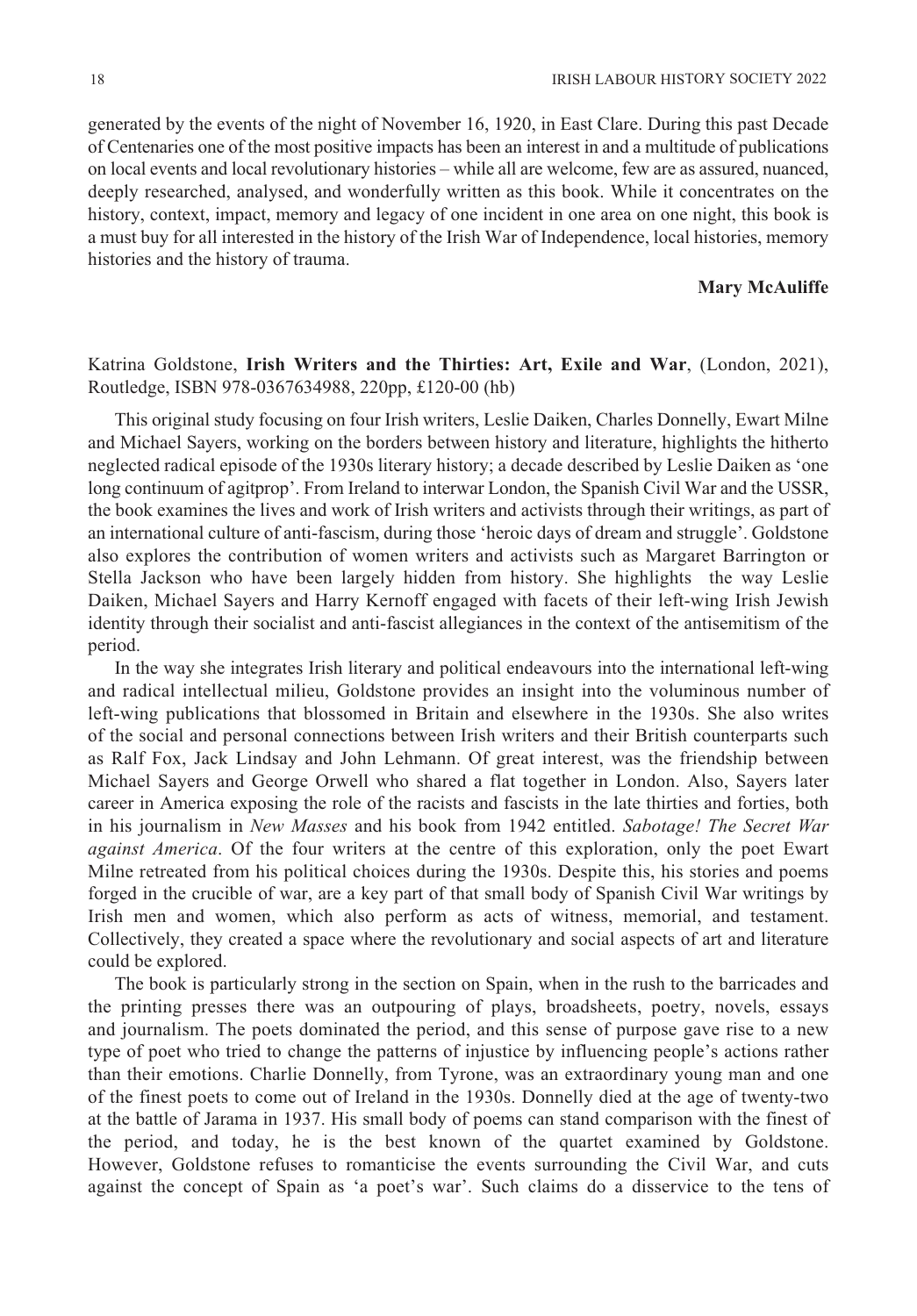generated by the events of the night of November 16, 1920, in East Clare. During this past Decade of Centenaries one of the most positive impacts has been an interest in and a multitude of publications on local events and local revolutionary histories – while all are welcome, few are as assured, nuanced, deeply researched, analysed, and wonderfully written as this book. While it concentrates on the history, context, impact, memory and legacy of one incident in one area on one night, this book is a must buy for all interested in the history of the Irish War of Independence, local histories, memory histories and the history of trauma.

**Mary McAuliffe**

Katrina Goldstone, **Irish Writers and the Thirties: Art, Exile and War**, (London, 2021), Routledge, ISBN 978-0367634988, 220pp, £120-00 (hb)

This original study focusing on four Irish writers, Leslie Daiken, Charles Donnelly, Ewart Milne and Michael Sayers, working on the borders between history and literature, highlights the hitherto neglected radical episode of the 1930s literary history; a decade described by Leslie Daiken as 'one long continuum of agitprop'. From Ireland to interwar London, the Spanish Civil War and the USSR, the book examines the lives and work of Irish writers and activists through their writings, as part of an international culture of anti-fascism, during those 'heroic days of dream and struggle'. Goldstone also explores the contribution of women writers and activists such as Margaret Barrington or Stella Jackson who have been largely hidden from history. She highlights the way Leslie Daiken, Michael Sayers and Harry Kernoff engaged with facets of their left-wing Irish Jewish identity through their socialist and anti-fascist allegiances in the context of the antisemitism of the period.

In the way she integrates Irish literary and political endeavours into the international left-wing and radical intellectual milieu, Goldstone provides an insight into the voluminous number of left-wing publications that blossomed in Britain and elsewhere in the 1930s. She also writes of the social and personal connections between Irish writers and their British counterparts such as Ralf Fox, Jack Lindsay and John Lehmann. Of great interest, was the friendship between Michael Sayers and George Orwell who shared a flat together in London. Also, Sayers later career in America exposing the role of the racists and fascists in the late thirties and forties, both in his journalism in *New Masses* and his book from 1942 entitled. *Sabotage! The Secret War against America*. Of the four writers at the centre of this exploration, only the poet Ewart Milne retreated from his political choices during the 1930s. Despite this, his stories and poems forged in the crucible of war, are a key part of that small body of Spanish Civil War writings by Irish men and women, which also perform as acts of witness, memorial, and testament. Collectively, they created a space where the revolutionary and social aspects of art and literature could be explored.

The book is particularly strong in the section on Spain, when in the rush to the barricades and the printing presses there was an outpouring of plays, broadsheets, poetry, novels, essays and journalism. The poets dominated the period, and this sense of purpose gave rise to a new type of poet who tried to change the patterns of injustice by influencing people's actions rather than their emotions. Charlie Donnelly, from Tyrone, was an extraordinary young man and one of the finest poets to come out of Ireland in the 1930s. Donnelly died at the age of twenty-two at the battle of Jarama in 1937. His small body of poems can stand comparison with the finest of the period, and today, he is the best known of the quartet examined by Goldstone. However, Goldstone refuses to romanticise the events surrounding the Civil War, and cuts against the concept of Spain as 'a poet's war'. Such claims do a disservice to the tens of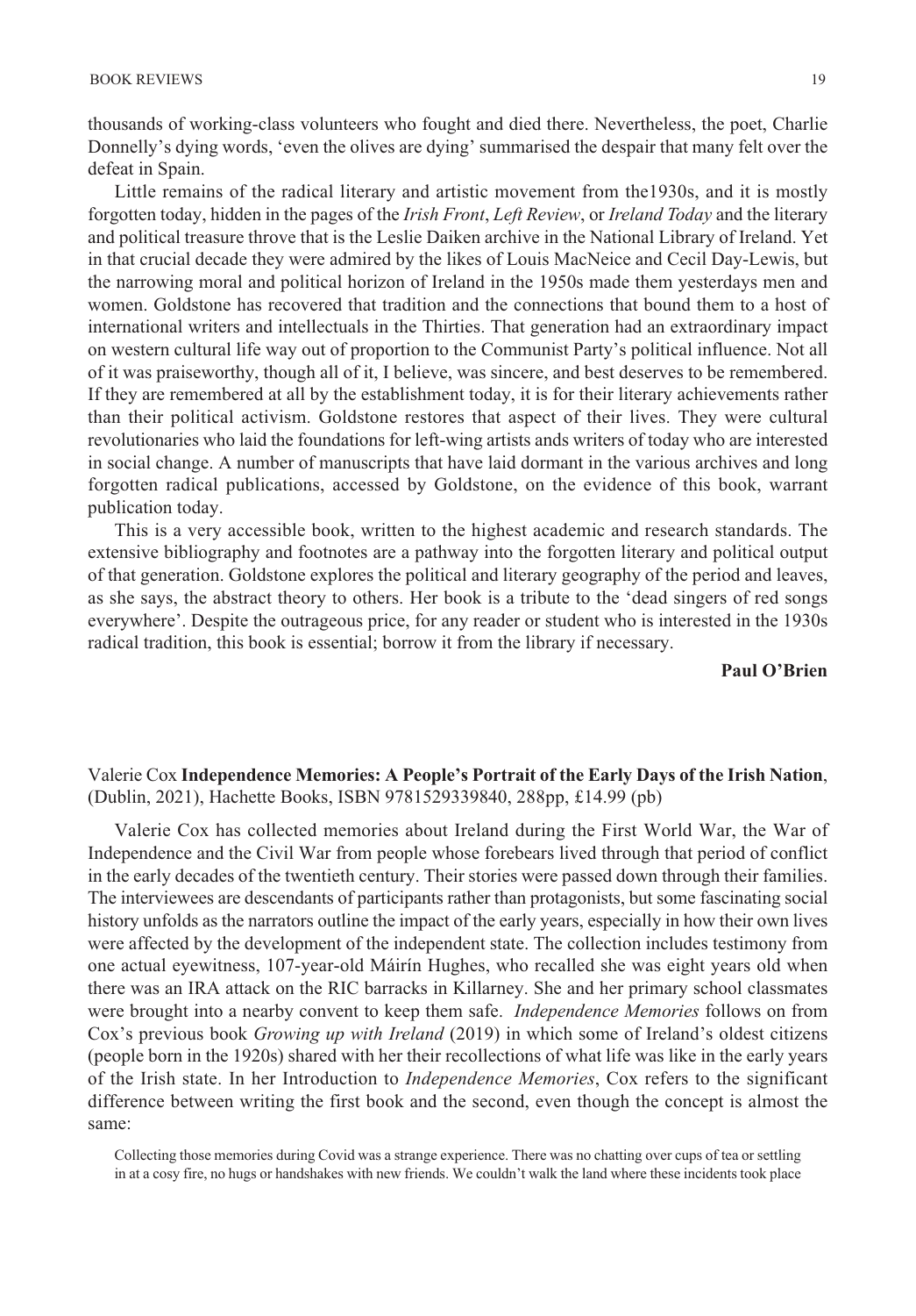thousands of working-class volunteers who fought and died there. Nevertheless, the poet, Charlie Donnelly's dying words, 'even the olives are dying' summarised the despair that many felt over the defeat in Spain.

Little remains of the radical literary and artistic movement from the1930s, and it is mostly forgotten today, hidden in the pages of the *Irish Front*, *Left Review*, or *Ireland Today* and the literary and political treasure throve that is the Leslie Daiken archive in the National Library of Ireland. Yet in that crucial decade they were admired by the likes of Louis MacNeice and Cecil Day-Lewis, but the narrowing moral and political horizon of Ireland in the 1950s made them yesterdays men and women. Goldstone has recovered that tradition and the connections that bound them to a host of international writers and intellectuals in the Thirties. That generation had an extraordinary impact on western cultural life way out of proportion to the Communist Party's political influence. Not all of it was praiseworthy, though all of it, I believe, was sincere, and best deserves to be remembered. If they are remembered at all by the establishment today, it is for their literary achievements rather than their political activism. Goldstone restores that aspect of their lives. They were cultural revolutionaries who laid the foundations for left-wing artists ands writers of today who are interested in social change. A number of manuscripts that have laid dormant in the various archives and long forgotten radical publications, accessed by Goldstone, on the evidence of this book, warrant publication today.

This is a very accessible book, written to the highest academic and research standards. The extensive bibliography and footnotes are a pathway into the forgotten literary and political output of that generation. Goldstone explores the political and literary geography of the period and leaves, as she says, the abstract theory to others. Her book is a tribute to the 'dead singers of red songs everywhere'. Despite the outrageous price, for any reader or student who is interested in the 1930s radical tradition, this book is essential; borrow it from the library if necessary.

**Paul O'Brien**

Valerie Cox **Independence Memories: A People's Portrait of the Early Days of the Irish Nation**, (Dublin, 2021), Hachette Books, ISBN 9781529339840, 288pp, £14.99 (pb)

Valerie Cox has collected memories about Ireland during the First World War, the War of Independence and the Civil War from people whose forebears lived through that period of conflict in the early decades of the twentieth century. Their stories were passed down through their families. The interviewees are descendants of participants rather than protagonists, but some fascinating social history unfolds as the narrators outline the impact of the early years, especially in how their own lives were affected by the development of the independent state. The collection includes testimony from one actual eyewitness, 107-year-old Máirín Hughes, who recalled she was eight years old when there was an IRA attack on the RIC barracks in Killarney. She and her primary school classmates were brought into a nearby convent to keep them safe. *Independence Memories* follows on from Cox's previous book *Growing up with Ireland* (2019) in which some of Ireland's oldest citizens (people born in the 1920s) shared with her their recollections of what life was like in the early years of the Irish state. In her Introduction to *Independence Memories*, Cox refers to the significant difference between writing the first book and the second, even though the concept is almost the same:

> Collecting those memories during Covid was a strange experience. There was no chatting over cups of tea or settling in at a cosy fire, no hugs or handshakes with new friends. We couldn't walk the land where these incidents took place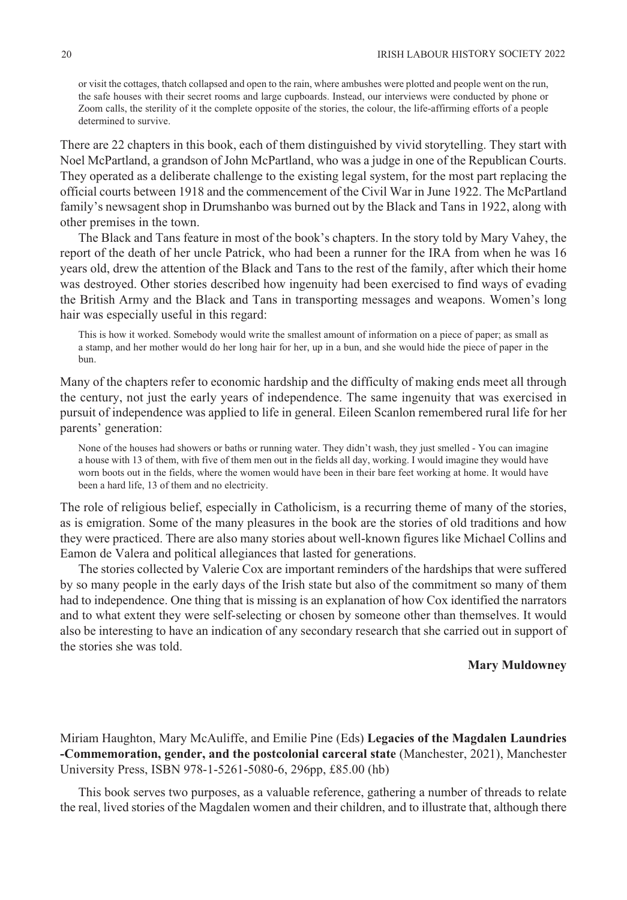> or visit the cottages, thatch collapsed and open to the rain, where ambushes were plotted and people went on the run, the safe houses with their secret rooms and large cupboards. Instead, our interviews were conducted by phone or Zoom calls, the sterility of it the complete opposite of the stories, the colour, the life-affirming efforts of a people determined to survive.

There are 22 chapters in this book, each of them distinguished by vivid storytelling. They start with Noel McPartland, a grandson of John McPartland, who was a judge in one of the Republican Courts. They operated as a deliberate challenge to the existing legal system, for the most part replacing the official courts between 1918 and the commencement of the Civil War in June 1922. The McPartland family's newsagent shop in Drumshanbo was burned out by the Black and Tans in 1922, along with other premises in the town.

The Black and Tans feature in most of the book's chapters. In the story told by Mary Vahey, the report of the death of her uncle Patrick, who had been a runner for the IRA from when he was 16 years old, drew the attention of the Black and Tans to the rest of the family, after which their home was destroyed. Other stories described how ingenuity had been exercised to find ways of evading the British Army and the Black and Tans in transporting messages and weapons. Women's long hair was especially useful in this regard:

> This is how it worked. Somebody would write the smallest amount of information on a piece of paper; as small as a stamp, and her mother would do her long hair for her, up in a bun, and she would hide the piece of paper in the bun.

Many of the chapters refer to economic hardship and the difficulty of making ends meet all through the century, not just the early years of independence. The same ingenuity that was exercised in pursuit of independence was applied to life in general. Eileen Scanlon remembered rural life for her parents' generation:

> None of the houses had showers or baths or running water. They didn't wash, they just smelled - You can imagine a house with 13 of them, with five of them men out in the fields all day, working. I would imagine they would have worn boots out in the fields, where the women would have been in their bare feet working at home. It would have been a hard life, 13 of them and no electricity.

The role of religious belief, especially in Catholicism, is a recurring theme of many of the stories, as is emigration. Some of the many pleasures in the book are the stories of old traditions and how they were practiced. There are also many stories about well-known figures like Michael Collins and Eamon de Valera and political allegiances that lasted for generations.

The stories collected by Valerie Cox are important reminders of the hardships that were suffered by so many people in the early days of the Irish state but also of the commitment so many of them had to independence. One thing that is missing is an explanation of how Cox identified the narrators and to what extent they were self-selecting or chosen by someone other than themselves. It would also be interesting to have an indication of any secondary research that she carried out in support of the stories she was told.

**Mary Muldowney**

Miriam Haughton, Mary McAuliffe, and Emilie Pine (Eds) **Legacies of the Magdalen Laundries -Commemoration, gender, and the postcolonial carceral state** (Manchester, 2021), Manchester University Press, ISBN 978-1-5261-5080-6, 296pp, £85.00 (hb)

This book serves two purposes, as a valuable reference, gathering a number of threads to relate the real, lived stories of the Magdalen women and their children, and to illustrate that, although there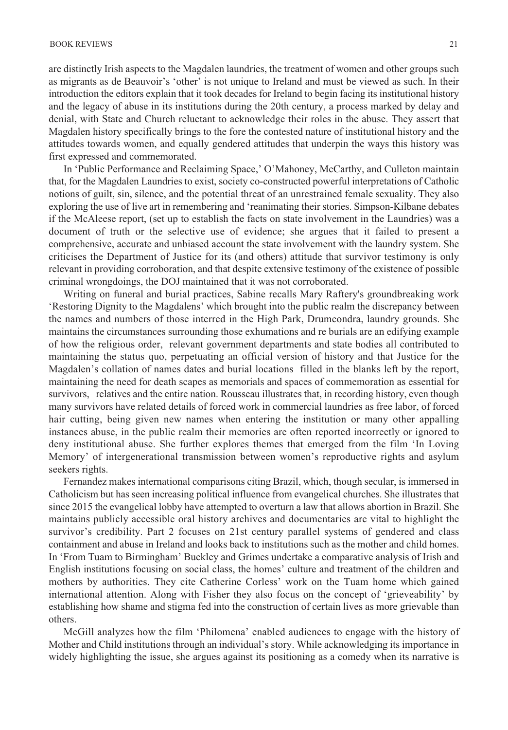are distinctly Irish aspects to the Magdalen laundries, the treatment of women and other groups such as migrants as de Beauvoir's 'other' is not unique to Ireland and must be viewed as such. In their introduction the editors explain that it took decades for Ireland to begin facing its institutional history and the legacy of abuse in its institutions during the 20th century, a process marked by delay and denial, with State and Church reluctant to acknowledge their roles in the abuse. They assert that Magdalen history specifically brings to the fore the contested nature of institutional history and the attitudes towards women, and equally gendered attitudes that underpin the ways this history was first expressed and commemorated.

In 'Public Performance and Reclaiming Space,' O'Mahoney, McCarthy, and Culleton maintain that, for the Magdalen Laundries to exist, society co-constructed powerful interpretations of Catholic notions of guilt, sin, silence, and the potential threat of an unrestrained female sexuality. They also exploring the use of live art in remembering and 'reanimating their stories. Simpson-Kilbane debates if the McAleese report, (set up to establish the facts on state involvement in the Laundries) was a document of truth or the selective use of evidence; she argues that it failed to present a comprehensive, accurate and unbiased account the state involvement with the laundry system. She criticises the Department of Justice for its (and others) attitude that survivor testimony is only relevant in providing corroboration, and that despite extensive testimony of the existence of possible criminal wrongdoings, the DOJ maintained that it was not corroborated.

Writing on funeral and burial practices, Sabine recalls Mary Raftery's groundbreaking work 'Restoring Dignity to the Magdalens' which brought into the public realm the discrepancy between the names and numbers of those interred in the High Park, Drumcondra, laundry grounds. She maintains the circumstances surrounding those exhumations and re burials are an edifying example of how the religious order, relevant government departments and state bodies all contributed to maintaining the status quo, perpetuating an official version of history and that Justice for the Magdalen's collation of names dates and burial locations filled in the blanks left by the report, maintaining the need for death scapes as memorials and spaces of commemoration as essential for survivors, relatives and the entire nation. Rousseau illustrates that, in recording history, even though many survivors have related details of forced work in commercial laundries as free labor, of forced hair cutting, being given new names when entering the institution or many other appalling instances abuse, in the public realm their memories are often reported incorrectly or ignored to deny institutional abuse. She further explores themes that emerged from the film 'In Loving Memory' of intergenerational transmission between women's reproductive rights and asylum seekers rights.

Fernandez makes international comparisons citing Brazil, which, though secular, is immersed in Catholicism but has seen increasing political influence from evangelical churches. She illustrates that since 2015 the evangelical lobby have attempted to overturn a law that allows abortion in Brazil. She maintains publicly accessible oral history archives and documentaries are vital to highlight the survivor's credibility. Part 2 focuses on 21st century parallel systems of gendered and class containment and abuse in Ireland and looks back to institutions such as the mother and child homes. In 'From Tuam to Birmingham' Buckley and Grimes undertake a comparative analysis of Irish and English institutions focusing on social class, the homes' culture and treatment of the children and mothers by authorities. They cite Catherine Corless' work on the Tuam home which gained international attention. Along with Fisher they also focus on the concept of 'grieveability' by establishing how shame and stigma fed into the construction of certain lives as more grievable than others.

McGill analyzes how the film 'Philomena' enabled audiences to engage with the history of Mother and Child institutions through an individual's story. While acknowledging its importance in widely highlighting the issue, she argues against its positioning as a comedy when its narrative is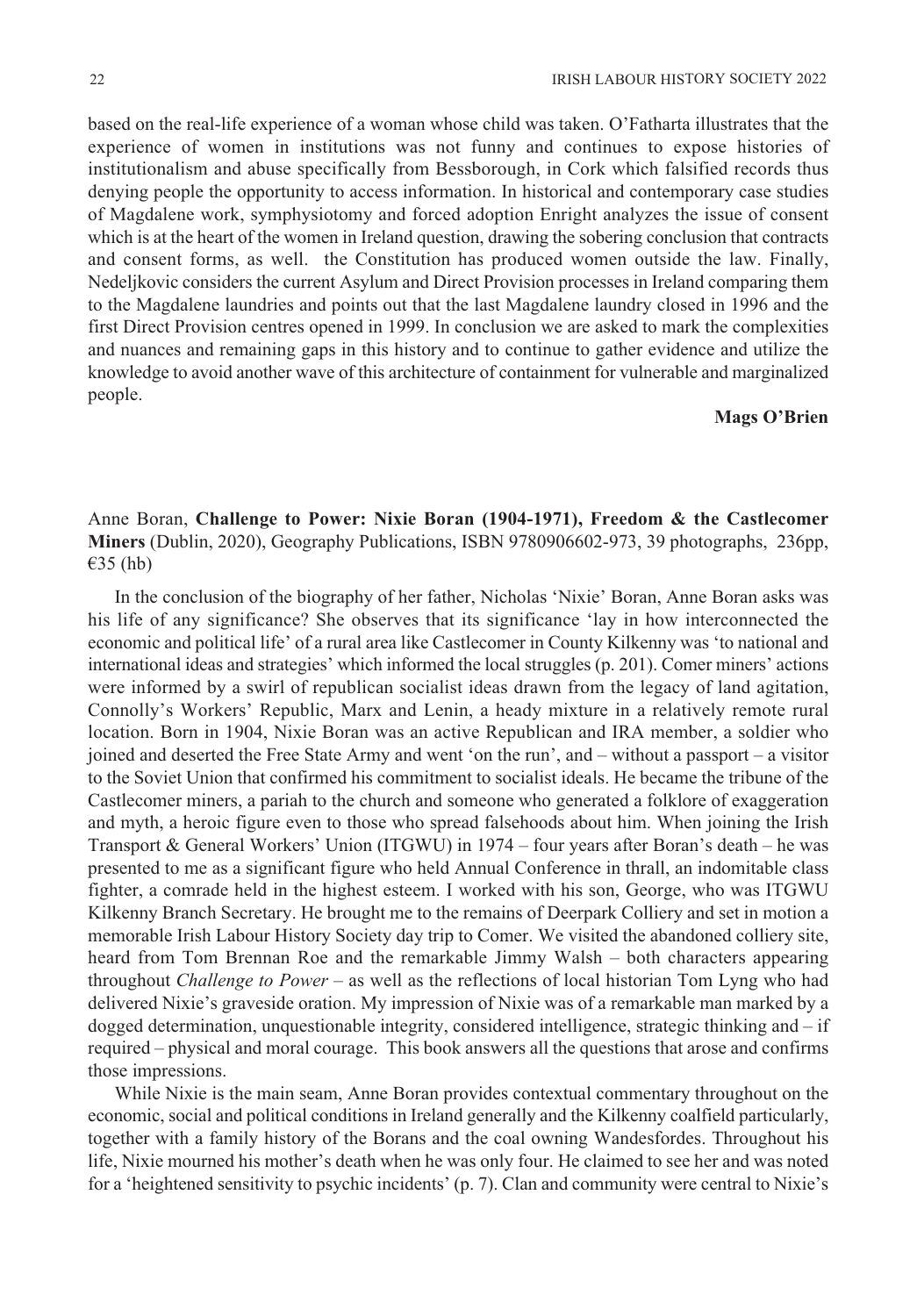based on the real-life experience of a woman whose child was taken. O'Fatharta illustrates that the experience of women in institutions was not funny and continues to expose histories of institutionalism and abuse specifically from Bessborough, in Cork which falsified records thus denying people the opportunity to access information. In historical and contemporary case studies of Magdalene work, symphysiotomy and forced adoption Enright analyzes the issue of consent which is at the heart of the women in Ireland question, drawing the sobering conclusion that contracts and consent forms, as well. the Constitution has produced women outside the law. Finally, Nedeljkovic considers the current Asylum and Direct Provision processes in Ireland comparing them to the Magdalene laundries and points out that the last Magdalene laundry closed in 1996 and the first Direct Provision centres opened in 1999. In conclusion we are asked to mark the complexities and nuances and remaining gaps in this history and to continue to gather evidence and utilize the knowledge to avoid another wave of this architecture of containment for vulnerable and marginalized people.

**Mags O'Brien**

Anne Boran, **Challenge to Power: Nixie Boran (1904-1971), Freedom & the Castlecomer Miners** (Dublin, 2020), Geography Publications, ISBN 9780906602-973, 39 photographs, 236pp, €35 (hb)

In the conclusion of the biography of her father, Nicholas 'Nixie' Boran, Anne Boran asks was his life of any significance? She observes that its significance 'lay in how interconnected the economic and political life' of a rural area like Castlecomer in County Kilkenny was 'to national and international ideas and strategies' which informed the local struggles (p. 201). Comer miners' actions were informed by a swirl of republican socialist ideas drawn from the legacy of land agitation, Connolly's Workers' Republic, Marx and Lenin, a heady mixture in a relatively remote rural location. Born in 1904, Nixie Boran was an active Republican and IRA member, a soldier who joined and deserted the Free State Army and went 'on the run', and – without a passport – a visitor to the Soviet Union that confirmed his commitment to socialist ideals. He became the tribune of the Castlecomer miners, a pariah to the church and someone who generated a folklore of exaggeration and myth, a heroic figure even to those who spread falsehoods about him. When joining the Irish Transport & General Workers' Union (ITGWU) in 1974 – four years after Boran's death – he was presented to me as a significant figure who held Annual Conference in thrall, an indomitable class fighter, a comrade held in the highest esteem. I worked with his son, George, who was ITGWU Kilkenny Branch Secretary. He brought me to the remains of Deerpark Colliery and set in motion a memorable Irish Labour History Society day trip to Comer. We visited the abandoned colliery site, heard from Tom Brennan Roe and the remarkable Jimmy Walsh – both characters appearing throughout *Challenge to Power* – as well as the reflections of local historian Tom Lyng who had delivered Nixie's graveside oration. My impression of Nixie was of a remarkable man marked by a dogged determination, unquestionable integrity, considered intelligence, strategic thinking and – if required – physical and moral courage. This book answers all the questions that arose and confirms those impressions.

While Nixie is the main seam, Anne Boran provides contextual commentary throughout on the economic, social and political conditions in Ireland generally and the Kilkenny coalfield particularly, together with a family history of the Borans and the coal owning Wandesfordes. Throughout his life, Nixie mourned his mother's death when he was only four. He claimed to see her and was noted for a 'heightened sensitivity to psychic incidents' (p. 7). Clan and community were central to Nixie's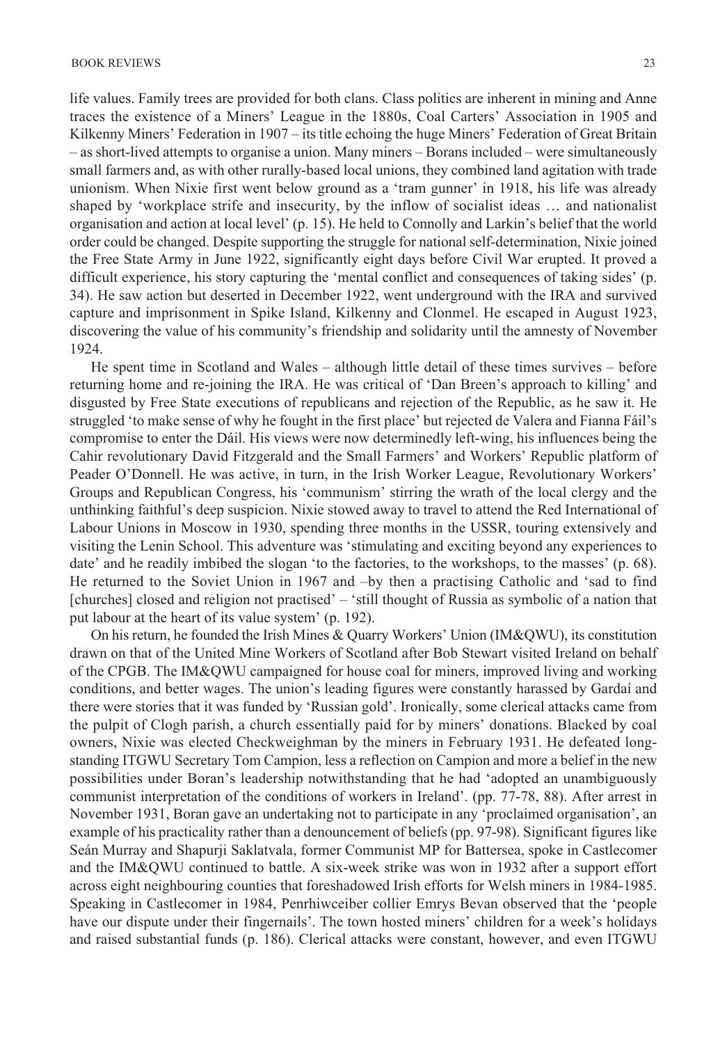life values. Family trees are provided for both clans. Class politics are inherent in mining and Anne traces the existence of a Miners' League in the 1880s, Coal Carters' Association in 1905 and Kilkenny Miners' Federation in 1907 – its title echoing the huge Miners' Federation of Great Britain – as short-lived attempts to organise a union. Many miners – Borans included – were simultaneously small farmers and, as with other rurally-based local unions, they combined land agitation with trade unionism. When Nixie first went below ground as a 'tram gunner' in 1918, his life was already shaped by 'workplace strife and insecurity, by the inflow of socialist ideas … and nationalist organisation and action at local level' (p. 15). He held to Connolly and Larkin's belief that the world order could be changed. Despite supporting the struggle for national self-determination, Nixie joined the Free State Army in June 1922, significantly eight days before Civil War erupted. It proved a difficult experience, his story capturing the 'mental conflict and consequences of taking sides' (p. 34). He saw action but deserted in December 1922, went underground with the IRA and survived capture and imprisonment in Spike Island, Kilkenny and Clonmel. He escaped in August 1923, discovering the value of his community's friendship and solidarity until the amnesty of November 1924.

He spent time in Scotland and Wales – although little detail of these times survives – before returning home and re-joining the IRA. He was critical of 'Dan Breen's approach to killing' and disgusted by Free State executions of republicans and rejection of the Republic, as he saw it. He struggled 'to make sense of why he fought in the first place' but rejected de Valera and Fianna Fáil's compromise to enter the Dáil. His views were now determinedly left-wing, his influences being the Cahir revolutionary David Fitzgerald and the Small Farmers' and Workers' Republic platform of Peader O'Donnell. He was active, in turn, in the Irish Worker League, Revolutionary Workers' Groups and Republican Congress, his 'communism' stirring the wrath of the local clergy and the unthinking faithful's deep suspicion. Nixie stowed away to travel to attend the Red International of Labour Unions in Moscow in 1930, spending three months in the USSR, touring extensively and visiting the Lenin School. This adventure was 'stimulating and exciting beyond any experiences to date' and he readily imbibed the slogan 'to the factories, to the workshops, to the masses' (p. 68). He returned to the Soviet Union in 1967 and –by then a practising Catholic and 'sad to find [churches] closed and religion not practised' – 'still thought of Russia as symbolic of a nation that put labour at the heart of its value system' (p. 192).

On his return, he founded the Irish Mines & Quarry Workers' Union (IM&QWU), its constitution drawn on that of the United Mine Workers of Scotland after Bob Stewart visited Ireland on behalf of the CPGB. The IM&QWU campaigned for house coal for miners, improved living and working conditions, and better wages. The union's leading figures were constantly harassed by Gardaí and there were stories that it was funded by 'Russian gold'. Ironically, some clerical attacks came from the pulpit of Clogh parish, a church essentially paid for by miners' donations. Blacked by coal owners, Nixie was elected Checkweighman by the miners in February 1931. He defeated long-standing ITGWU Secretary Tom Campion, less a reflection on Campion and more a belief in the new possibilities under Boran's leadership notwithstanding that he had 'adopted an unambiguously communist interpretation of the conditions of workers in Ireland'. (pp. 77-78, 88). After arrest in November 1931, Boran gave an undertaking not to participate in any 'proclaimed organisation', an example of his practicality rather than a denouncement of beliefs (pp. 97-98). Significant figures like Seán Murray and Shapurji Saklatvala, former Communist MP for Battersea, spoke in Castlecomer and the IM&QWU continued to battle. A six-week strike was won in 1932 after a support effort across eight neighbouring counties that foreshadowed Irish efforts for Welsh miners in 1984-1985. Speaking in Castlecomer in 1984, Penrhiwceiber collier Emrys Bevan observed that the 'people have our dispute under their fingernails'. The town hosted miners' children for a week's holidays and raised substantial funds (p. 186). Clerical attacks were constant, however, and even ITGWU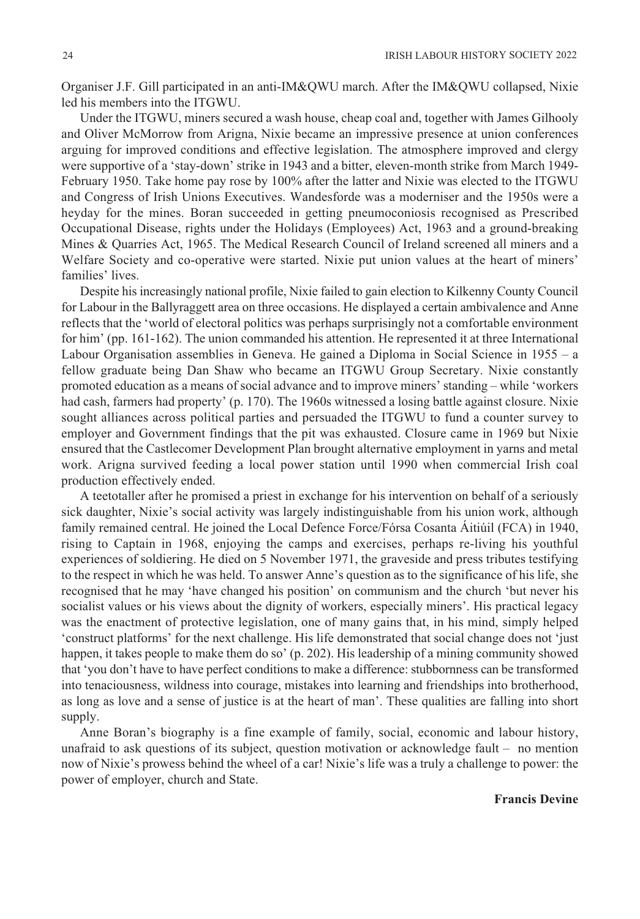Organiser J.F. Gill participated in an anti-IM&QWU march. After the IM&QWU collapsed, Nixie led his members into the ITGWU.

Under the ITGWU, miners secured a wash house, cheap coal and, together with James Gilhooly and Oliver McMorrow from Arigna, Nixie became an impressive presence at union conferences arguing for improved conditions and effective legislation. The atmosphere improved and clergy were supportive of a 'stay-down' strike in 1943 and a bitter, eleven-month strike from March 1949-February 1950. Take home pay rose by 100% after the latter and Nixie was elected to the ITGWU and Congress of Irish Unions Executives. Wandesforde was a moderniser and the 1950s were a heyday for the mines. Boran succeeded in getting pneumoconiosis recognised as Prescribed Occupational Disease, rights under the Holidays (Employees) Act, 1963 and a ground-breaking Mines & Quarries Act, 1965. The Medical Research Council of Ireland screened all miners and a Welfare Society and co-operative were started. Nixie put union values at the heart of miners' families' lives.

Despite his increasingly national profile, Nixie failed to gain election to Kilkenny County Council for Labour in the Ballyraggett area on three occasions. He displayed a certain ambivalence and Anne reflects that the 'world of electoral politics was perhaps surprisingly not a comfortable environment for him' (pp. 161-162). The union commanded his attention. He represented it at three International Labour Organisation assemblies in Geneva. He gained a Diploma in Social Science in 1955 – a fellow graduate being Dan Shaw who became an ITGWU Group Secretary. Nixie constantly promoted education as a means of social advance and to improve miners' standing – while 'workers had cash, farmers had property' (p. 170). The 1960s witnessed a losing battle against closure. Nixie sought alliances across political parties and persuaded the ITGWU to fund a counter survey to employer and Government findings that the pit was exhausted. Closure came in 1969 but Nixie ensured that the Castlecomer Development Plan brought alternative employment in yarns and metal work. Arigna survived feeding a local power station until 1990 when commercial Irish coal production effectively ended.

A teetotaller after he promised a priest in exchange for his intervention on behalf of a seriously sick daughter, Nixie's social activity was largely indistinguishable from his union work, although family remained central. He joined the Local Defence Force/Fórsa Cosanta Áitiúil (FCA) in 1940, rising to Captain in 1968, enjoying the camps and exercises, perhaps re-living his youthful experiences of soldiering. He died on 5 November 1971, the graveside and press tributes testifying to the respect in which he was held. To answer Anne's question as to the significance of his life, she recognised that he may 'have changed his position' on communism and the church 'but never his socialist values or his views about the dignity of workers, especially miners'. His practical legacy was the enactment of protective legislation, one of many gains that, in his mind, simply helped 'construct platforms' for the next challenge. His life demonstrated that social change does not 'just happen, it takes people to make them do so' (p. 202). His leadership of a mining community showed that 'you don't have to have perfect conditions to make a difference: stubbornness can be transformed into tenaciousness, wildness into courage, mistakes into learning and friendships into brotherhood, as long as love and a sense of justice is at the heart of man'. These qualities are falling into short supply.

Anne Boran's biography is a fine example of family, social, economic and labour history, unafraid to ask questions of its subject, question motivation or acknowledge fault – no mention now of Nixie's prowess behind the wheel of a car! Nixie's life was a truly a challenge to power: the power of employer, church and State.

**Francis Devine**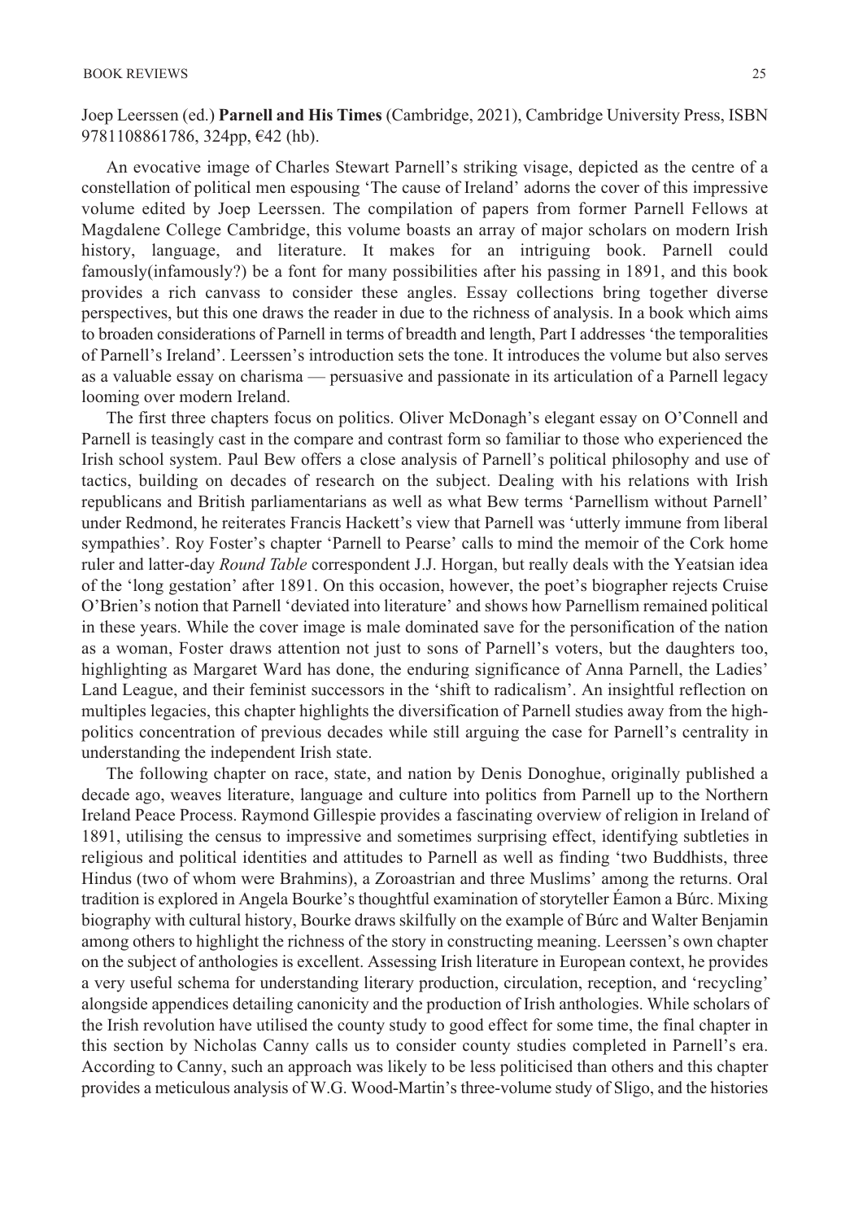Joep Leerssen (ed.) **Parnell and His Times** (Cambridge, 2021), Cambridge University Press, ISBN 9781108861786, 324pp, €42 (hb).

An evocative image of Charles Stewart Parnell's striking visage, depicted as the centre of a constellation of political men espousing 'The cause of Ireland' adorns the cover of this impressive volume edited by Joep Leerssen. The compilation of papers from former Parnell Fellows at Magdalene College Cambridge, this volume boasts an array of major scholars on modern Irish history, language, and literature. It makes for an intriguing book. Parnell could famously(infamously?) be a font for many possibilities after his passing in 1891, and this book provides a rich canvass to consider these angles. Essay collections bring together diverse perspectives, but this one draws the reader in due to the richness of analysis. In a book which aims to broaden considerations of Parnell in terms of breadth and length, Part I addresses 'the temporalities of Parnell's Ireland'. Leerssen's introduction sets the tone. It introduces the volume but also serves as a valuable essay on charisma — persuasive and passionate in its articulation of a Parnell legacy looming over modern Ireland.

The first three chapters focus on politics. Oliver McDonagh's elegant essay on O'Connell and Parnell is teasingly cast in the compare and contrast form so familiar to those who experienced the Irish school system. Paul Bew offers a close analysis of Parnell's political philosophy and use of tactics, building on decades of research on the subject. Dealing with his relations with Irish republicans and British parliamentarians as well as what Bew terms 'Parnellism without Parnell' under Redmond, he reiterates Francis Hackett's view that Parnell was 'utterly immune from liberal sympathies'. Roy Foster's chapter 'Parnell to Pearse' calls to mind the memoir of the Cork home ruler and latter-day *Round Table* correspondent J.J. Horgan, but really deals with the Yeatsian idea of the 'long gestation' after 1891. On this occasion, however, the poet's biographer rejects Cruise O'Brien's notion that Parnell 'deviated into literature' and shows how Parnellism remained political in these years. While the cover image is male dominated save for the personification of the nation as a woman, Foster draws attention not just to sons of Parnell's voters, but the daughters too, highlighting as Margaret Ward has done, the enduring significance of Anna Parnell, the Ladies' Land League, and their feminist successors in the 'shift to radicalism'. An insightful reflection on multiples legacies, this chapter highlights the diversification of Parnell studies away from the high-politics concentration of previous decades while still arguing the case for Parnell's centrality in understanding the independent Irish state.

The following chapter on race, state, and nation by Denis Donoghue, originally published a decade ago, weaves literature, language and culture into politics from Parnell up to the Northern Ireland Peace Process. Raymond Gillespie provides a fascinating overview of religion in Ireland of 1891, utilising the census to impressive and sometimes surprising effect, identifying subtleties in religious and political identities and attitudes to Parnell as well as finding 'two Buddhists, three Hindus (two of whom were Brahmins), a Zoroastrian and three Muslims' among the returns. Oral tradition is explored in Angela Bourke's thoughtful examination of storyteller Éamon a Búrc. Mixing biography with cultural history, Bourke draws skilfully on the example of Búrc and Walter Benjamin among others to highlight the richness of the story in constructing meaning. Leerssen's own chapter on the subject of anthologies is excellent. Assessing Irish literature in European context, he provides a very useful schema for understanding literary production, circulation, reception, and 'recycling' alongside appendices detailing canonicity and the production of Irish anthologies. While scholars of the Irish revolution have utilised the county study to good effect for some time, the final chapter in this section by Nicholas Canny calls us to consider county studies completed in Parnell's era. According to Canny, such an approach was likely to be less politicised than others and this chapter provides a meticulous analysis of W.G. Wood-Martin's three-volume study of Sligo, and the histories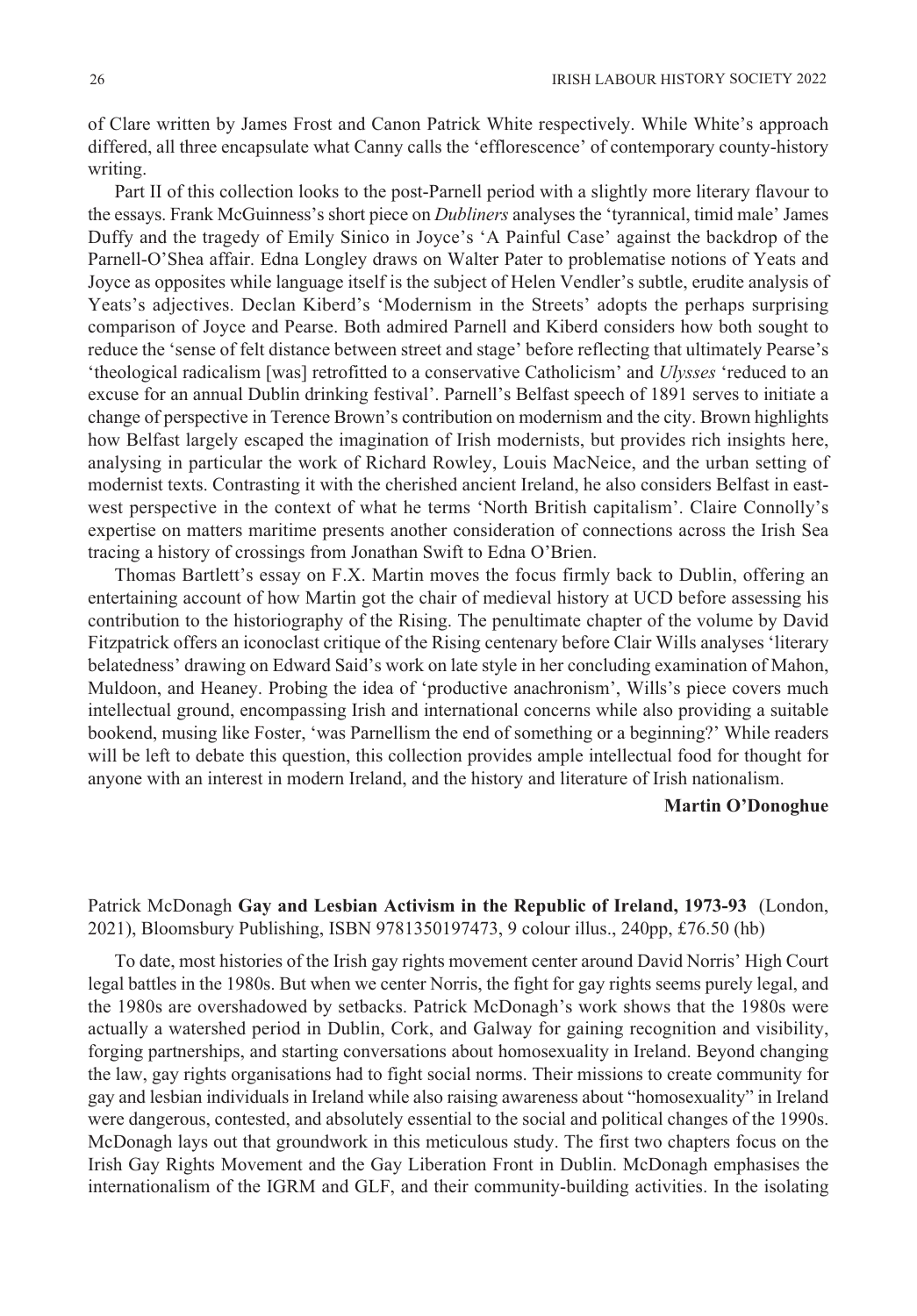of Clare written by James Frost and Canon Patrick White respectively. While White's approach differed, all three encapsulate what Canny calls the 'efflorescence' of contemporary county-history writing.

Part II of this collection looks to the post-Parnell period with a slightly more literary flavour to the essays. Frank McGuinness's short piece on *Dubliners* analyses the 'tyrannical, timid male' James Duffy and the tragedy of Emily Sinico in Joyce's 'A Painful Case' against the backdrop of the Parnell-O'Shea affair. Edna Longley draws on Walter Pater to problematise notions of Yeats and Joyce as opposites while language itself is the subject of Helen Vendler's subtle, erudite analysis of Yeats's adjectives. Declan Kiberd's 'Modernism in the Streets' adopts the perhaps surprising comparison of Joyce and Pearse. Both admired Parnell and Kiberd considers how both sought to reduce the 'sense of felt distance between street and stage' before reflecting that ultimately Pearse's 'theological radicalism [was] retrofitted to a conservative Catholicism' and *Ulysses* 'reduced to an excuse for an annual Dublin drinking festival'. Parnell's Belfast speech of 1891 serves to initiate a change of perspective in Terence Brown's contribution on modernism and the city. Brown highlights how Belfast largely escaped the imagination of Irish modernists, but provides rich insights here, analysing in particular the work of Richard Rowley, Louis MacNeice, and the urban setting of modernist texts. Contrasting it with the cherished ancient Ireland, he also considers Belfast in east-west perspective in the context of what he terms 'North British capitalism'. Claire Connolly's expertise on matters maritime presents another consideration of connections across the Irish Sea tracing a history of crossings from Jonathan Swift to Edna O'Brien.

Thomas Bartlett's essay on F.X. Martin moves the focus firmly back to Dublin, offering an entertaining account of how Martin got the chair of medieval history at UCD before assessing his contribution to the historiography of the Rising. The penultimate chapter of the volume by David Fitzpatrick offers an iconoclast critique of the Rising centenary before Clair Wills analyses 'literary belatedness' drawing on Edward Said's work on late style in her concluding examination of Mahon, Muldoon, and Heaney. Probing the idea of 'productive anachronism', Wills's piece covers much intellectual ground, encompassing Irish and international concerns while also providing a suitable bookend, musing like Foster, 'was Parnellism the end of something or a beginning?' While readers will be left to debate this question, this collection provides ample intellectual food for thought for anyone with an interest in modern Ireland, and the history and literature of Irish nationalism.

**Martin O'Donoghue**

Patrick McDonagh **Gay and Lesbian Activism in the Republic of Ireland, 1973-93** (London, 2021), Bloomsbury Publishing, ISBN 9781350197473, 9 colour illus., 240pp, £76.50 (hb)

To date, most histories of the Irish gay rights movement center around David Norris' High Court legal battles in the 1980s. But when we center Norris, the fight for gay rights seems purely legal, and the 1980s are overshadowed by setbacks. Patrick McDonagh's work shows that the 1980s were actually a watershed period in Dublin, Cork, and Galway for gaining recognition and visibility, forging partnerships, and starting conversations about homosexuality in Ireland. Beyond changing the law, gay rights organisations had to fight social norms. Their missions to create community for gay and lesbian individuals in Ireland while also raising awareness about "homosexuality" in Ireland were dangerous, contested, and absolutely essential to the social and political changes of the 1990s. McDonagh lays out that groundwork in this meticulous study. The first two chapters focus on the Irish Gay Rights Movement and the Gay Liberation Front in Dublin. McDonagh emphasises the internationalism of the IGRM and GLF, and their community-building activities. In the isolating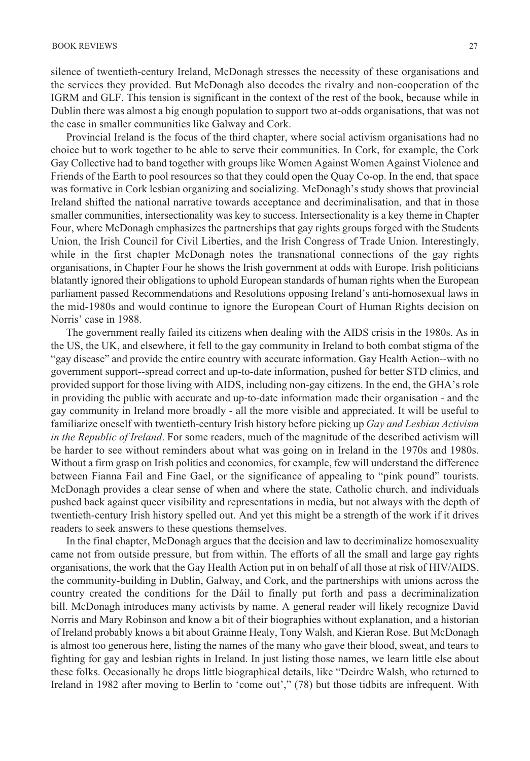silence of twentieth-century Ireland, McDonagh stresses the necessity of these organisations and the services they provided. But McDonagh also decodes the rivalry and non-cooperation of the IGRM and GLF. This tension is significant in the context of the rest of the book, because while in Dublin there was almost a big enough population to support two at-odds organisations, that was not the case in smaller communities like Galway and Cork.

Provincial Ireland is the focus of the third chapter, where social activism organisations had no choice but to work together to be able to serve their communities. In Cork, for example, the Cork Gay Collective had to band together with groups like Women Against Women Against Violence and Friends of the Earth to pool resources so that they could open the Quay Co-op. In the end, that space was formative in Cork lesbian organizing and socializing. McDonagh's study shows that provincial Ireland shifted the national narrative towards acceptance and decriminalisation, and that in those smaller communities, intersectionality was key to success. Intersectionality is a key theme in Chapter Four, where McDonagh emphasizes the partnerships that gay rights groups forged with the Students Union, the Irish Council for Civil Liberties, and the Irish Congress of Trade Union. Interestingly, while in the first chapter McDonagh notes the transnational connections of the gay rights organisations, in Chapter Four he shows the Irish government at odds with Europe. Irish politicians blatantly ignored their obligations to uphold European standards of human rights when the European parliament passed Recommendations and Resolutions opposing Ireland's anti-homosexual laws in the mid-1980s and would continue to ignore the European Court of Human Rights decision on Norris' case in 1988.

The government really failed its citizens when dealing with the AIDS crisis in the 1980s. As in the US, the UK, and elsewhere, it fell to the gay community in Ireland to both combat stigma of the "gay disease" and provide the entire country with accurate information. Gay Health Action--with no government support--spread correct and up-to-date information, pushed for better STD clinics, and provided support for those living with AIDS, including non-gay citizens. In the end, the GHA's role in providing the public with accurate and up-to-date information made their organisation - and the gay community in Ireland more broadly - all the more visible and appreciated. It will be useful to familiarize oneself with twentieth-century Irish history before picking up *Gay and Lesbian Activism in the Republic of Ireland*. For some readers, much of the magnitude of the described activism will be harder to see without reminders about what was going on in Ireland in the 1970s and 1980s. Without a firm grasp on Irish politics and economics, for example, few will understand the difference between Fianna Fail and Fine Gael, or the significance of appealing to "pink pound" tourists. McDonagh provides a clear sense of when and where the state, Catholic church, and individuals pushed back against queer visibility and representations in media, but not always with the depth of twentieth-century Irish history spelled out. And yet this might be a strength of the work if it drives readers to seek answers to these questions themselves.

In the final chapter, McDonagh argues that the decision and law to decriminalize homosexuality came not from outside pressure, but from within. The efforts of all the small and large gay rights organisations, the work that the Gay Health Action put in on behalf of all those at risk of HIV/AIDS, the community-building in Dublin, Galway, and Cork, and the partnerships with unions across the country created the conditions for the Dáil to finally put forth and pass a decriminalization bill. McDonagh introduces many activists by name. A general reader will likely recognize David Norris and Mary Robinson and know a bit of their biographies without explanation, and a historian of Ireland probably knows a bit about Grainne Healy, Tony Walsh, and Kieran Rose. But McDonagh is almost too generous here, listing the names of the many who gave their blood, sweat, and tears to fighting for gay and lesbian rights in Ireland. In just listing those names, we learn little else about these folks. Occasionally he drops little biographical details, like "Deirdre Walsh, who returned to Ireland in 1982 after moving to Berlin to 'come out'," (78) but those tidbits are infrequent. With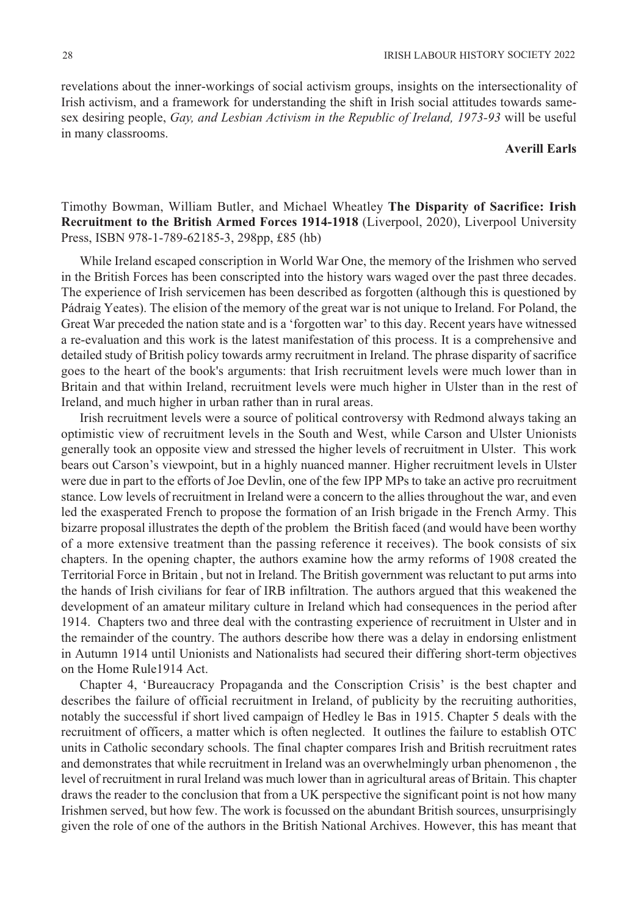revelations about the inner-workings of social activism groups, insights on the intersectionality of Irish activism, and a framework for understanding the shift in Irish social attitudes towards same-sex desiring people, *Gay, and Lesbian Activism in the Republic of Ireland, 1973-93* will be useful in many classrooms.

**Averill Earls**

Timothy Bowman, William Butler, and Michael Wheatley **The Disparity of Sacrifice: Irish Recruitment to the British Armed Forces 1914-1918** (Liverpool, 2020), Liverpool University Press, ISBN 978-1-789-62185-3, 298pp, £85 (hb)

While Ireland escaped conscription in World War One, the memory of the Irishmen who served in the British Forces has been conscripted into the history wars waged over the past three decades. The experience of Irish servicemen has been described as forgotten (although this is questioned by Pádraig Yeates). The elision of the memory of the great war is not unique to Ireland. For Poland, the Great War preceded the nation state and is a 'forgotten war' to this day. Recent years have witnessed a re-evaluation and this work is the latest manifestation of this process. It is a comprehensive and detailed study of British policy towards army recruitment in Ireland. The phrase disparity of sacrifice goes to the heart of the book's arguments: that Irish recruitment levels were much lower than in Britain and that within Ireland, recruitment levels were much higher in Ulster than in the rest of Ireland, and much higher in urban rather than in rural areas.

Irish recruitment levels were a source of political controversy with Redmond always taking an optimistic view of recruitment levels in the South and West, while Carson and Ulster Unionists generally took an opposite view and stressed the higher levels of recruitment in Ulster. This work bears out Carson's viewpoint, but in a highly nuanced manner. Higher recruitment levels in Ulster were due in part to the efforts of Joe Devlin, one of the few IPP MPs to take an active pro recruitment stance. Low levels of recruitment in Ireland were a concern to the allies throughout the war, and even led the exasperated French to propose the formation of an Irish brigade in the French Army. This bizarre proposal illustrates the depth of the problem the British faced (and would have been worthy of a more extensive treatment than the passing reference it receives). The book consists of six chapters. In the opening chapter, the authors examine how the army reforms of 1908 created the Territorial Force in Britain , but not in Ireland. The British government was reluctant to put arms into the hands of Irish civilians for fear of IRB infiltration. The authors argued that this weakened the development of an amateur military culture in Ireland which had consequences in the period after 1914. Chapters two and three deal with the contrasting experience of recruitment in Ulster and in the remainder of the country. The authors describe how there was a delay in endorsing enlistment in Autumn 1914 until Unionists and Nationalists had secured their differing short-term objectives on the Home Rule1914 Act.

Chapter 4, 'Bureaucracy Propaganda and the Conscription Crisis' is the best chapter and describes the failure of official recruitment in Ireland, of publicity by the recruiting authorities, notably the successful if short lived campaign of Hedley le Bas in 1915. Chapter 5 deals with the recruitment of officers, a matter which is often neglected. It outlines the failure to establish OTC units in Catholic secondary schools. The final chapter compares Irish and British recruitment rates and demonstrates that while recruitment in Ireland was an overwhelmingly urban phenomenon , the level of recruitment in rural Ireland was much lower than in agricultural areas of Britain. This chapter draws the reader to the conclusion that from a UK perspective the significant point is not how many Irishmen served, but how few. The work is focussed on the abundant British sources, unsurprisingly given the role of one of the authors in the British National Archives. However, this has meant that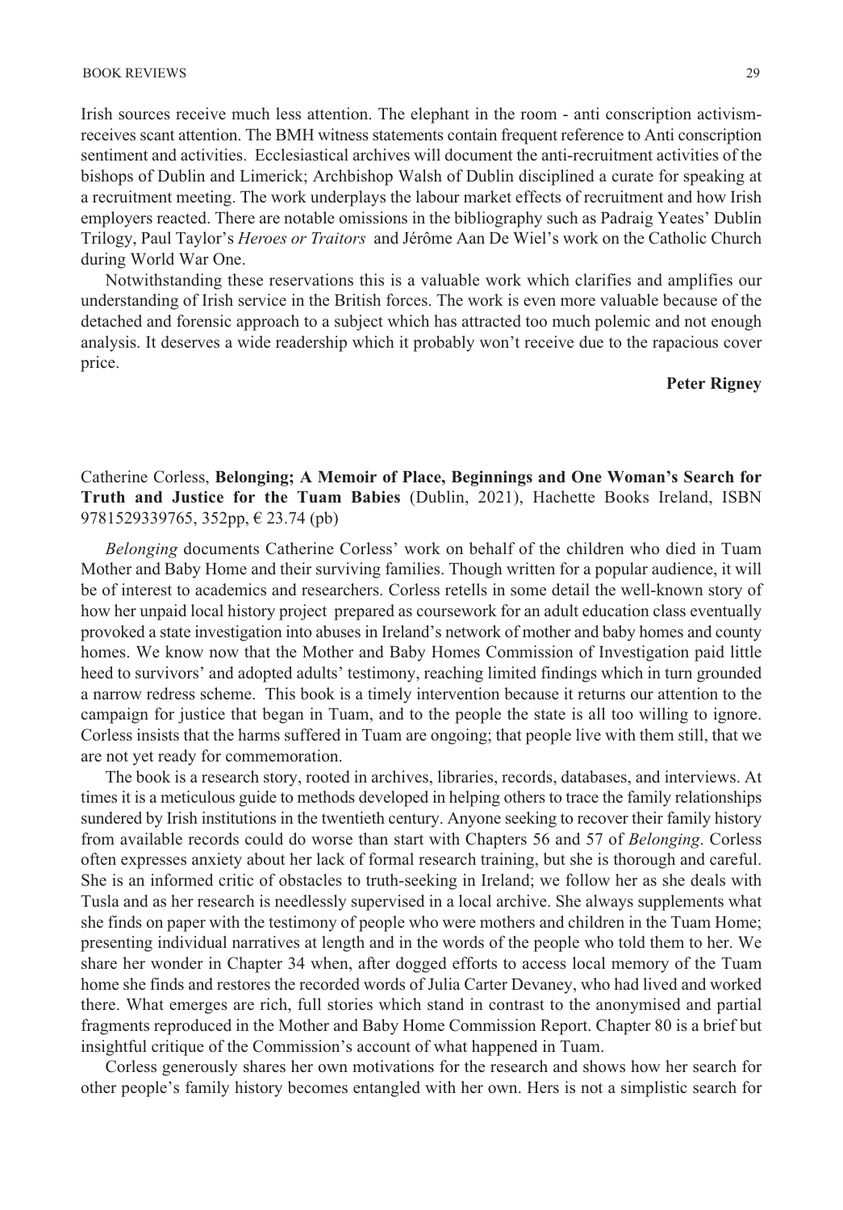Irish sources receive much less attention. The elephant in the room - anti conscription activism- receives scant attention. The BMH witness statements contain frequent reference to Anti conscription sentiment and activities. Ecclesiastical archives will document the anti-recruitment activities of the bishops of Dublin and Limerick; Archbishop Walsh of Dublin disciplined a curate for speaking at a recruitment meeting. The work underplays the labour market effects of recruitment and how Irish employers reacted. There are notable omissions in the bibliography such as Padraig Yeates' Dublin Trilogy, Paul Taylor's *Heroes or Traitors* and Jérôme Aan De Wiel's work on the Catholic Church during World War One.

Notwithstanding these reservations this is a valuable work which clarifies and amplifies our understanding of Irish service in the British forces. The work is even more valuable because of the detached and forensic approach to a subject which has attracted too much polemic and not enough analysis. It deserves a wide readership which it probably won't receive due to the rapacious cover price.

**Peter Rigney**

Catherine Corless, **Belonging; A Memoir of Place, Beginnings and One Woman's Search for Truth and Justice for the Tuam Babies** (Dublin, 2021), Hachette Books Ireland, ISBN 9781529339765, 352pp, € 23.74 (pb)

*Belonging* documents Catherine Corless' work on behalf of the children who died in Tuam Mother and Baby Home and their surviving families. Though written for a popular audience, it will be of interest to academics and researchers. Corless retells in some detail the well-known story of how her unpaid local history project prepared as coursework for an adult education class eventually provoked a state investigation into abuses in Ireland's network of mother and baby homes and county homes. We know now that the Mother and Baby Homes Commission of Investigation paid little heed to survivors' and adopted adults' testimony, reaching limited findings which in turn grounded a narrow redress scheme. This book is a timely intervention because it returns our attention to the campaign for justice that began in Tuam, and to the people the state is all too willing to ignore. Corless insists that the harms suffered in Tuam are ongoing; that people live with them still, that we are not yet ready for commemoration.

The book is a research story, rooted in archives, libraries, records, databases, and interviews. At times it is a meticulous guide to methods developed in helping others to trace the family relationships sundered by Irish institutions in the twentieth century. Anyone seeking to recover their family history from available records could do worse than start with Chapters 56 and 57 of *Belonging*. Corless often expresses anxiety about her lack of formal research training, but she is thorough and careful. She is an informed critic of obstacles to truth-seeking in Ireland; we follow her as she deals with Tusla and as her research is needlessly supervised in a local archive. She always supplements what she finds on paper with the testimony of people who were mothers and children in the Tuam Home; presenting individual narratives at length and in the words of the people who told them to her. We share her wonder in Chapter 34 when, after dogged efforts to access local memory of the Tuam home she finds and restores the recorded words of Julia Carter Devaney, who had lived and worked there. What emerges are rich, full stories which stand in contrast to the anonymised and partial fragments reproduced in the Mother and Baby Home Commission Report. Chapter 80 is a brief but insightful critique of the Commission's account of what happened in Tuam.

Corless generously shares her own motivations for the research and shows how her search for other people's family history becomes entangled with her own. Hers is not a simplistic search for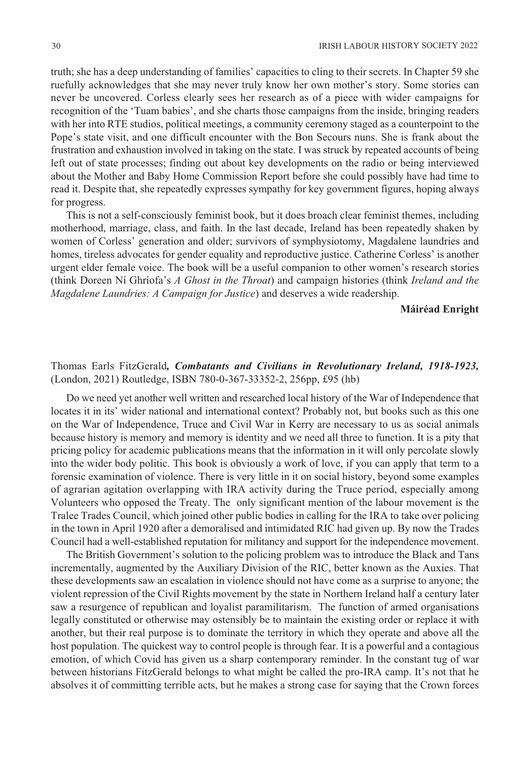truth; she has a deep understanding of families' capacities to cling to their secrets. In Chapter 59 she ruefully acknowledges that she may never truly know her own mother's story. Some stories can never be uncovered. Corless clearly sees her research as of a piece with wider campaigns for recognition of the 'Tuam babies', and she charts those campaigns from the inside, bringing readers with her into RTE studios, political meetings, a community ceremony staged as a counterpoint to the Pope's state visit, and one difficult encounter with the Bon Secours nuns. She is frank about the frustration and exhaustion involved in taking on the state. I was struck by repeated accounts of being left out of state processes; finding out about key developments on the radio or being interviewed about the Mother and Baby Home Commission Report before she could possibly have had time to read it. Despite that, she repeatedly expresses sympathy for key government figures, hoping always for progress.

This is not a self-consciously feminist book, but it does broach clear feminist themes, including motherhood, marriage, class, and faith. In the last decade, Ireland has been repeatedly shaken by women of Corless' generation and older; survivors of symphysiotomy, Magdalene laundries and homes, tireless advocates for gender equality and reproductive justice. Catherine Corless' is another urgent elder female voice. The book will be a useful companion to other women's research stories (think Doreen Ní Ghríofa's *A Ghost in the Throat*) and campaign histories (think *Ireland and the Magdalene Laundries: A Campaign for Justice*) and deserves a wide readership.

**Máiréad Enright**

Thomas Earls FitzGerald***, Combatants and Civilians in Revolutionary Ireland, 1918-1923,*** (London, 2021) Routledge, ISBN 780-0-367-33352-2, 256pp, £95 (hb)

Do we need yet another well written and researched local history of the War of Independence that locates it in its' wider national and international context? Probably not, but books such as this one on the War of Independence, Truce and Civil War in Kerry are necessary to us as social animals because history is memory and memory is identity and we need all three to function. It is a pity that pricing policy for academic publications means that the information in it will only percolate slowly into the wider body politic. This book is obviously a work of love, if you can apply that term to a forensic examination of violence. There is very little in it on social history, beyond some examples of agrarian agitation overlapping with IRA activity during the Truce period, especially among Volunteers who opposed the Treaty. The only significant mention of the labour movement is the Tralee Trades Council, which joined other public bodies in calling for the IRA to take over policing in the town in April 1920 after a demoralised and intimidated RIC had given up. By now the Trades Council had a well-established reputation for militancy and support for the independence movement.

The British Government's solution to the policing problem was to introduce the Black and Tans incrementally, augmented by the Auxiliary Division of the RIC, better known as the Auxies. That these developments saw an escalation in violence should not have come as a surprise to anyone; the violent repression of the Civil Rights movement by the state in Northern Ireland half a century later saw a resurgence of republican and loyalist paramilitarism. The function of armed organisations legally constituted or otherwise may ostensibly be to maintain the existing order or replace it with another, but their real purpose is to dominate the territory in which they operate and above all the host population. The quickest way to control people is through fear. It is a powerful and a contagious emotion, of which Covid has given us a sharp contemporary reminder. In the constant tug of war between historians FitzGerald belongs to what might be called the pro-IRA camp. It's not that he absolves it of committing terrible acts, but he makes a strong case for saying that the Crown forces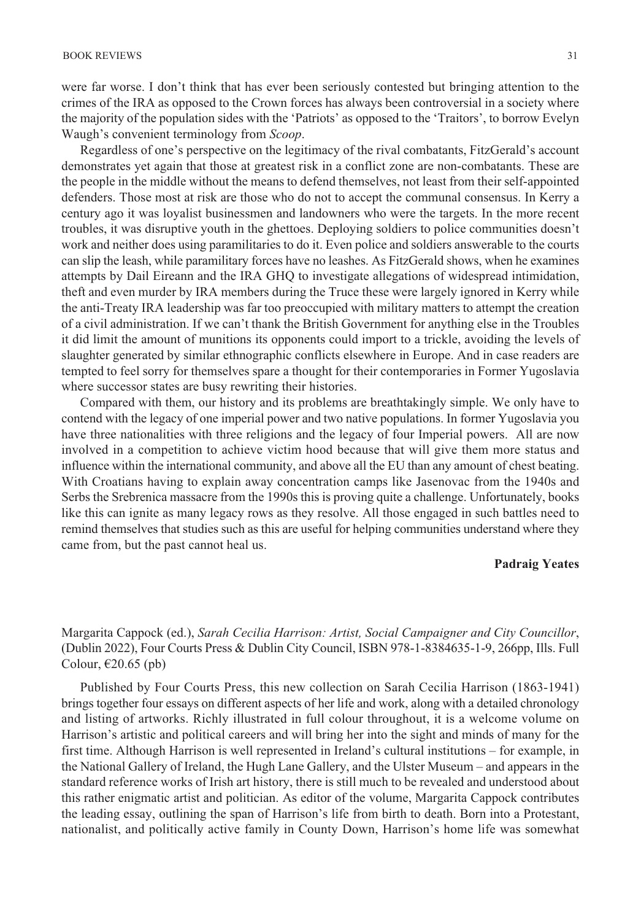were far worse. I don't think that has ever been seriously contested but bringing attention to the crimes of the IRA as opposed to the Crown forces has always been controversial in a society where the majority of the population sides with the 'Patriots' as opposed to the 'Traitors', to borrow Evelyn Waugh's convenient terminology from *Scoop*.

Regardless of one's perspective on the legitimacy of the rival combatants, FitzGerald's account demonstrates yet again that those at greatest risk in a conflict zone are non-combatants. These are the people in the middle without the means to defend themselves, not least from their self-appointed defenders. Those most at risk are those who do not to accept the communal consensus. In Kerry a century ago it was loyalist businessmen and landowners who were the targets. In the more recent troubles, it was disruptive youth in the ghettoes. Deploying soldiers to police communities doesn't work and neither does using paramilitaries to do it. Even police and soldiers answerable to the courts can slip the leash, while paramilitary forces have no leashes. As FitzGerald shows, when he examines attempts by Dail Eireann and the IRA GHQ to investigate allegations of widespread intimidation, theft and even murder by IRA members during the Truce these were largely ignored in Kerry while the anti-Treaty IRA leadership was far too preoccupied with military matters to attempt the creation of a civil administration. If we can't thank the British Government for anything else in the Troubles it did limit the amount of munitions its opponents could import to a trickle, avoiding the levels of slaughter generated by similar ethnographic conflicts elsewhere in Europe. And in case readers are tempted to feel sorry for themselves spare a thought for their contemporaries in Former Yugoslavia where successor states are busy rewriting their histories.

Compared with them, our history and its problems are breathtakingly simple. We only have to contend with the legacy of one imperial power and two native populations. In former Yugoslavia you have three nationalities with three religions and the legacy of four Imperial powers. All are now involved in a competition to achieve victim hood because that will give them more status and influence within the international community, and above all the EU than any amount of chest beating. With Croatians having to explain away concentration camps like Jasenovac from the 1940s and Serbs the Srebrenica massacre from the 1990s this is proving quite a challenge. Unfortunately, books like this can ignite as many legacy rows as they resolve. All those engaged in such battles need to remind themselves that studies such as this are useful for helping communities understand where they came from, but the past cannot heal us.

**Padraig Yeates**

Margarita Cappock (ed.), *Sarah Cecilia Harrison: Artist, Social Campaigner and City Councillor*, (Dublin 2022), Four Courts Press & Dublin City Council, ISBN 978-1-8384635-1-9, 266pp, Ills. Full Colour, €20.65 (pb)

Published by Four Courts Press, this new collection on Sarah Cecilia Harrison (1863-1941) brings together four essays on different aspects of her life and work, along with a detailed chronology and listing of artworks. Richly illustrated in full colour throughout, it is a welcome volume on Harrison's artistic and political careers and will bring her into the sight and minds of many for the first time. Although Harrison is well represented in Ireland's cultural institutions – for example, in the National Gallery of Ireland, the Hugh Lane Gallery, and the Ulster Museum – and appears in the standard reference works of Irish art history, there is still much to be revealed and understood about this rather enigmatic artist and politician. As editor of the volume, Margarita Cappock contributes the leading essay, outlining the span of Harrison's life from birth to death. Born into a Protestant, nationalist, and politically active family in County Down, Harrison's home life was somewhat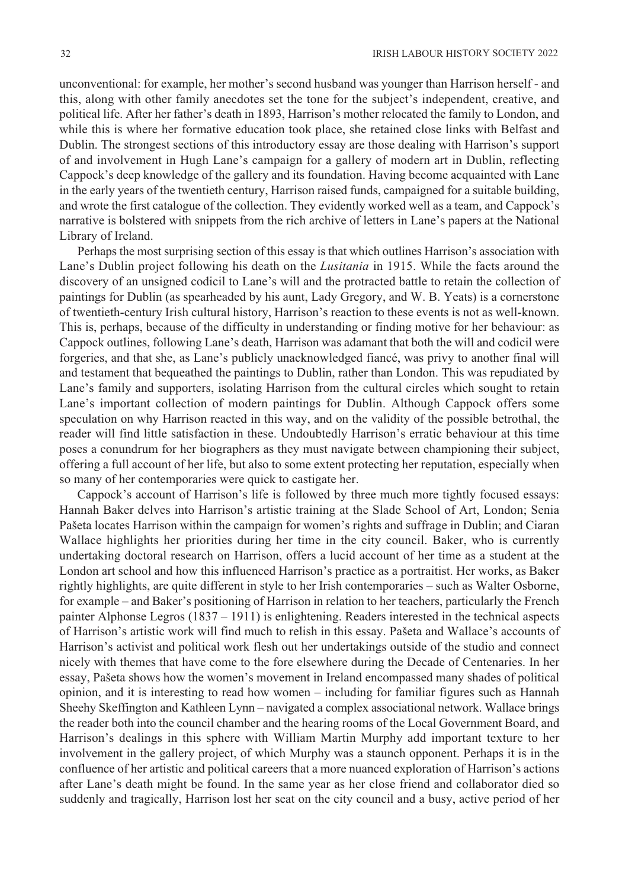unconventional: for example, her mother's second husband was younger than Harrison herself - and this, along with other family anecdotes set the tone for the subject's independent, creative, and political life. After her father's death in 1893, Harrison's mother relocated the family to London, and while this is where her formative education took place, she retained close links with Belfast and Dublin. The strongest sections of this introductory essay are those dealing with Harrison's support of and involvement in Hugh Lane's campaign for a gallery of modern art in Dublin, reflecting Cappock's deep knowledge of the gallery and its foundation. Having become acquainted with Lane in the early years of the twentieth century, Harrison raised funds, campaigned for a suitable building, and wrote the first catalogue of the collection. They evidently worked well as a team, and Cappock's narrative is bolstered with snippets from the rich archive of letters in Lane's papers at the National Library of Ireland.

Perhaps the most surprising section of this essay is that which outlines Harrison's association with Lane's Dublin project following his death on the *Lusitania* in 1915. While the facts around the discovery of an unsigned codicil to Lane's will and the protracted battle to retain the collection of paintings for Dublin (as spearheaded by his aunt, Lady Gregory, and W. B. Yeats) is a cornerstone of twentieth-century Irish cultural history, Harrison's reaction to these events is not as well-known. This is, perhaps, because of the difficulty in understanding or finding motive for her behaviour: as Cappock outlines, following Lane's death, Harrison was adamant that both the will and codicil were forgeries, and that she, as Lane's publicly unacknowledged fiancé, was privy to another final will and testament that bequeathed the paintings to Dublin, rather than London. This was repudiated by Lane's family and supporters, isolating Harrison from the cultural circles which sought to retain Lane's important collection of modern paintings for Dublin. Although Cappock offers some speculation on why Harrison reacted in this way, and on the validity of the possible betrothal, the reader will find little satisfaction in these. Undoubtedly Harrison's erratic behaviour at this time poses a conundrum for her biographers as they must navigate between championing their subject, offering a full account of her life, but also to some extent protecting her reputation, especially when so many of her contemporaries were quick to castigate her.

Cappock's account of Harrison's life is followed by three much more tightly focused essays: Hannah Baker delves into Harrison's artistic training at the Slade School of Art, London; Senia Pašeta locates Harrison within the campaign for women's rights and suffrage in Dublin; and Ciaran Wallace highlights her priorities during her time in the city council. Baker, who is currently undertaking doctoral research on Harrison, offers a lucid account of her time as a student at the London art school and how this influenced Harrison's practice as a portraitist. Her works, as Baker rightly highlights, are quite different in style to her Irish contemporaries – such as Walter Osborne, for example – and Baker's positioning of Harrison in relation to her teachers, particularly the French painter Alphonse Legros (1837 – 1911) is enlightening. Readers interested in the technical aspects of Harrison's artistic work will find much to relish in this essay. Pašeta and Wallace's accounts of Harrison's activist and political work flesh out her undertakings outside of the studio and connect nicely with themes that have come to the fore elsewhere during the Decade of Centenaries. In her essay, Pašeta shows how the women's movement in Ireland encompassed many shades of political opinion, and it is interesting to read how women – including for familiar figures such as Hannah Sheehy Skeffington and Kathleen Lynn – navigated a complex associational network. Wallace brings the reader both into the council chamber and the hearing rooms of the Local Government Board, and Harrison's dealings in this sphere with William Martin Murphy add important texture to her involvement in the gallery project, of which Murphy was a staunch opponent. Perhaps it is in the confluence of her artistic and political careers that a more nuanced exploration of Harrison's actions after Lane's death might be found. In the same year as her close friend and collaborator died so suddenly and tragically, Harrison lost her seat on the city council and a busy, active period of her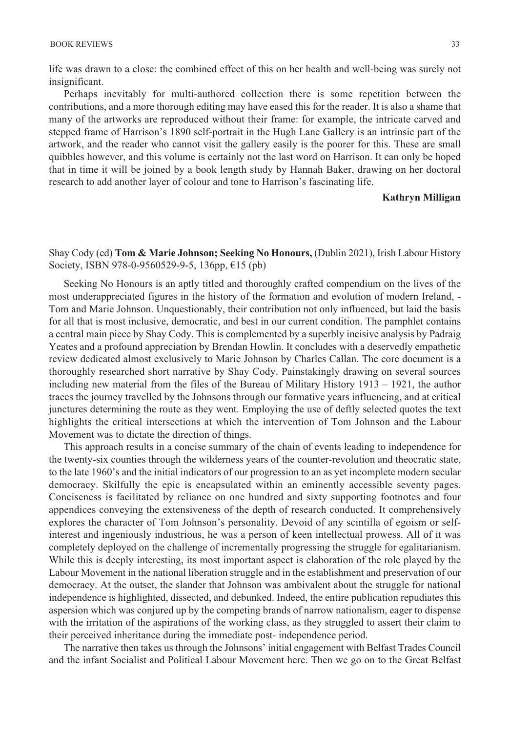life was drawn to a close: the combined effect of this on her health and well-being was surely not insignificant.

Perhaps inevitably for multi-authored collection there is some repetition between the contributions, and a more thorough editing may have eased this for the reader. It is also a shame that many of the artworks are reproduced without their frame: for example, the intricate carved and stepped frame of Harrison's 1890 self-portrait in the Hugh Lane Gallery is an intrinsic part of the artwork, and the reader who cannot visit the gallery easily is the poorer for this. These are small quibbles however, and this volume is certainly not the last word on Harrison. It can only be hoped that in time it will be joined by a book length study by Hannah Baker, drawing on her doctoral research to add another layer of colour and tone to Harrison's fascinating life.

**Kathryn Milligan**

Shay Cody (ed) **Tom & Marie Johnson; Seeking No Honours,** (Dublin 2021), Irish Labour History Society, ISBN 978-0-9560529-9-5, 136pp, €15 (pb)

Seeking No Honours is an aptly titled and thoroughly crafted compendium on the lives of the most underappreciated figures in the history of the formation and evolution of modern Ireland, - Tom and Marie Johnson. Unquestionably, their contribution not only influenced, but laid the basis for all that is most inclusive, democratic, and best in our current condition. The pamphlet contains a central main piece by Shay Cody. This is complemented by a superbly incisive analysis by Padraig Yeates and a profound appreciation by Brendan Howlin. It concludes with a deservedly empathetic review dedicated almost exclusively to Marie Johnson by Charles Callan. The core document is a thoroughly researched short narrative by Shay Cody. Painstakingly drawing on several sources including new material from the files of the Bureau of Military History 1913 – 1921, the author traces the journey travelled by the Johnsons through our formative years influencing, and at critical junctures determining the route as they went. Employing the use of deftly selected quotes the text highlights the critical intersections at which the intervention of Tom Johnson and the Labour Movement was to dictate the direction of things.

This approach results in a concise summary of the chain of events leading to independence for the twenty-six counties through the wilderness years of the counter-revolution and theocratic state, to the late 1960's and the initial indicators of our progression to an as yet incomplete modern secular democracy. Skilfully the epic is encapsulated within an eminently accessible seventy pages. Conciseness is facilitated by reliance on one hundred and sixty supporting footnotes and four appendices conveying the extensiveness of the depth of research conducted. It comprehensively explores the character of Tom Johnson's personality. Devoid of any scintilla of egoism or self-interest and ingeniously industrious, he was a person of keen intellectual prowess. All of it was completely deployed on the challenge of incrementally progressing the struggle for egalitarianism. While this is deeply interesting, its most important aspect is elaboration of the role played by the Labour Movement in the national liberation struggle and in the establishment and preservation of our democracy. At the outset, the slander that Johnson was ambivalent about the struggle for national independence is highlighted, dissected, and debunked. Indeed, the entire publication repudiates this aspersion which was conjured up by the competing brands of narrow nationalism, eager to dispense with the irritation of the aspirations of the working class, as they struggled to assert their claim to their perceived inheritance during the immediate post- independence period.

The narrative then takes us through the Johnsons' initial engagement with Belfast Trades Council and the infant Socialist and Political Labour Movement here. Then we go on to the Great Belfast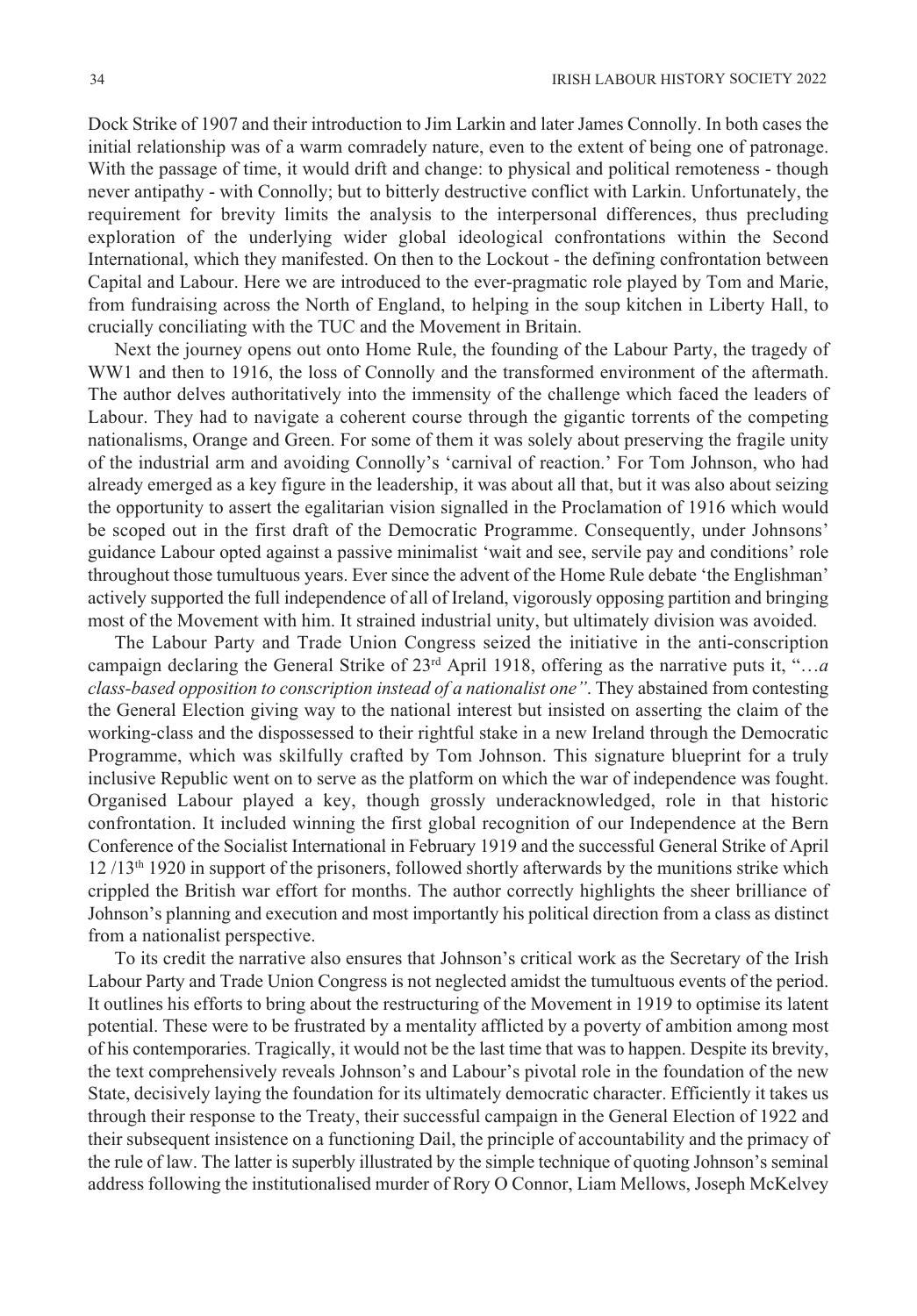Dock Strike of 1907 and their introduction to Jim Larkin and later James Connolly. In both cases the initial relationship was of a warm comradely nature, even to the extent of being one of patronage. With the passage of time, it would drift and change: to physical and political remoteness - though never antipathy - with Connolly; but to bitterly destructive conflict with Larkin. Unfortunately, the requirement for brevity limits the analysis to the interpersonal differences, thus precluding exploration of the underlying wider global ideological confrontations within the Second International, which they manifested. On then to the Lockout - the defining confrontation between Capital and Labour. Here we are introduced to the ever-pragmatic role played by Tom and Marie, from fundraising across the North of England, to helping in the soup kitchen in Liberty Hall, to crucially conciliating with the TUC and the Movement in Britain.

Next the journey opens out onto Home Rule, the founding of the Labour Party, the tragedy of WW1 and then to 1916, the loss of Connolly and the transformed environment of the aftermath. The author delves authoritatively into the immensity of the challenge which faced the leaders of Labour. They had to navigate a coherent course through the gigantic torrents of the competing nationalisms, Orange and Green. For some of them it was solely about preserving the fragile unity of the industrial arm and avoiding Connolly's 'carnival of reaction.' For Tom Johnson, who had already emerged as a key figure in the leadership, it was about all that, but it was also about seizing the opportunity to assert the egalitarian vision signalled in the Proclamation of 1916 which would be scoped out in the first draft of the Democratic Programme. Consequently, under Johnsons' guidance Labour opted against a passive minimalist 'wait and see, servile pay and conditions' role throughout those tumultuous years. Ever since the advent of the Home Rule debate 'the Englishman' actively supported the full independence of all of Ireland, vigorously opposing partition and bringing most of the Movement with him. It strained industrial unity, but ultimately division was avoided.

The Labour Party and Trade Union Congress seized the initiative in the anti-conscription campaign declaring the General Strike of 23rd April 1918, offering as the narrative puts it, "*…a class-based opposition to conscription instead of a nationalist one"*. They abstained from contesting the General Election giving way to the national interest but insisted on asserting the claim of the working-class and the dispossessed to their rightful stake in a new Ireland through the Democratic Programme, which was skilfully crafted by Tom Johnson. This signature blueprint for a truly inclusive Republic went on to serve as the platform on which the war of independence was fought. Organised Labour played a key, though grossly underacknowledged, role in that historic confrontation. It included winning the first global recognition of our Independence at the Bern Conference of the Socialist International in February 1919 and the successful General Strike of April 12 /13th 1920 in support of the prisoners, followed shortly afterwards by the munitions strike which crippled the British war effort for months. The author correctly highlights the sheer brilliance of Johnson's planning and execution and most importantly his political direction from a class as distinct from a nationalist perspective.

To its credit the narrative also ensures that Johnson's critical work as the Secretary of the Irish Labour Party and Trade Union Congress is not neglected amidst the tumultuous events of the period. It outlines his efforts to bring about the restructuring of the Movement in 1919 to optimise its latent potential. These were to be frustrated by a mentality afflicted by a poverty of ambition among most of his contemporaries. Tragically, it would not be the last time that was to happen. Despite its brevity, the text comprehensively reveals Johnson's and Labour's pivotal role in the foundation of the new State, decisively laying the foundation for its ultimately democratic character. Efficiently it takes us through their response to the Treaty, their successful campaign in the General Election of 1922 and their subsequent insistence on a functioning Dail, the principle of accountability and the primacy of the rule of law. The latter is superbly illustrated by the simple technique of quoting Johnson's seminal address following the institutionalised murder of Rory O Connor, Liam Mellows, Joseph McKelvey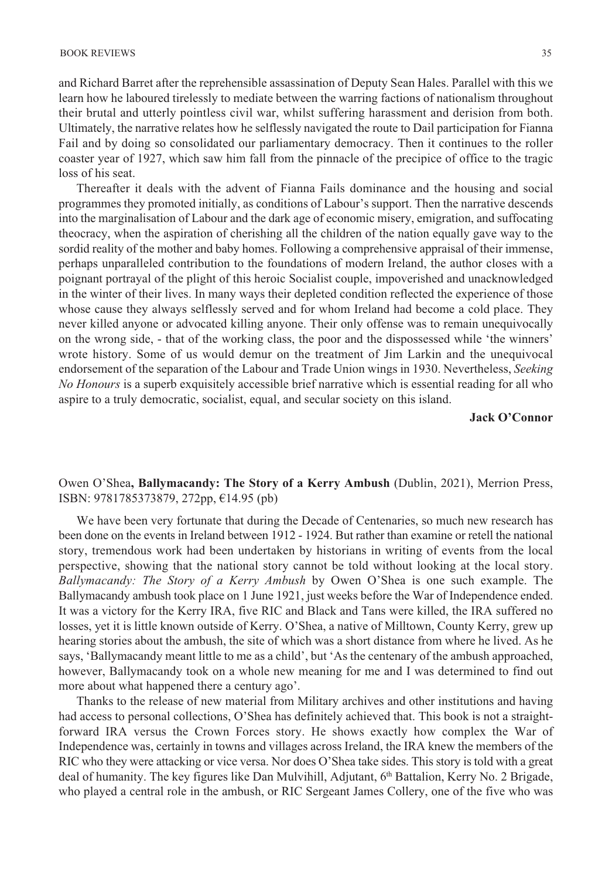and Richard Barret after the reprehensible assassination of Deputy Sean Hales. Parallel with this we learn how he laboured tirelessly to mediate between the warring factions of nationalism throughout their brutal and utterly pointless civil war, whilst suffering harassment and derision from both. Ultimately, the narrative relates how he selflessly navigated the route to Dail participation for Fianna Fail and by doing so consolidated our parliamentary democracy. Then it continues to the roller coaster year of 1927, which saw him fall from the pinnacle of the precipice of office to the tragic loss of his seat.

Thereafter it deals with the advent of Fianna Fails dominance and the housing and social programmes they promoted initially, as conditions of Labour's support. Then the narrative descends into the marginalisation of Labour and the dark age of economic misery, emigration, and suffocating theocracy, when the aspiration of cherishing all the children of the nation equally gave way to the sordid reality of the mother and baby homes. Following a comprehensive appraisal of their immense, perhaps unparalleled contribution to the foundations of modern Ireland, the author closes with a poignant portrayal of the plight of this heroic Socialist couple, impoverished and unacknowledged in the winter of their lives. In many ways their depleted condition reflected the experience of those whose cause they always selflessly served and for whom Ireland had become a cold place. They never killed anyone or advocated killing anyone. Their only offense was to remain unequivocally on the wrong side, - that of the working class, the poor and the dispossessed while 'the winners' wrote history. Some of us would demur on the treatment of Jim Larkin and the unequivocal endorsement of the separation of the Labour and Trade Union wings in 1930. Nevertheless, *Seeking No Honours* is a superb exquisitely accessible brief narrative which is essential reading for all who aspire to a truly democratic, socialist, equal, and secular society on this island.

**Jack O'Connor**

Owen O'Shea**, Ballymacandy: The Story of a Kerry Ambush** (Dublin, 2021), Merrion Press, ISBN: 9781785373879, 272pp, €14.95 (pb)

We have been very fortunate that during the Decade of Centenaries, so much new research has been done on the events in Ireland between 1912 - 1924. But rather than examine or retell the national story, tremendous work had been undertaken by historians in writing of events from the local perspective, showing that the national story cannot be told without looking at the local story. *Ballymacandy: The Story of a Kerry Ambush* by Owen O'Shea is one such example. The Ballymacandy ambush took place on 1 June 1921, just weeks before the War of Independence ended. It was a victory for the Kerry IRA, five RIC and Black and Tans were killed, the IRA suffered no losses, yet it is little known outside of Kerry. O'Shea, a native of Milltown, County Kerry, grew up hearing stories about the ambush, the site of which was a short distance from where he lived. As he says, 'Ballymacandy meant little to me as a child', but 'As the centenary of the ambush approached, however, Ballymacandy took on a whole new meaning for me and I was determined to find out more about what happened there a century ago'.

Thanks to the release of new material from Military archives and other institutions and having had access to personal collections, O'Shea has definitely achieved that. This book is not a straight-forward IRA versus the Crown Forces story. He shows exactly how complex the War of Independence was, certainly in towns and villages across Ireland, the IRA knew the members of the RIC who they were attacking or vice versa. Nor does O'Shea take sides. This story is told with a great deal of humanity. The key figures like Dan Mulvihill, Adjutant, 6th Battalion, Kerry No. 2 Brigade, who played a central role in the ambush, or RIC Sergeant James Collery, one of the five who was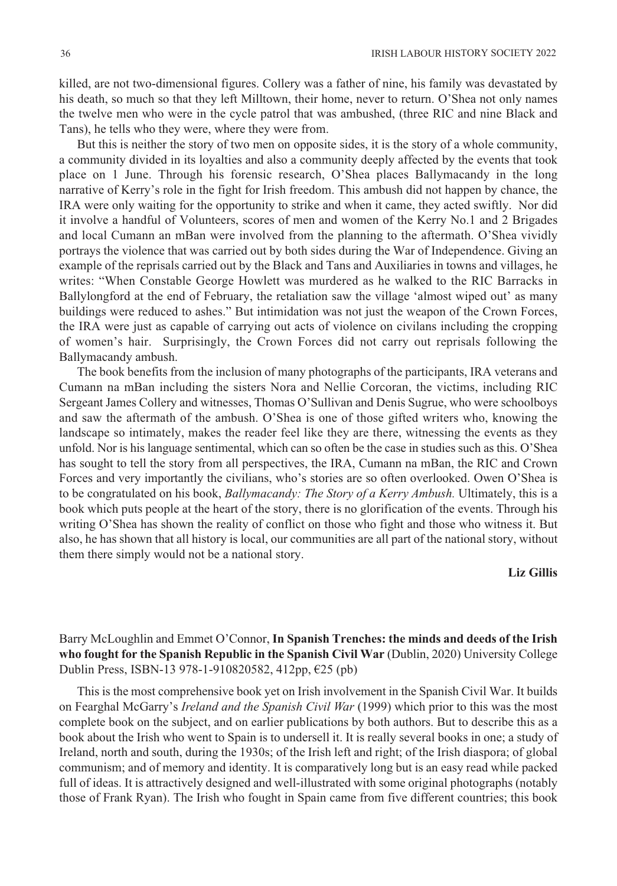killed, are not two-dimensional figures. Collery was a father of nine, his family was devastated by his death, so much so that they left Milltown, their home, never to return. O'Shea not only names the twelve men who were in the cycle patrol that was ambushed, (three RIC and nine Black and Tans), he tells who they were, where they were from.

But this is neither the story of two men on opposite sides, it is the story of a whole community, a community divided in its loyalties and also a community deeply affected by the events that took place on 1 June. Through his forensic research, O'Shea places Ballymacandy in the long narrative of Kerry's role in the fight for Irish freedom. This ambush did not happen by chance, the IRA were only waiting for the opportunity to strike and when it came, they acted swiftly. Nor did it involve a handful of Volunteers, scores of men and women of the Kerry No.1 and 2 Brigades and local Cumann an mBan were involved from the planning to the aftermath. O'Shea vividly portrays the violence that was carried out by both sides during the War of Independence. Giving an example of the reprisals carried out by the Black and Tans and Auxiliaries in towns and villages, he writes: "When Constable George Howlett was murdered as he walked to the RIC Barracks in Ballylongford at the end of February, the retaliation saw the village 'almost wiped out' as many buildings were reduced to ashes." But intimidation was not just the weapon of the Crown Forces, the IRA were just as capable of carrying out acts of violence on civilans including the cropping of women's hair. Surprisingly, the Crown Forces did not carry out reprisals following the Ballymacandy ambush.

The book benefits from the inclusion of many photographs of the participants, IRA veterans and Cumann na mBan including the sisters Nora and Nellie Corcoran, the victims, including RIC Sergeant James Collery and witnesses, Thomas O'Sullivan and Denis Sugrue, who were schoolboys and saw the aftermath of the ambush. O'Shea is one of those gifted writers who, knowing the landscape so intimately, makes the reader feel like they are there, witnessing the events as they unfold. Nor is his language sentimental, which can so often be the case in studies such as this. O'Shea has sought to tell the story from all perspectives, the IRA, Cumann na mBan, the RIC and Crown Forces and very importantly the civilians, who's stories are so often overlooked. Owen O'Shea is to be congratulated on his book, *Ballymacandy: The Story of a Kerry Ambush.* Ultimately, this is a book which puts people at the heart of the story, there is no glorification of the events. Through his writing O'Shea has shown the reality of conflict on those who fight and those who witness it. But also, he has shown that all history is local, our communities are all part of the national story, without them there simply would not be a national story.

**Liz Gillis**

Barry McLoughlin and Emmet O'Connor, **In Spanish Trenches: the minds and deeds of the Irish who fought for the Spanish Republic in the Spanish Civil War** (Dublin, 2020) University College Dublin Press, ISBN-13 978-1-910820582, 412pp, €25 (pb)

This is the most comprehensive book yet on Irish involvement in the Spanish Civil War. It builds on Fearghal McGarry's *Ireland and the Spanish Civil War* (1999) which prior to this was the most complete book on the subject, and on earlier publications by both authors. But to describe this as a book about the Irish who went to Spain is to undersell it. It is really several books in one; a study of Ireland, north and south, during the 1930s; of the Irish left and right; of the Irish diaspora; of global communism; and of memory and identity. It is comparatively long but is an easy read while packed full of ideas. It is attractively designed and well-illustrated with some original photographs (notably those of Frank Ryan). The Irish who fought in Spain came from five different countries; this book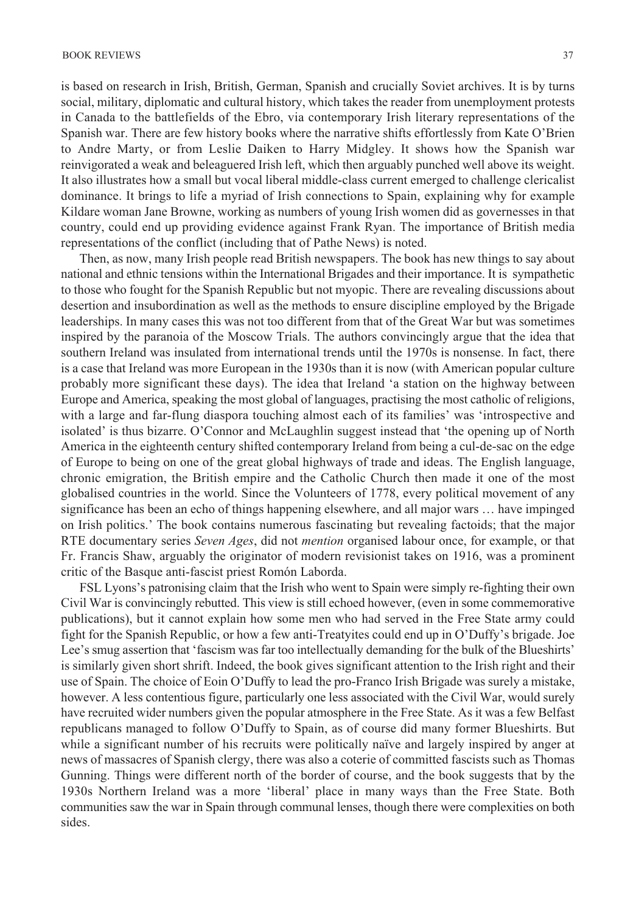is based on research in Irish, British, German, Spanish and crucially Soviet archives. It is by turns social, military, diplomatic and cultural history, which takes the reader from unemployment protests in Canada to the battlefields of the Ebro, via contemporary Irish literary representations of the Spanish war. There are few history books where the narrative shifts effortlessly from Kate O'Brien to Andre Marty, or from Leslie Daiken to Harry Midgley. It shows how the Spanish war reinvigorated a weak and beleaguered Irish left, which then arguably punched well above its weight. It also illustrates how a small but vocal liberal middle-class current emerged to challenge clericalist dominance. It brings to life a myriad of Irish connections to Spain, explaining why for example Kildare woman Jane Browne, working as numbers of young Irish women did as governesses in that country, could end up providing evidence against Frank Ryan. The importance of British media representations of the conflict (including that of Pathe News) is noted.

Then, as now, many Irish people read British newspapers. The book has new things to say about national and ethnic tensions within the International Brigades and their importance. It is sympathetic to those who fought for the Spanish Republic but not myopic. There are revealing discussions about desertion and insubordination as well as the methods to ensure discipline employed by the Brigade leaderships. In many cases this was not too different from that of the Great War but was sometimes inspired by the paranoia of the Moscow Trials. The authors convincingly argue that the idea that southern Ireland was insulated from international trends until the 1970s is nonsense. In fact, there is a case that Ireland was more European in the 1930s than it is now (with American popular culture probably more significant these days). The idea that Ireland 'a station on the highway between Europe and America, speaking the most global of languages, practising the most catholic of religions, with a large and far-flung diaspora touching almost each of its families' was 'introspective and isolated' is thus bizarre. O'Connor and McLaughlin suggest instead that 'the opening up of North America in the eighteenth century shifted contemporary Ireland from being a cul-de-sac on the edge of Europe to being on one of the great global highways of trade and ideas. The English language, chronic emigration, the British empire and the Catholic Church then made it one of the most globalised countries in the world. Since the Volunteers of 1778, every political movement of any significance has been an echo of things happening elsewhere, and all major wars … have impinged on Irish politics.' The book contains numerous fascinating but revealing factoids; that the major RTE documentary series *Seven Ages*, did not *mention* organised labour once, for example, or that Fr. Francis Shaw, arguably the originator of modern revisionist takes on 1916, was a prominent critic of the Basque anti-fascist priest Romón Laborda.

FSL Lyons's patronising claim that the Irish who went to Spain were simply re-fighting their own Civil War is convincingly rebutted. This view is still echoed however, (even in some commemorative publications), but it cannot explain how some men who had served in the Free State army could fight for the Spanish Republic, or how a few anti-Treatyites could end up in O'Duffy's brigade. Joe Lee's smug assertion that 'fascism was far too intellectually demanding for the bulk of the Blueshirts' is similarly given short shrift. Indeed, the book gives significant attention to the Irish right and their use of Spain. The choice of Eoin O'Duffy to lead the pro-Franco Irish Brigade was surely a mistake, however. A less contentious figure, particularly one less associated with the Civil War, would surely have recruited wider numbers given the popular atmosphere in the Free State. As it was a few Belfast republicans managed to follow O'Duffy to Spain, as of course did many former Blueshirts. But while a significant number of his recruits were politically naïve and largely inspired by anger at news of massacres of Spanish clergy, there was also a coterie of committed fascists such as Thomas Gunning. Things were different north of the border of course, and the book suggests that by the 1930s Northern Ireland was a more 'liberal' place in many ways than the Free State. Both communities saw the war in Spain through communal lenses, though there were complexities on both sides.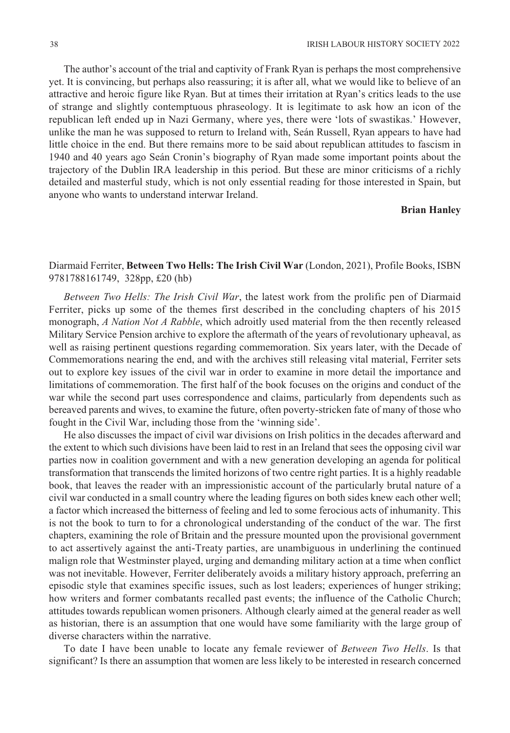The author's account of the trial and captivity of Frank Ryan is perhaps the most comprehensive yet. It is convincing, but perhaps also reassuring; it is after all, what we would like to believe of an attractive and heroic figure like Ryan. But at times their irritation at Ryan's critics leads to the use of strange and slightly contemptuous phraseology. It is legitimate to ask how an icon of the republican left ended up in Nazi Germany, where yes, there were 'lots of swastikas.' However, unlike the man he was supposed to return to Ireland with, Seán Russell, Ryan appears to have had little choice in the end. But there remains more to be said about republican attitudes to fascism in 1940 and 40 years ago Seán Cronin's biography of Ryan made some important points about the trajectory of the Dublin IRA leadership in this period. But these are minor criticisms of a richly detailed and masterful study, which is not only essential reading for those interested in Spain, but anyone who wants to understand interwar Ireland.

**Brian Hanley**

Diarmaid Ferriter, **Between Two Hells: The Irish Civil War** (London, 2021), Profile Books, ISBN 9781788161749, 328pp, £20 (hb)

*Between Two Hells: The Irish Civil War*, the latest work from the prolific pen of Diarmaid Ferriter, picks up some of the themes first described in the concluding chapters of his 2015 monograph, *A Nation Not A Rabble*, which adroitly used material from the then recently released Military Service Pension archive to explore the aftermath of the years of revolutionary upheaval, as well as raising pertinent questions regarding commemoration. Six years later, with the Decade of Commemorations nearing the end, and with the archives still releasing vital material, Ferriter sets out to explore key issues of the civil war in order to examine in more detail the importance and limitations of commemoration. The first half of the book focuses on the origins and conduct of the war while the second part uses correspondence and claims, particularly from dependents such as bereaved parents and wives, to examine the future, often poverty-stricken fate of many of those who fought in the Civil War, including those from the 'winning side'.

He also discusses the impact of civil war divisions on Irish politics in the decades afterward and the extent to which such divisions have been laid to rest in an Ireland that sees the opposing civil war parties now in coalition government and with a new generation developing an agenda for political transformation that transcends the limited horizons of two centre right parties. It is a highly readable book, that leaves the reader with an impressionistic account of the particularly brutal nature of a civil war conducted in a small country where the leading figures on both sides knew each other well; a factor which increased the bitterness of feeling and led to some ferocious acts of inhumanity. This is not the book to turn to for a chronological understanding of the conduct of the war. The first chapters, examining the role of Britain and the pressure mounted upon the provisional government to act assertively against the anti-Treaty parties, are unambiguous in underlining the continued malign role that Westminster played, urging and demanding military action at a time when conflict was not inevitable. However, Ferriter deliberately avoids a military history approach, preferring an episodic style that examines specific issues, such as lost leaders; experiences of hunger striking; how writers and former combatants recalled past events; the influence of the Catholic Church; attitudes towards republican women prisoners. Although clearly aimed at the general reader as well as historian, there is an assumption that one would have some familiarity with the large group of diverse characters within the narrative.

To date I have been unable to locate any female reviewer of *Between Two Hells*. Is that significant? Is there an assumption that women are less likely to be interested in research concerned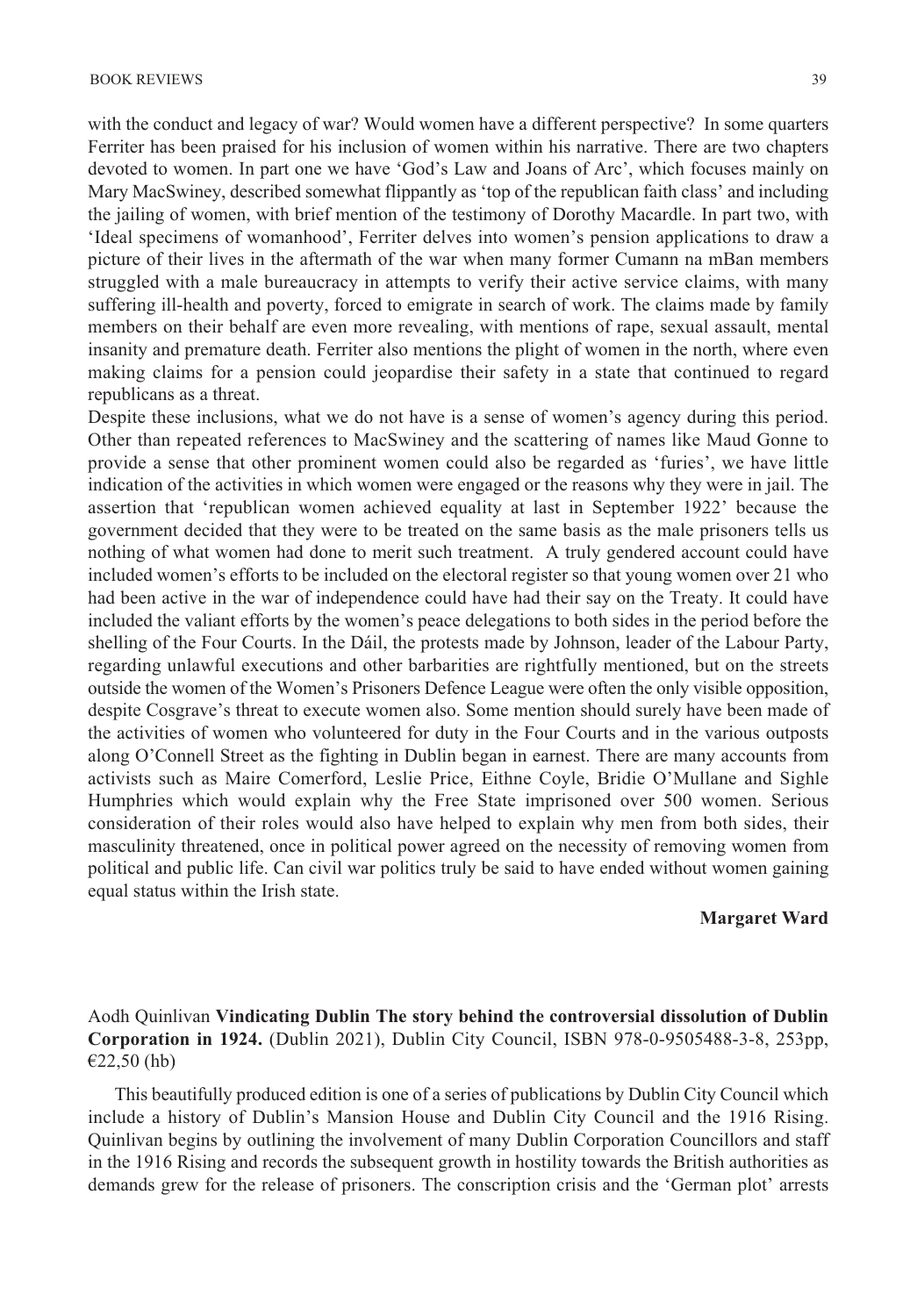with the conduct and legacy of war? Would women have a different perspective? In some quarters Ferriter has been praised for his inclusion of women within his narrative. There are two chapters devoted to women. In part one we have 'God's Law and Joans of Arc', which focuses mainly on Mary MacSwiney, described somewhat flippantly as 'top of the republican faith class' and including the jailing of women, with brief mention of the testimony of Dorothy Macardle. In part two, with 'Ideal specimens of womanhood', Ferriter delves into women's pension applications to draw a picture of their lives in the aftermath of the war when many former Cumann na mBan members struggled with a male bureaucracy in attempts to verify their active service claims, with many suffering ill-health and poverty, forced to emigrate in search of work. The claims made by family members on their behalf are even more revealing, with mentions of rape, sexual assault, mental insanity and premature death. Ferriter also mentions the plight of women in the north, where even making claims for a pension could jeopardise their safety in a state that continued to regard republicans as a threat.

Despite these inclusions, what we do not have is a sense of women's agency during this period. Other than repeated references to MacSwiney and the scattering of names like Maud Gonne to provide a sense that other prominent women could also be regarded as 'furies', we have little indication of the activities in which women were engaged or the reasons why they were in jail. The assertion that 'republican women achieved equality at last in September 1922' because the government decided that they were to be treated on the same basis as the male prisoners tells us nothing of what women had done to merit such treatment. A truly gendered account could have included women's efforts to be included on the electoral register so that young women over 21 who had been active in the war of independence could have had their say on the Treaty. It could have included the valiant efforts by the women's peace delegations to both sides in the period before the shelling of the Four Courts. In the Dáil, the protests made by Johnson, leader of the Labour Party, regarding unlawful executions and other barbarities are rightfully mentioned, but on the streets outside the women of the Women's Prisoners Defence League were often the only visible opposition, despite Cosgrave's threat to execute women also. Some mention should surely have been made of the activities of women who volunteered for duty in the Four Courts and in the various outposts along O'Connell Street as the fighting in Dublin began in earnest. There are many accounts from activists such as Maire Comerford, Leslie Price, Eithne Coyle, Bridie O'Mullane and Sighle Humphries which would explain why the Free State imprisoned over 500 women. Serious consideration of their roles would also have helped to explain why men from both sides, their masculinity threatened, once in political power agreed on the necessity of removing women from political and public life. Can civil war politics truly be said to have ended without women gaining equal status within the Irish state.

**Margaret Ward**

Aodh Quinlivan **Vindicating Dublin The story behind the controversial dissolution of Dublin Corporation in 1924.** (Dublin 2021), Dublin City Council, ISBN 978-0-9505488-3-8, 253pp, €22,50 (hb)

This beautifully produced edition is one of a series of publications by Dublin City Council which include a history of Dublin's Mansion House and Dublin City Council and the 1916 Rising. Quinlivan begins by outlining the involvement of many Dublin Corporation Councillors and staff in the 1916 Rising and records the subsequent growth in hostility towards the British authorities as demands grew for the release of prisoners. The conscription crisis and the 'German plot' arrests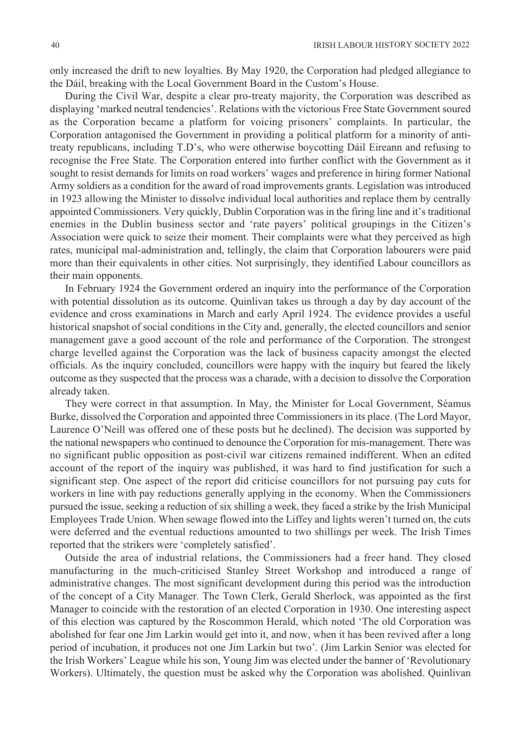only increased the drift to new loyalties. By May 1920, the Corporation had pledged allegiance to the Dáil, breaking with the Local Government Board in the Custom's House.

During the Civil War, despite a clear pro-treaty majority, the Corporation was described as displaying 'marked neutral tendencies'. Relations with the victorious Free State Government soured as the Corporation became a platform for voicing prisoners' complaints. In particular, the Corporation antagonised the Government in providing a political platform for a minority of anti-treaty republicans, including T.D's, who were otherwise boycotting Dáil Eireann and refusing to recognise the Free State. The Corporation entered into further conflict with the Government as it sought to resist demands for limits on road workers' wages and preference in hiring former National Army soldiers as a condition for the award of road improvements grants. Legislation was introduced in 1923 allowing the Minister to dissolve individual local authorities and replace them by centrally appointed Commissioners. Very quickly, Dublin Corporation was in the firing line and it's traditional enemies in the Dublin business sector and 'rate payers' political groupings in the Citizen's Association were quick to seize their moment. Their complaints were what they perceived as high rates, municipal mal-administration and, tellingly, the claim that Corporation labourers were paid more than their equivalents in other cities. Not surprisingly, they identified Labour councillors as their main opponents.

In February 1924 the Government ordered an inquiry into the performance of the Corporation with potential dissolution as its outcome. Quinlivan takes us through a day by day account of the evidence and cross examinations in March and early April 1924. The evidence provides a useful historical snapshot of social conditions in the City and, generally, the elected councillors and senior management gave a good account of the role and performance of the Corporation. The strongest charge levelled against the Corporation was the lack of business capacity amongst the elected officials. As the inquiry concluded, councillors were happy with the inquiry but feared the likely outcome as they suspected that the process was a charade, with a decision to dissolve the Corporation already taken.

They were correct in that assumption. In May, the Minister for Local Government, Séamus Burke, dissolved the Corporation and appointed three Commissioners in its place. (The Lord Mayor, Laurence O'Neill was offered one of these posts but he declined). The decision was supported by the national newspapers who continued to denounce the Corporation for mis-management. There was no significant public opposition as post-civil war citizens remained indifferent. When an edited account of the report of the inquiry was published, it was hard to find justification for such a significant step. One aspect of the report did criticise councillors for not pursuing pay cuts for workers in line with pay reductions generally applying in the economy. When the Commissioners pursued the issue, seeking a reduction of six shilling a week, they faced a strike by the Irish Municipal Employees Trade Union. When sewage flowed into the Liffey and lights weren't turned on, the cuts were deferred and the eventual reductions amounted to two shillings per week. The Irish Times reported that the strikers were 'completely satisfied'.

Outside the area of industrial relations, the Commissioners had a freer hand. They closed manufacturing in the much-criticised Stanley Street Workshop and introduced a range of administrative changes. The most significant development during this period was the introduction of the concept of a City Manager. The Town Clerk, Gerald Sherlock, was appointed as the first Manager to coincide with the restoration of an elected Corporation in 1930. One interesting aspect of this election was captured by the Roscommon Herald, which noted 'The old Corporation was abolished for fear one Jim Larkin would get into it, and now, when it has been revived after a long period of incubation, it produces not one Jim Larkin but two'. (Jim Larkin Senior was elected for the Irish Workers' League while his son, Young Jim was elected under the banner of 'Revolutionary Workers). Ultimately, the question must be asked why the Corporation was abolished. Quinlivan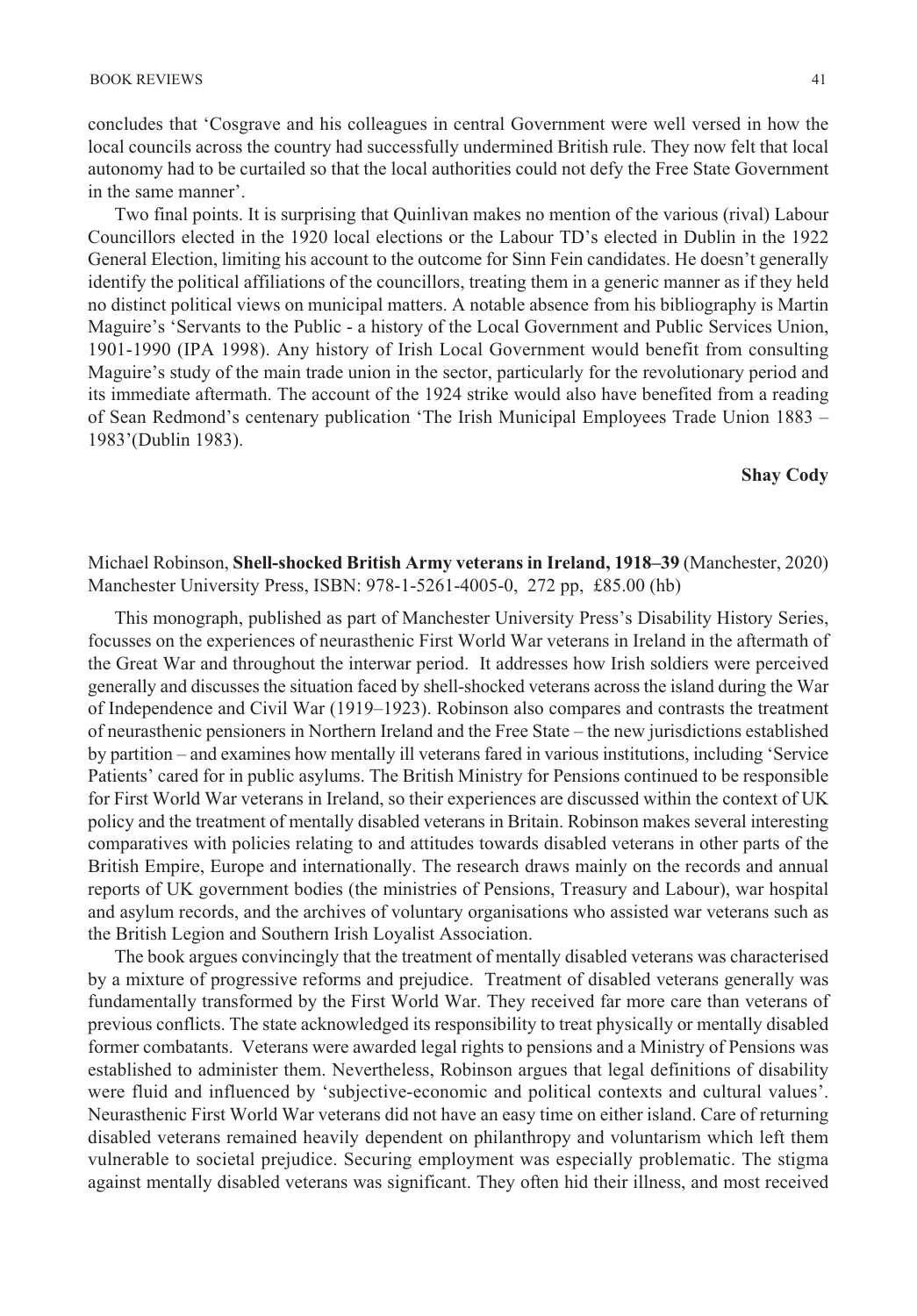concludes that 'Cosgrave and his colleagues in central Government were well versed in how the local councils across the country had successfully undermined British rule. They now felt that local autonomy had to be curtailed so that the local authorities could not defy the Free State Government in the same manner'.

Two final points. It is surprising that Quinlivan makes no mention of the various (rival) Labour Councillors elected in the 1920 local elections or the Labour TD's elected in Dublin in the 1922 General Election, limiting his account to the outcome for Sinn Fein candidates. He doesn't generally identify the political affiliations of the councillors, treating them in a generic manner as if they held no distinct political views on municipal matters. A notable absence from his bibliography is Martin Maguire's 'Servants to the Public - a history of the Local Government and Public Services Union, 1901-1990 (IPA 1998). Any history of Irish Local Government would benefit from consulting Maguire's study of the main trade union in the sector, particularly for the revolutionary period and its immediate aftermath. The account of the 1924 strike would also have benefited from a reading of Sean Redmond's centenary publication 'The Irish Municipal Employees Trade Union 1883 – 1983'(Dublin 1983).

**Shay Cody**

Michael Robinson, **Shell-shocked British Army veterans in Ireland, 1918–39** (Manchester, 2020) Manchester University Press, ISBN: 978-1-5261-4005-0, 272 pp, £85.00 (hb)

This monograph, published as part of Manchester University Press's Disability History Series, focusses on the experiences of neurasthenic First World War veterans in Ireland in the aftermath of the Great War and throughout the interwar period. It addresses how Irish soldiers were perceived generally and discusses the situation faced by shell-shocked veterans across the island during the War of Independence and Civil War (1919–1923). Robinson also compares and contrasts the treatment of neurasthenic pensioners in Northern Ireland and the Free State – the new jurisdictions established by partition – and examines how mentally ill veterans fared in various institutions, including 'Service Patients' cared for in public asylums. The British Ministry for Pensions continued to be responsible for First World War veterans in Ireland, so their experiences are discussed within the context of UK policy and the treatment of mentally disabled veterans in Britain. Robinson makes several interesting comparatives with policies relating to and attitudes towards disabled veterans in other parts of the British Empire, Europe and internationally. The research draws mainly on the records and annual reports of UK government bodies (the ministries of Pensions, Treasury and Labour), war hospital and asylum records, and the archives of voluntary organisations who assisted war veterans such as the British Legion and Southern Irish Loyalist Association.

The book argues convincingly that the treatment of mentally disabled veterans was characterised by a mixture of progressive reforms and prejudice. Treatment of disabled veterans generally was fundamentally transformed by the First World War. They received far more care than veterans of previous conflicts. The state acknowledged its responsibility to treat physically or mentally disabled former combatants. Veterans were awarded legal rights to pensions and a Ministry of Pensions was established to administer them. Nevertheless, Robinson argues that legal definitions of disability were fluid and influenced by 'subjective-economic and political contexts and cultural values'. Neurasthenic First World War veterans did not have an easy time on either island. Care of returning disabled veterans remained heavily dependent on philanthropy and voluntarism which left them vulnerable to societal prejudice. Securing employment was especially problematic. The stigma against mentally disabled veterans was significant. They often hid their illness, and most received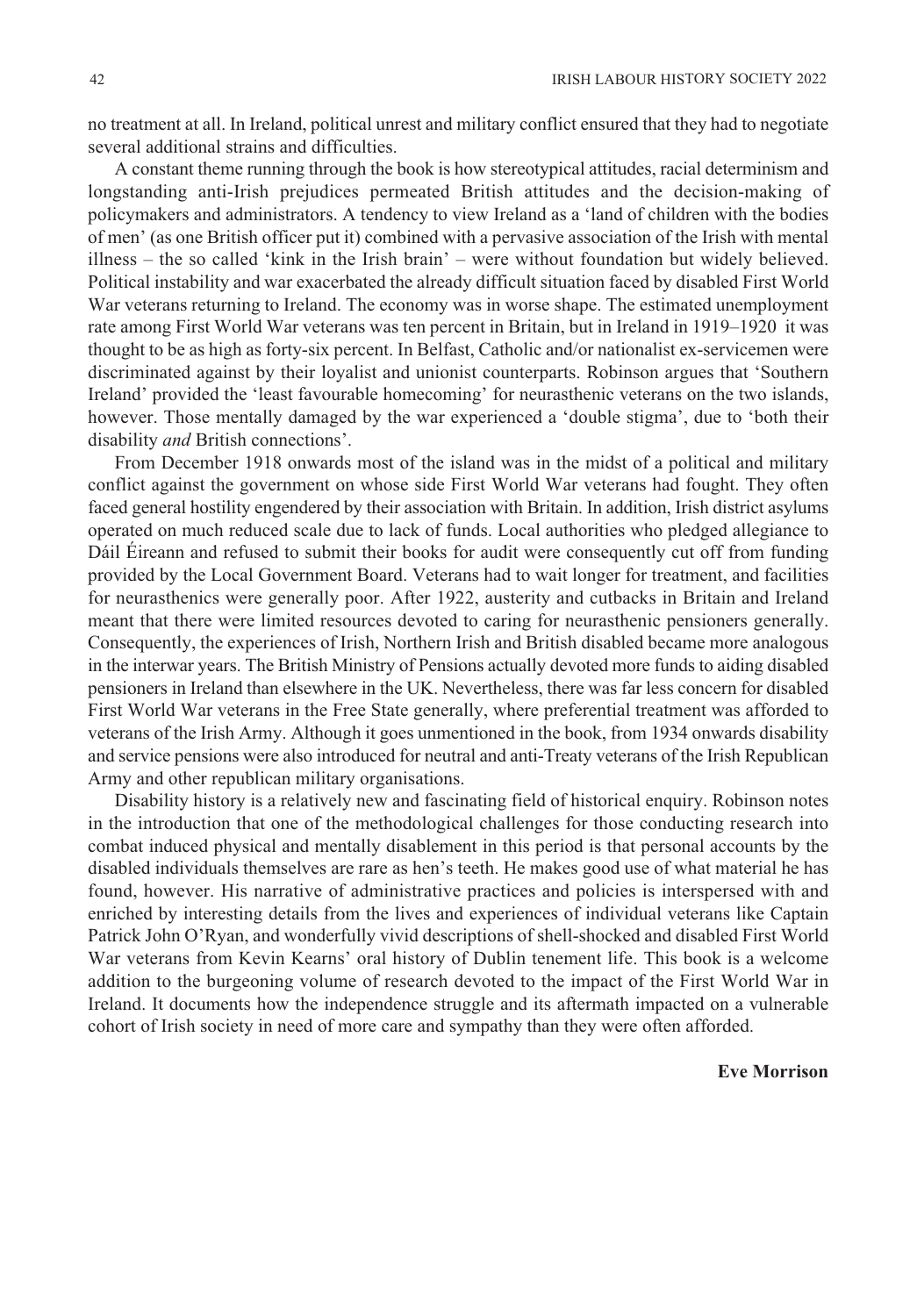no treatment at all. In Ireland, political unrest and military conflict ensured that they had to negotiate several additional strains and difficulties.

A constant theme running through the book is how stereotypical attitudes, racial determinism and longstanding anti-Irish prejudices permeated British attitudes and the decision-making of policymakers and administrators. A tendency to view Ireland as a 'land of children with the bodies of men' (as one British officer put it) combined with a pervasive association of the Irish with mental illness – the so called 'kink in the Irish brain' – were without foundation but widely believed. Political instability and war exacerbated the already difficult situation faced by disabled First World War veterans returning to Ireland. The economy was in worse shape. The estimated unemployment rate among First World War veterans was ten percent in Britain, but in Ireland in 1919–1920 it was thought to be as high as forty-six percent. In Belfast, Catholic and/or nationalist ex-servicemen were discriminated against by their loyalist and unionist counterparts. Robinson argues that 'Southern Ireland' provided the 'least favourable homecoming' for neurasthenic veterans on the two islands, however. Those mentally damaged by the war experienced a 'double stigma', due to 'both their disability *and* British connections'.

From December 1918 onwards most of the island was in the midst of a political and military conflict against the government on whose side First World War veterans had fought. They often faced general hostility engendered by their association with Britain. In addition, Irish district asylums operated on much reduced scale due to lack of funds. Local authorities who pledged allegiance to Dáil Éireann and refused to submit their books for audit were consequently cut off from funding provided by the Local Government Board. Veterans had to wait longer for treatment, and facilities for neurasthenics were generally poor. After 1922, austerity and cutbacks in Britain and Ireland meant that there were limited resources devoted to caring for neurasthenic pensioners generally. Consequently, the experiences of Irish, Northern Irish and British disabled became more analogous in the interwar years. The British Ministry of Pensions actually devoted more funds to aiding disabled pensioners in Ireland than elsewhere in the UK. Nevertheless, there was far less concern for disabled First World War veterans in the Free State generally, where preferential treatment was afforded to veterans of the Irish Army. Although it goes unmentioned in the book, from 1934 onwards disability and service pensions were also introduced for neutral and anti-Treaty veterans of the Irish Republican Army and other republican military organisations.

Disability history is a relatively new and fascinating field of historical enquiry. Robinson notes in the introduction that one of the methodological challenges for those conducting research into combat induced physical and mentally disablement in this period is that personal accounts by the disabled individuals themselves are rare as hen's teeth. He makes good use of what material he has found, however. His narrative of administrative practices and policies is interspersed with and enriched by interesting details from the lives and experiences of individual veterans like Captain Patrick John O'Ryan, and wonderfully vivid descriptions of shell-shocked and disabled First World War veterans from Kevin Kearns' oral history of Dublin tenement life. This book is a welcome addition to the burgeoning volume of research devoted to the impact of the First World War in Ireland. It documents how the independence struggle and its aftermath impacted on a vulnerable cohort of Irish society in need of more care and sympathy than they were often afforded.

**Eve Morrison**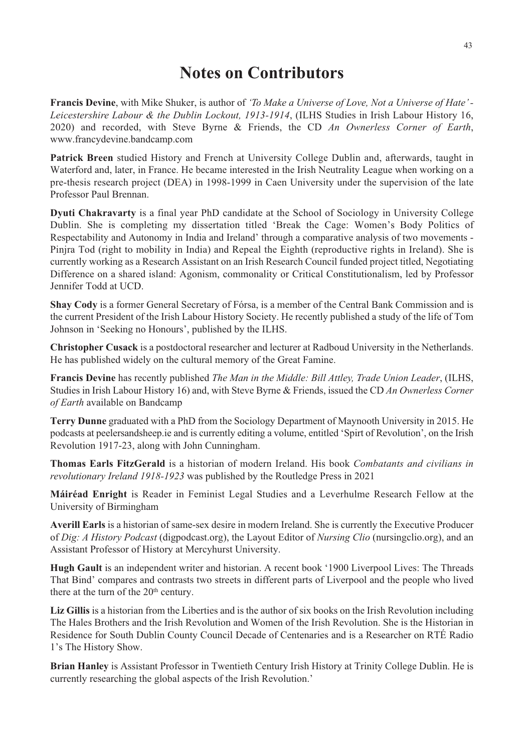# Notes on Contributors

**Francis Devine**, with Mike Shuker, is author of *'To Make a Universe of Love, Not a Universe of Hate' - Leicestershire Labour & the Dublin Lockout, 1913-1914*, (ILHS Studies in Irish Labour History 16, 2020) and recorded, with Steve Byrne & Friends, the CD *An Ownerless Corner of Earth*, www.francydevine.bandcamp.com

**Patrick Breen** studied History and French at University College Dublin and, afterwards, taught in Waterford and, later, in France. He became interested in the Irish Neutrality League when working on a pre-thesis research project (DEA) in 1998-1999 in Caen University under the supervision of the late Professor Paul Brennan.

**Dyuti Chakravarty** is a final year PhD candidate at the School of Sociology in University College Dublin. She is completing my dissertation titled 'Break the Cage: Women's Body Politics of Respectability and Autonomy in India and Ireland' through a comparative analysis of two movements - Pinjra Tod (right to mobility in India) and Repeal the Eighth (reproductive rights in Ireland). She is currently working as a Research Assistant on an Irish Research Council funded project titled, Negotiating Difference on a shared island: Agonism, commonality or Critical Constitutionalism, led by Professor Jennifer Todd at UCD.

**Shay Cody** is a former General Secretary of Fórsa, is a member of the Central Bank Commission and is the current President of the Irish Labour History Society. He recently published a study of the life of Tom Johnson in 'Seeking no Honours', published by the ILHS.

**Christopher Cusack** is a postdoctoral researcher and lecturer at Radboud University in the Netherlands. He has published widely on the cultural memory of the Great Famine.

**Francis Devine** has recently published *The Man in the Middle: Bill Attley, Trade Union Leader*, (ILHS, Studies in Irish Labour History 16) and, with Steve Byrne & Friends, issued the CD *An Ownerless Corner of Earth* available on Bandcamp

**Terry Dunne** graduated with a PhD from the Sociology Department of Maynooth University in 2015. He podcasts at peelersandsheep.ie and is currently editing a volume, entitled 'Spirt of Revolution', on the Irish Revolution 1917-23, along with John Cunningham.

**Thomas Earls FitzGerald** is a historian of modern Ireland. His book *Combatants and civilians in revolutionary Ireland 1918-1923* was published by the Routledge Press in 2021

**Máiréad Enright** is Reader in Feminist Legal Studies and a Leverhulme Research Fellow at the University of Birmingham

**Averill Earls** is a historian of same-sex desire in modern Ireland. She is currently the Executive Producer of *Dig: A History Podcast* (digpodcast.org), the Layout Editor of *Nursing Clio* (nursingclio.org), and an Assistant Professor of History at Mercyhurst University.

**Hugh Gault** is an independent writer and historian. A recent book '1900 Liverpool Lives: The Threads That Bind' compares and contrasts two streets in different parts of Liverpool and the people who lived there at the turn of the 20th century.

**Liz Gillis** is a historian from the Liberties and is the author of six books on the Irish Revolution including The Hales Brothers and the Irish Revolution and Women of the Irish Revolution. She is the Historian in Residence for South Dublin County Council Decade of Centenaries and is a Researcher on RTÉ Radio 1's The History Show.

**Brian Hanley** is Assistant Professor in Twentieth Century Irish History at Trinity College Dublin. He is currently researching the global aspects of the Irish Revolution.'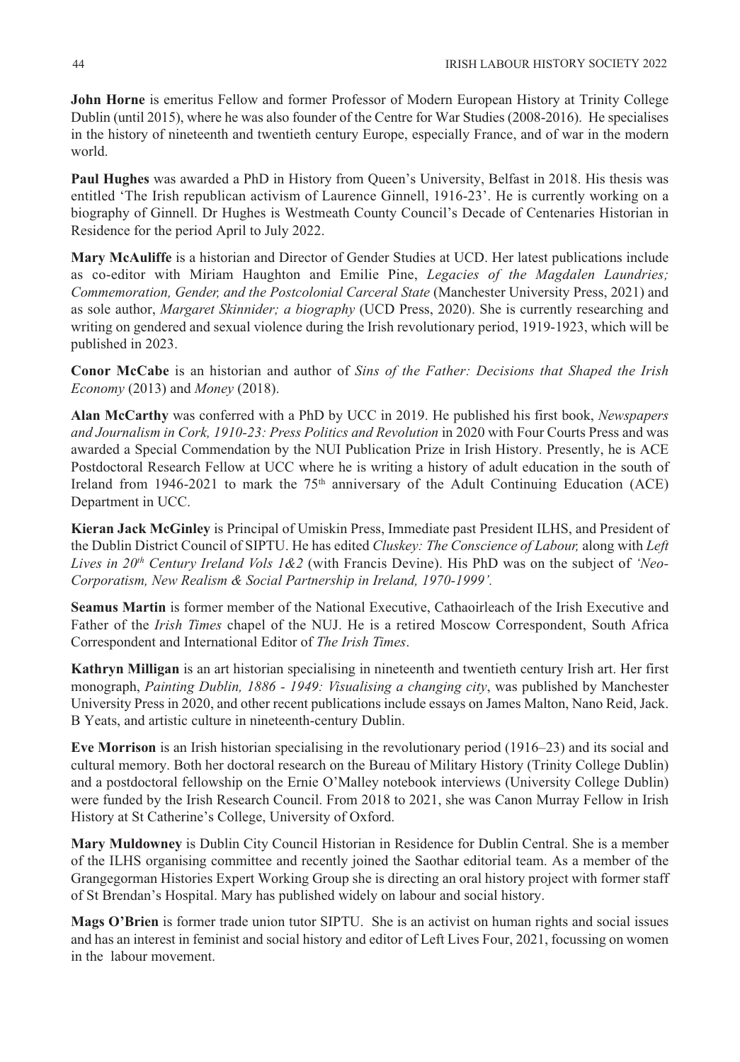**John Horne** is emeritus Fellow and former Professor of Modern European History at Trinity College Dublin (until 2015), where he was also founder of the Centre for War Studies (2008-2016). He specialises in the history of nineteenth and twentieth century Europe, especially France, and of war in the modern world.

**Paul Hughes** was awarded a PhD in History from Queen's University, Belfast in 2018. His thesis was entitled 'The Irish republican activism of Laurence Ginnell, 1916-23'. He is currently working on a biography of Ginnell. Dr Hughes is Westmeath County Council's Decade of Centenaries Historian in Residence for the period April to July 2022.

**Mary McAuliffe** is a historian and Director of Gender Studies at UCD. Her latest publications include as co-editor with Miriam Haughton and Emilie Pine, *Legacies of the Magdalen Laundries; Commemoration, Gender, and the Postcolonial Carceral State* (Manchester University Press, 2021) and as sole author, *Margaret Skinnider; a biography* (UCD Press, 2020). She is currently researching and writing on gendered and sexual violence during the Irish revolutionary period, 1919-1923, which will be published in 2023.

**Conor McCabe** is an historian and author of *Sins of the Father: Decisions that Shaped the Irish Economy* (2013) and *Money* (2018).

**Alan McCarthy** was conferred with a PhD by UCC in 2019. He published his first book, *Newspapers and Journalism in Cork, 1910-23: Press Politics and Revolution* in 2020 with Four Courts Press and was awarded a Special Commendation by the NUI Publication Prize in Irish History. Presently, he is ACE Postdoctoral Research Fellow at UCC where he is writing a history of adult education in the south of Ireland from 1946-2021 to mark the 75th anniversary of the Adult Continuing Education (ACE) Department in UCC.

**Kieran Jack McGinley** is Principal of Umiskin Press, Immediate past President ILHS, and President of the Dublin District Council of SIPTU. He has edited *Cluskey: The Conscience of Labour,* along with *Left Lives in 20th Century Ireland Vols 1&2* (with Francis Devine). His PhD was on the subject of *'Neo-Corporatism, New Realism & Social Partnership in Ireland, 1970-1999'.*

**Seamus Martin** is former member of the National Executive, Cathaoirleach of the Irish Executive and Father of the *Irish Times* chapel of the NUJ. He is a retired Moscow Correspondent, South Africa Correspondent and International Editor of *The Irish Times*.

**Kathryn Milligan** is an art historian specialising in nineteenth and twentieth century Irish art. Her first monograph, *Painting Dublin, 1886 - 1949: Visualising a changing city*, was published by Manchester University Press in 2020, and other recent publications include essays on James Malton, Nano Reid, Jack. B Yeats, and artistic culture in nineteenth-century Dublin.

**Eve Morrison** is an Irish historian specialising in the revolutionary period (1916–23) and its social and cultural memory. Both her doctoral research on the Bureau of Military History (Trinity College Dublin) and a postdoctoral fellowship on the Ernie O'Malley notebook interviews (University College Dublin) were funded by the Irish Research Council. From 2018 to 2021, she was Canon Murray Fellow in Irish History at St Catherine's College, University of Oxford.

**Mary Muldowney** is Dublin City Council Historian in Residence for Dublin Central. She is a member of the ILHS organising committee and recently joined the Saothar editorial team. As a member of the Grangegorman Histories Expert Working Group she is directing an oral history project with former staff of St Brendan's Hospital. Mary has published widely on labour and social history.

**Mags O'Brien** is former trade union tutor SIPTU. She is an activist on human rights and social issues and has an interest in feminist and social history and editor of Left Lives Four, 2021, focussing on women in the labour movement.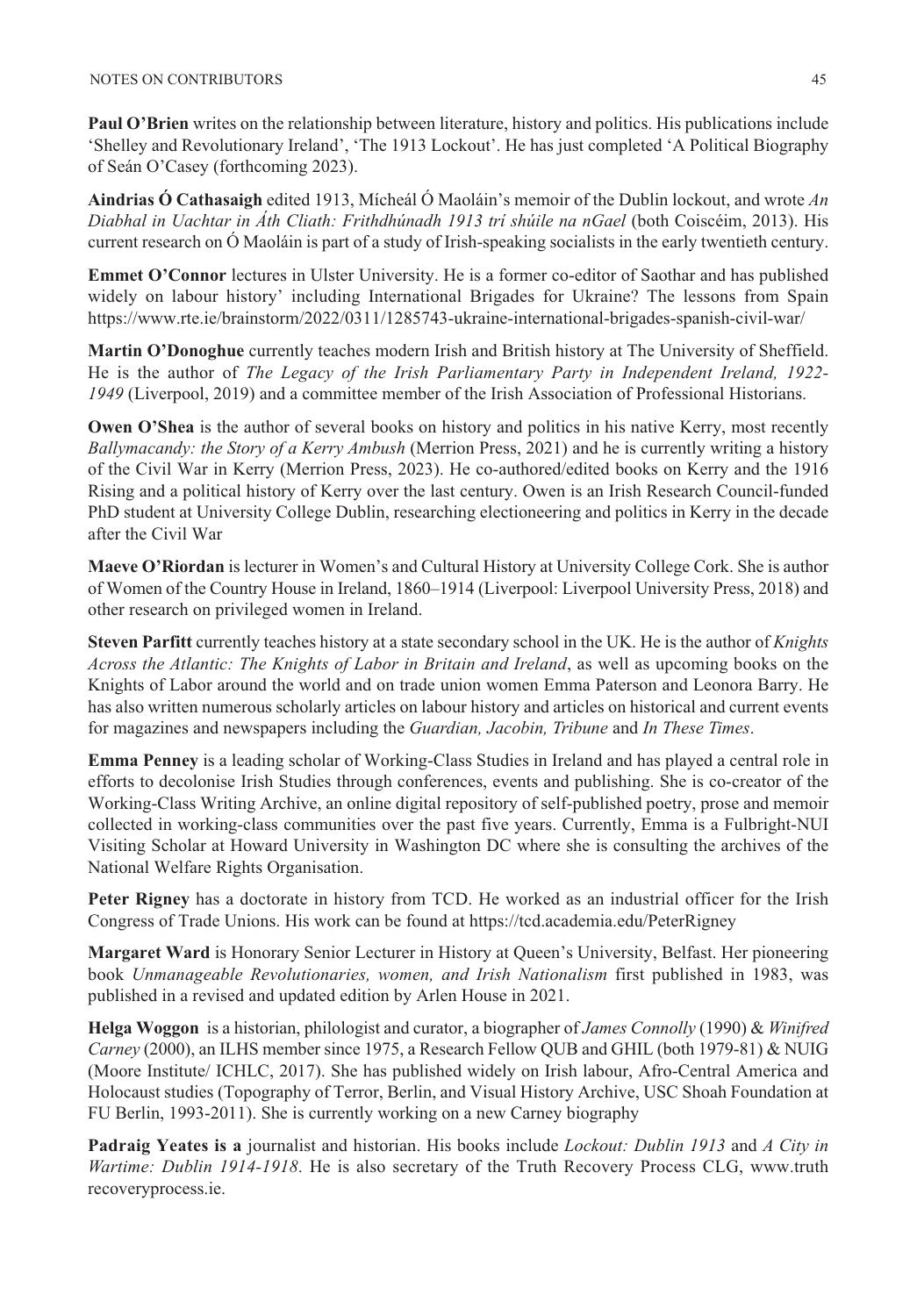**Paul O'Brien** writes on the relationship between literature, history and politics. His publications include 'Shelley and Revolutionary Ireland', 'The 1913 Lockout'. He has just completed 'A Political Biography of Seán O'Casey (forthcoming 2023).

**Aindrias Ó Cathasaigh** edited 1913, Mícheál Ó Maoláin's memoir of the Dublin lockout, and wrote *An Diabhal in Uachtar in Áth Cliath: Frithdhúnadh 1913 trí shúile na nGael* (both Coiscéim, 2013). His current research on Ó Maoláin is part of a study of Irish-speaking socialists in the early twentieth century.

**Emmet O'Connor** lectures in Ulster University. He is a former co-editor of Saothar and has published widely on labour history' including International Brigades for Ukraine? The lessons from Spain https://www.rte.ie/brainstorm/2022/0311/1285743-ukraine-international-brigades-spanish-civil-war/

**Martin O'Donoghue** currently teaches modern Irish and British history at The University of Sheffield. He is the author of *The Legacy of the Irish Parliamentary Party in Independent Ireland, 1922-1949* (Liverpool, 2019) and a committee member of the Irish Association of Professional Historians.

**Owen O'Shea** is the author of several books on history and politics in his native Kerry, most recently *Ballymacandy: the Story of a Kerry Ambush* (Merrion Press, 2021) and he is currently writing a history of the Civil War in Kerry (Merrion Press, 2023). He co-authored/edited books on Kerry and the 1916 Rising and a political history of Kerry over the last century. Owen is an Irish Research Council-funded PhD student at University College Dublin, researching electioneering and politics in Kerry in the decade after the Civil War

**Maeve O'Riordan** is lecturer in Women's and Cultural History at University College Cork. She is author of Women of the Country House in Ireland, 1860–1914 (Liverpool: Liverpool University Press, 2018) and other research on privileged women in Ireland.

**Steven Parfitt** currently teaches history at a state secondary school in the UK. He is the author of *Knights Across the Atlantic: The Knights of Labor in Britain and Ireland*, as well as upcoming books on the Knights of Labor around the world and on trade union women Emma Paterson and Leonora Barry. He has also written numerous scholarly articles on labour history and articles on historical and current events for magazines and newspapers including the *Guardian, Jacobin, Tribune* and *In These Times*.

**Emma Penney** is a leading scholar of Working-Class Studies in Ireland and has played a central role in efforts to decolonise Irish Studies through conferences, events and publishing. She is co-creator of the Working-Class Writing Archive, an online digital repository of self-published poetry, prose and memoir collected in working-class communities over the past five years. Currently, Emma is a Fulbright-NUI Visiting Scholar at Howard University in Washington DC where she is consulting the archives of the National Welfare Rights Organisation.

**Peter Rigney** has a doctorate in history from TCD. He worked as an industrial officer for the Irish Congress of Trade Unions. His work can be found at https://tcd.academia.edu/PeterRigney

**Margaret Ward** is Honorary Senior Lecturer in History at Queen's University, Belfast. Her pioneering book *Unmanageable Revolutionaries, women, and Irish Nationalism* first published in 1983, was published in a revised and updated edition by Arlen House in 2021.

**Helga Woggon** is a historian, philologist and curator, a biographer of *James Connolly* (1990) & *Winifred Carney* (2000), an ILHS member since 1975, a Research Fellow QUB and GHIL (both 1979-81) & NUIG (Moore Institute/ ICHLC, 2017). She has published widely on Irish labour, Afro-Central America and Holocaust studies (Topography of Terror, Berlin, and Visual History Archive, USC Shoah Foundation at FU Berlin, 1993-2011). She is currently working on a new Carney biography

**Padraig Yeates is a** journalist and historian. His books include *Lockout: Dublin 1913* and *A City in Wartime: Dublin 1914-1918*. He is also secretary of the Truth Recovery Process CLG, www.truth recoveryprocess.ie.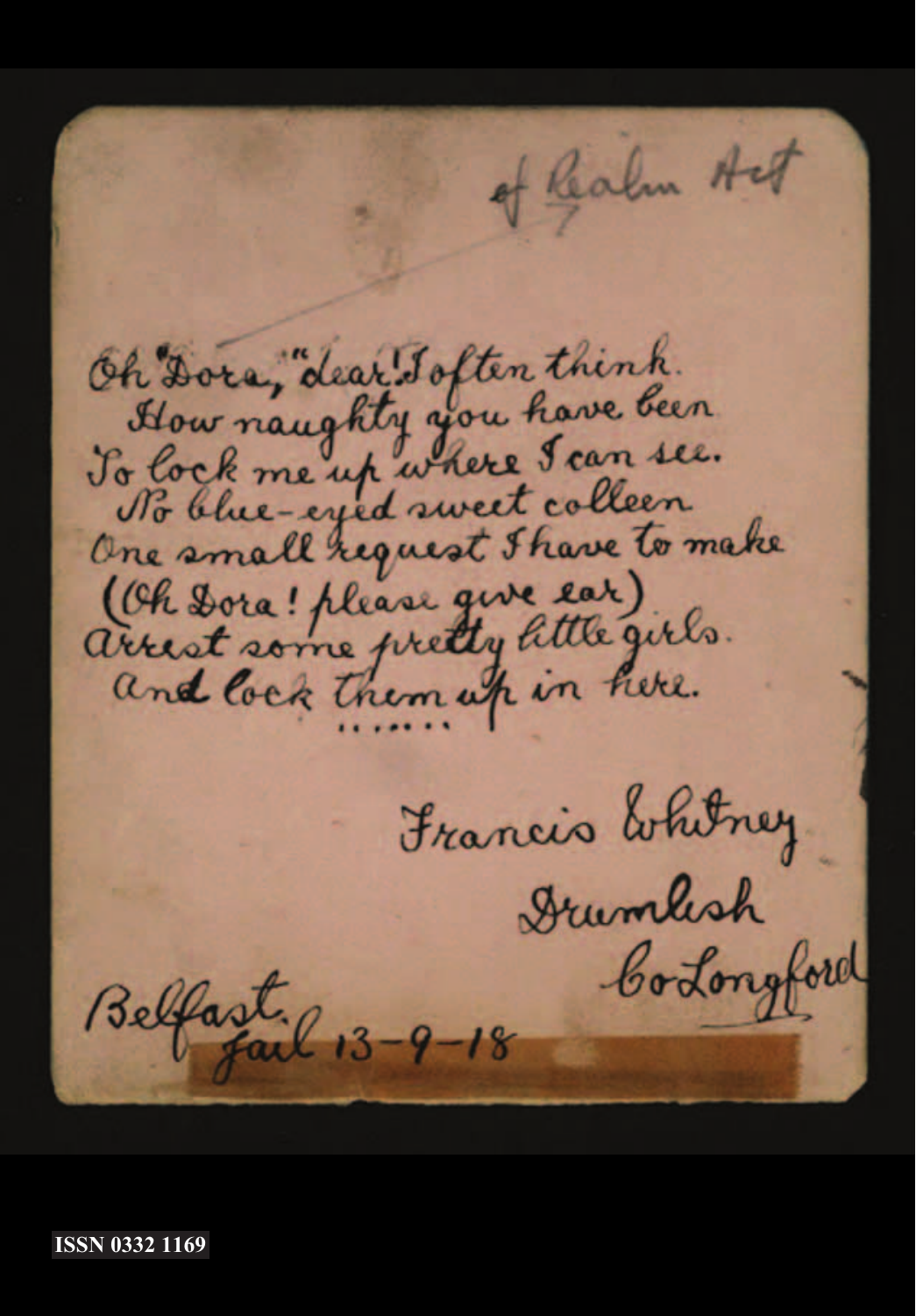of Realm Act

Oh "Dora," dear! I often think.
How naughty you have been
To lock me up where I can see.
No blue-eyed sweet colleen
One small request I have to make
(Oh Dora! please give ear)
Arrest some pretty little girls.
And lock them up in here.
. . . . . .

Francis Whitney
Drumlish
Co Longford

Belfast.
Jail 13-9-18

ISSN 0332 1169